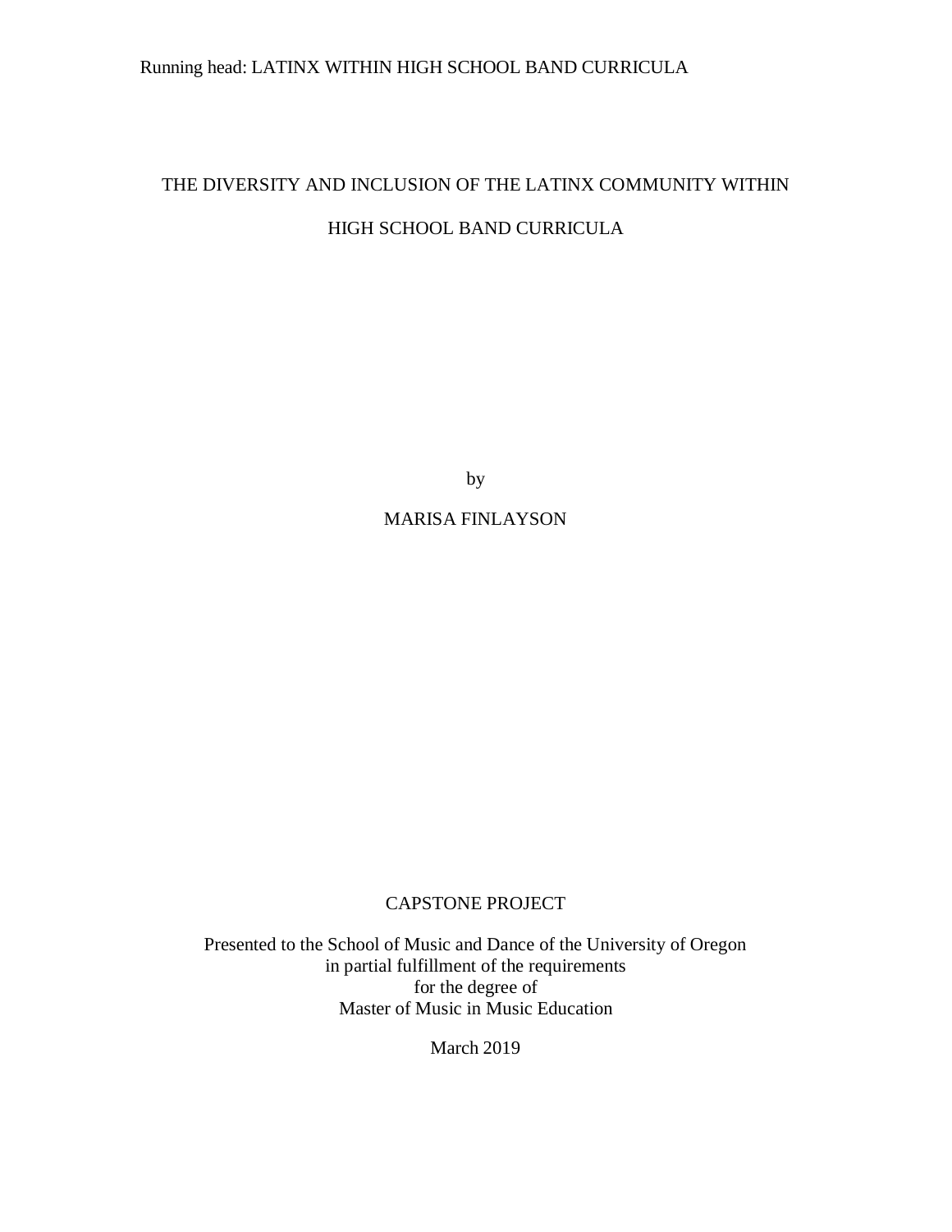# THE DIVERSITY AND INCLUSION OF THE LATINX COMMUNITY WITHIN HIGH SCHOOL BAND CURRICULA

by

MARISA FINLAYSON

CAPSTONE PROJECT

Presented to the School of Music and Dance of the University of Oregon
in partial fulfillment of the requirements
for the degree of
Master of Music in Music Education

March 2019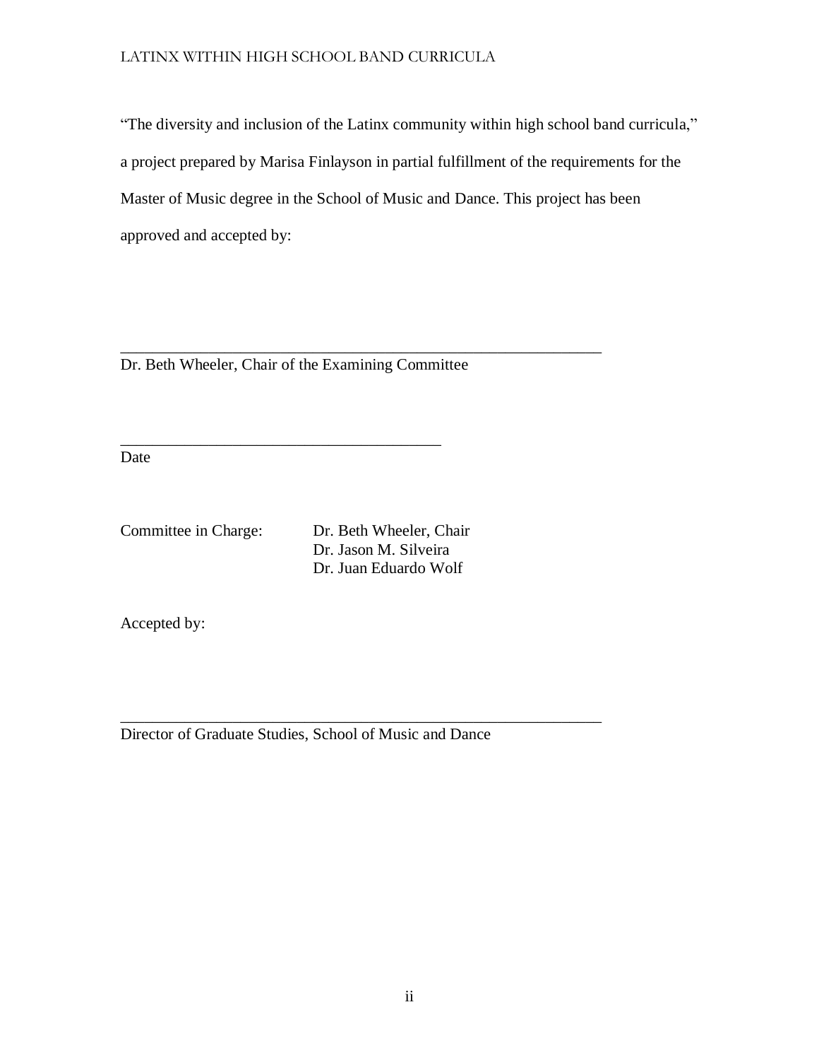"The diversity and inclusion of the Latinx community within high school band curricula," a project prepared by Marisa Finlayson in partial fulfillment of the requirements for the Master of Music degree in the School of Music and Dance. This project has been approved and accepted by:

\_\_\_\_\_\_\_\_\_\_\_\_\_\_\_\_\_\_\_\_\_\_\_\_\_\_\_\_\_\_\_\_\_\_\_\_\_\_\_\_\_\_\_\_\_\_\_\_\_\_\_\_\_\_\_\_\_\_\_\_

Dr. Beth Wheeler, Chair of the Examining Committee

\_\_\_\_\_\_\_\_\_\_\_\_\_\_\_\_\_\_\_\_\_\_\_\_\_\_\_\_\_\_\_\_\_\_\_\_\_\_\_\_

Date

Committee in Charge: Dr. Beth Wheeler, Chair
Dr. Jason M. Silveira
Dr. Juan Eduardo Wolf

Accepted by:

\_\_\_\_\_\_\_\_\_\_\_\_\_\_\_\_\_\_\_\_\_\_\_\_\_\_\_\_\_\_\_\_\_\_\_\_\_\_\_\_\_\_\_\_\_\_\_\_\_\_\_\_\_\_\_\_\_\_\_\_

Director of Graduate Studies, School of Music and Dance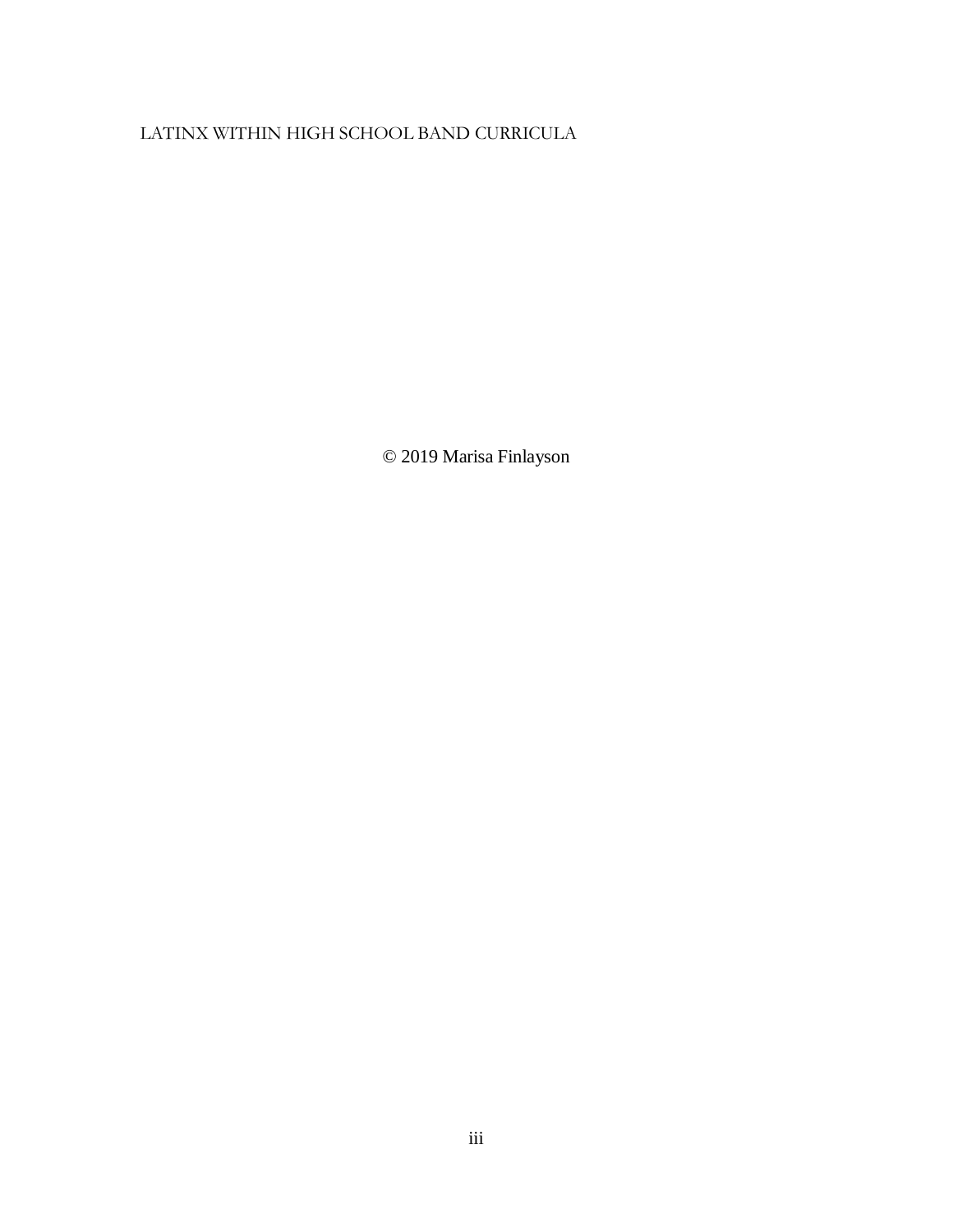© 2019 Marisa Finlayson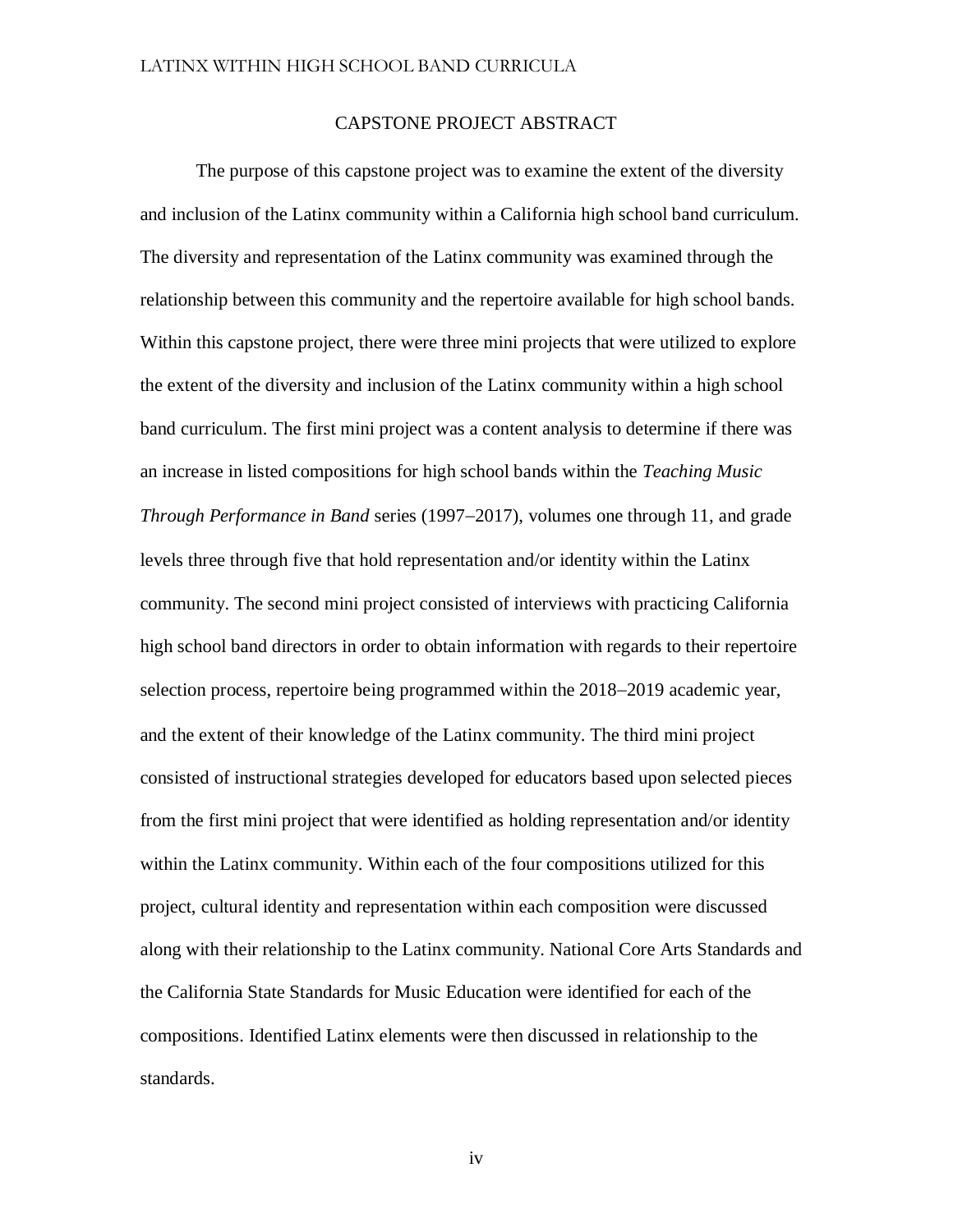# CAPSTONE PROJECT ABSTRACT

The purpose of this capstone project was to examine the extent of the diversity and inclusion of the Latinx community within a California high school band curriculum. The diversity and representation of the Latinx community was examined through the relationship between this community and the repertoire available for high school bands. Within this capstone project, there were three mini projects that were utilized to explore the extent of the diversity and inclusion of the Latinx community within a high school band curriculum. The first mini project was a content analysis to determine if there was an increase in listed compositions for high school bands within the *Teaching Music Through Performance in Band* series (1997–2017), volumes one through 11, and grade levels three through five that hold representation and/or identity within the Latinx community. The second mini project consisted of interviews with practicing California high school band directors in order to obtain information with regards to their repertoire selection process, repertoire being programmed within the 2018–2019 academic year, and the extent of their knowledge of the Latinx community. The third mini project consisted of instructional strategies developed for educators based upon selected pieces from the first mini project that were identified as holding representation and/or identity within the Latinx community. Within each of the four compositions utilized for this project, cultural identity and representation within each composition were discussed along with their relationship to the Latinx community. National Core Arts Standards and the California State Standards for Music Education were identified for each of the compositions. Identified Latinx elements were then discussed in relationship to the standards.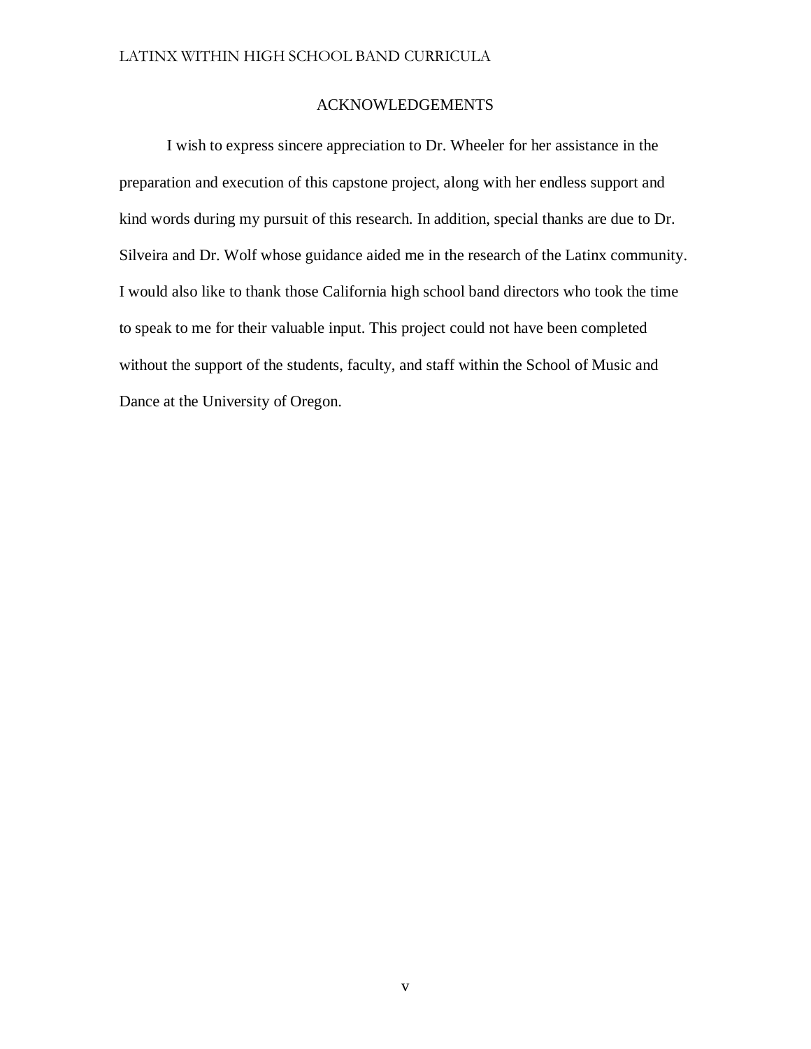## ACKNOWLEDGEMENTS

I wish to express sincere appreciation to Dr. Wheeler for her assistance in the preparation and execution of this capstone project, along with her endless support and kind words during my pursuit of this research. In addition, special thanks are due to Dr. Silveira and Dr. Wolf whose guidance aided me in the research of the Latinx community. I would also like to thank those California high school band directors who took the time to speak to me for their valuable input. This project could not have been completed without the support of the students, faculty, and staff within the School of Music and Dance at the University of Oregon.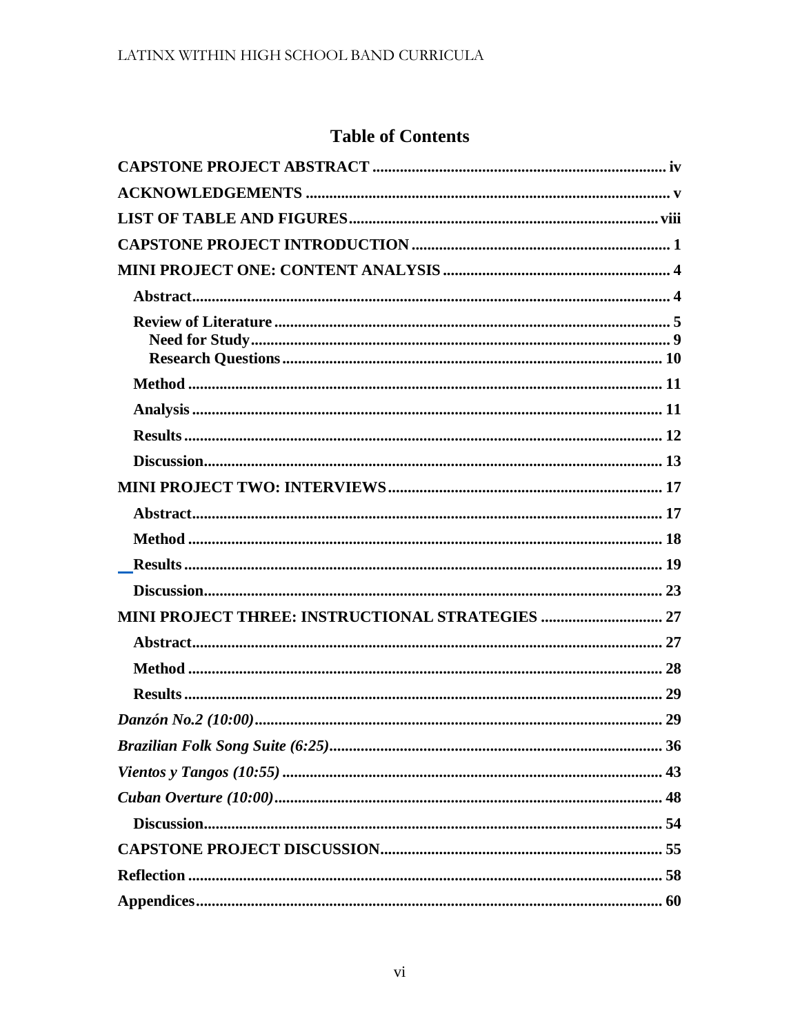# Table of Contents

**CAPSTONE PROJECT ABSTRACT** ........................................................................ iv

**ACKNOWLEDGEMENTS** ........................................................................................ v

**LIST OF TABLE AND FIGURES** ........................................................................ viii

**CAPSTONE PROJECT INTRODUCTION** ................................................................ 1

**MINI PROJECT ONE: CONTENT ANALYSIS** ........................................................ 4

- **Abstract** ........................................................................................................ 4
- **Review of Literature** ................................................................................... 5
  - **Need for Study** ........................................................................................ 9
  - **Research Questions** ............................................................................... 10
- **Method** ........................................................................................................ 11
- **Analysis** ...................................................................................................... 11
- **Results** ........................................................................................................ 12
- **Discussion** .................................................................................................. 13

**MINI PROJECT TWO: INTERVIEWS** .................................................................... 17

- **Abstract** ...................................................................................................... 17
- **Method** ........................................................................................................ 18
- **Results** ........................................................................................................ 19
- **Discussion** .................................................................................................. 23

**MINI PROJECT THREE: INSTRUCTIONAL STRATEGIES** ................................. 27

- **Abstract** ...................................................................................................... 27
- **Method** ........................................................................................................ 28
- **Results** ........................................................................................................ 29

***Danzón No.2 (10:00)*** ...................................................................................... 29

***Brazilian Folk Song Suite (6:25)*** .................................................................. 36

***Vientos y Tangos (10:55)*** ............................................................................... 43

***Cuban Overture (10:00)*** ................................................................................. 48

- **Discussion** .................................................................................................. 54

**CAPSTONE PROJECT DISCUSSION** .................................................................... 55

**Reflection** ........................................................................................................... 58

**Appendices** ......................................................................................................... 60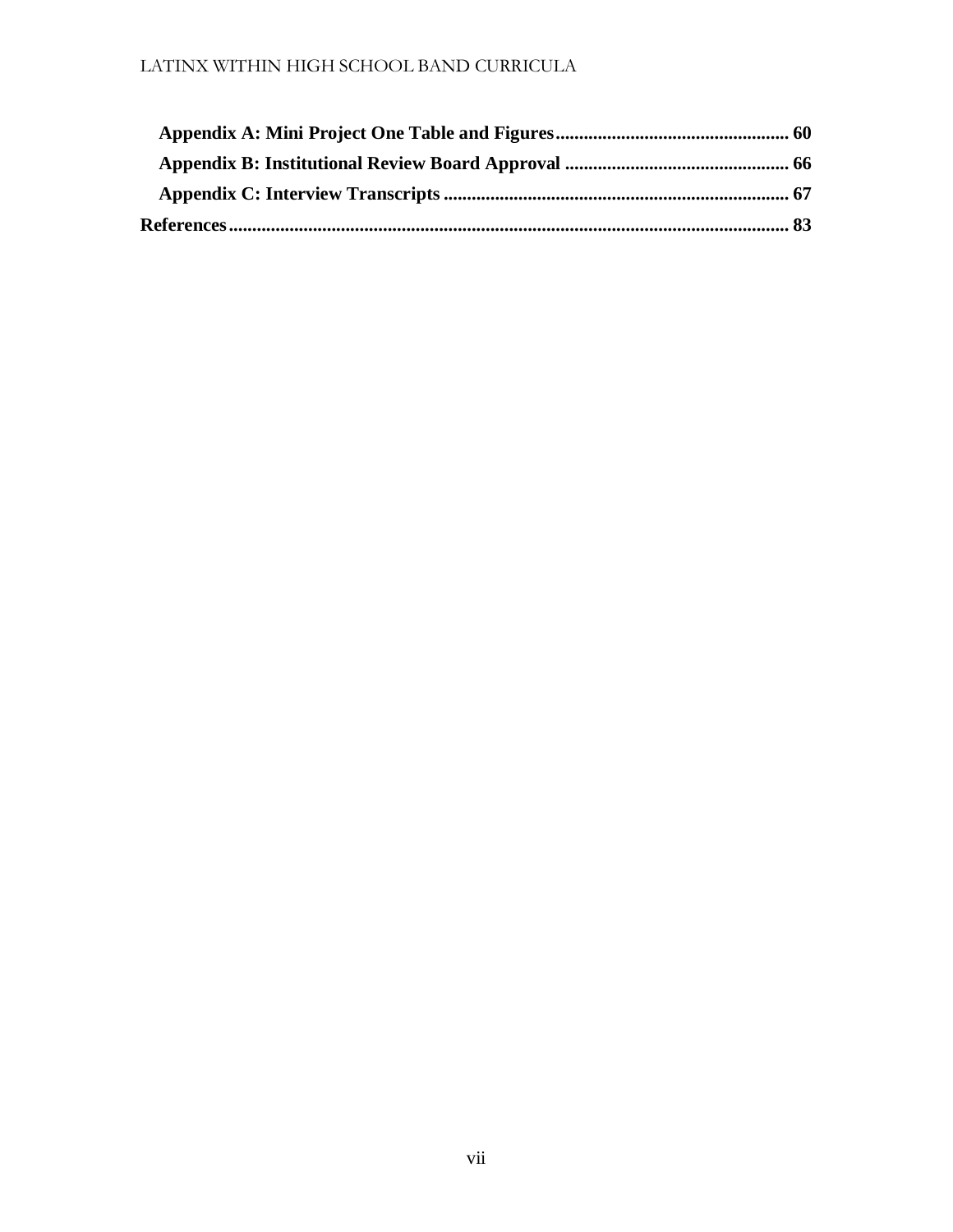**Appendix A: Mini Project One Table and Figures** .................................................. 60

**Appendix B: Institutional Review Board Approval** ................................................ 66

**Appendix C: Interview Transcripts** ......................................................................... 67

**References** ........................................................................................................................ 83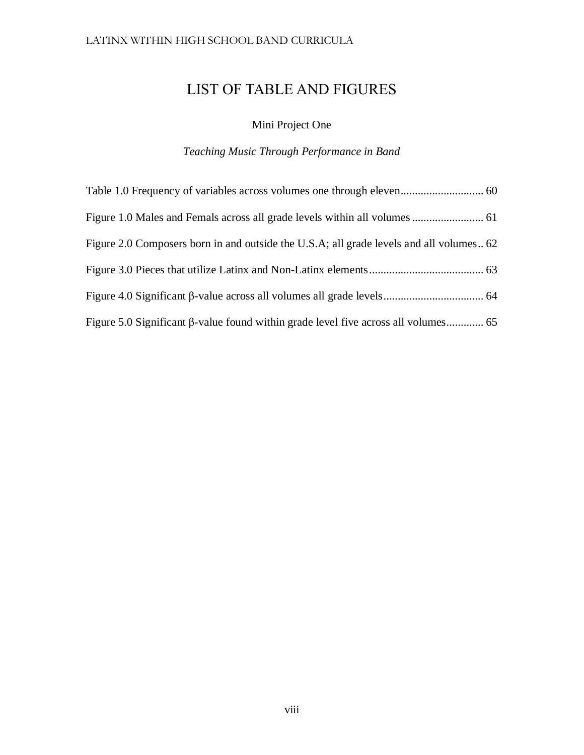# LIST OF TABLE AND FIGURES

## Mini Project One

### *Teaching Music Through Performance in Band*

Table 1.0 Frequency of variables across volumes one through eleven............................ 60

Figure 1.0 Males and Femals across all grade levels within all volumes ......................... 61

Figure 2.0 Composers born in and outside the U.S.A; all grade levels and all volumes.. 62

Figure 3.0 Pieces that utilize Latinx and Non-Latinx elements........................................ 63

Figure 4.0 Significant β-value across all volumes all grade levels................................... 64

Figure 5.0 Significant β-value found within grade level five across all volumes............. 65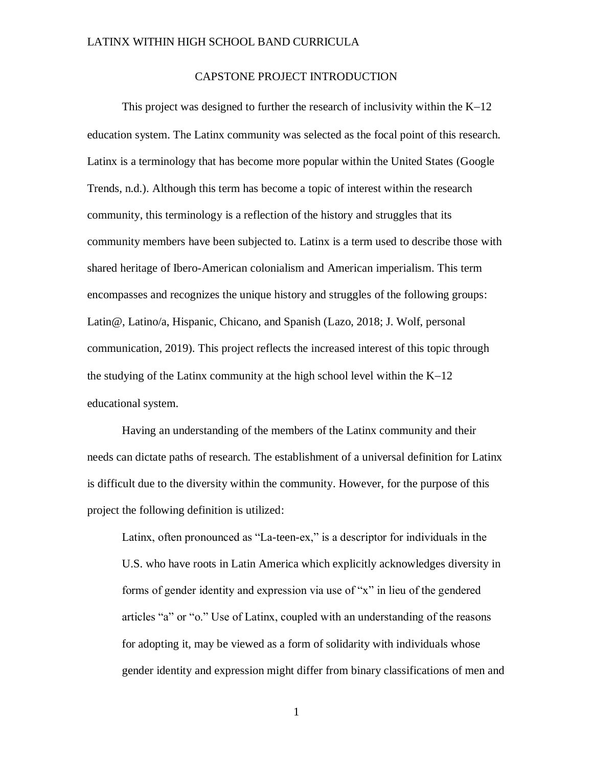# CAPSTONE PROJECT INTRODUCTION

This project was designed to further the research of inclusivity within the K–12 education system. The Latinx community was selected as the focal point of this research. Latinx is a terminology that has become more popular within the United States (Google Trends, n.d.). Although this term has become a topic of interest within the research community, this terminology is a reflection of the history and struggles that its community members have been subjected to. Latinx is a term used to describe those with shared heritage of Ibero-American colonialism and American imperialism. This term encompasses and recognizes the unique history and struggles of the following groups: Latin@, Latino/a, Hispanic, Chicano, and Spanish (Lazo, 2018; J. Wolf, personal communication, 2019). This project reflects the increased interest of this topic through the studying of the Latinx community at the high school level within the K–12 educational system.

Having an understanding of the members of the Latinx community and their needs can dictate paths of research. The establishment of a universal definition for Latinx is difficult due to the diversity within the community. However, for the purpose of this project the following definition is utilized:

> Latinx, often pronounced as "La-teen-ex," is a descriptor for individuals in the U.S. who have roots in Latin America which explicitly acknowledges diversity in forms of gender identity and expression via use of "x" in lieu of the gendered articles "a" or "o." Use of Latinx, coupled with an understanding of the reasons for adopting it, may be viewed as a form of solidarity with individuals whose gender identity and expression might differ from binary classifications of men and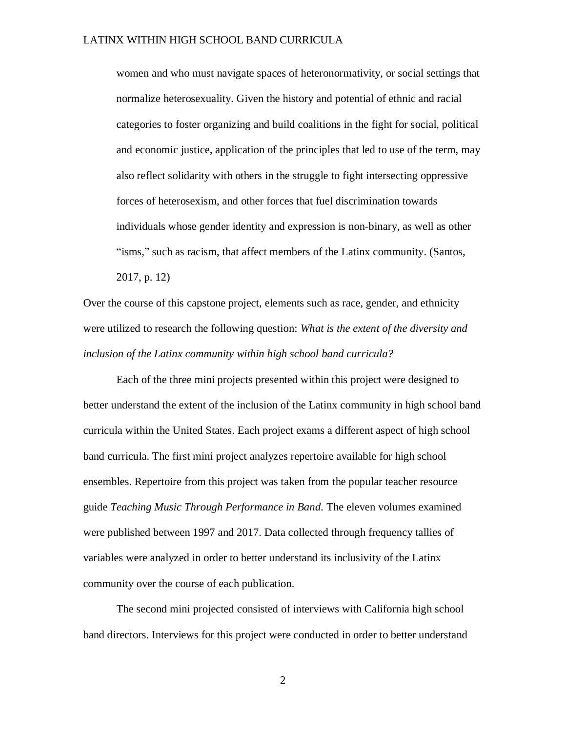> women and who must navigate spaces of heteronormativity, or social settings that normalize heterosexuality. Given the history and potential of ethnic and racial categories to foster organizing and build coalitions in the fight for social, political and economic justice, application of the principles that led to use of the term, may also reflect solidarity with others in the struggle to fight intersecting oppressive forces of heterosexism, and other forces that fuel discrimination towards individuals whose gender identity and expression is non-binary, as well as other "isms," such as racism, that affect members of the Latinx community. (Santos, 2017, p. 12)

Over the course of this capstone project, elements such as race, gender, and ethnicity were utilized to research the following question: *What is the extent of the diversity and inclusion of the Latinx community within high school band curricula?*

Each of the three mini projects presented within this project were designed to better understand the extent of the inclusion of the Latinx community in high school band curricula within the United States. Each project exams a different aspect of high school band curricula. The first mini project analyzes repertoire available for high school ensembles. Repertoire from this project was taken from the popular teacher resource guide *Teaching Music Through Performance in Band*. The eleven volumes examined were published between 1997 and 2017. Data collected through frequency tallies of variables were analyzed in order to better understand its inclusivity of the Latinx community over the course of each publication.

The second mini projected consisted of interviews with California high school band directors. Interviews for this project were conducted in order to better understand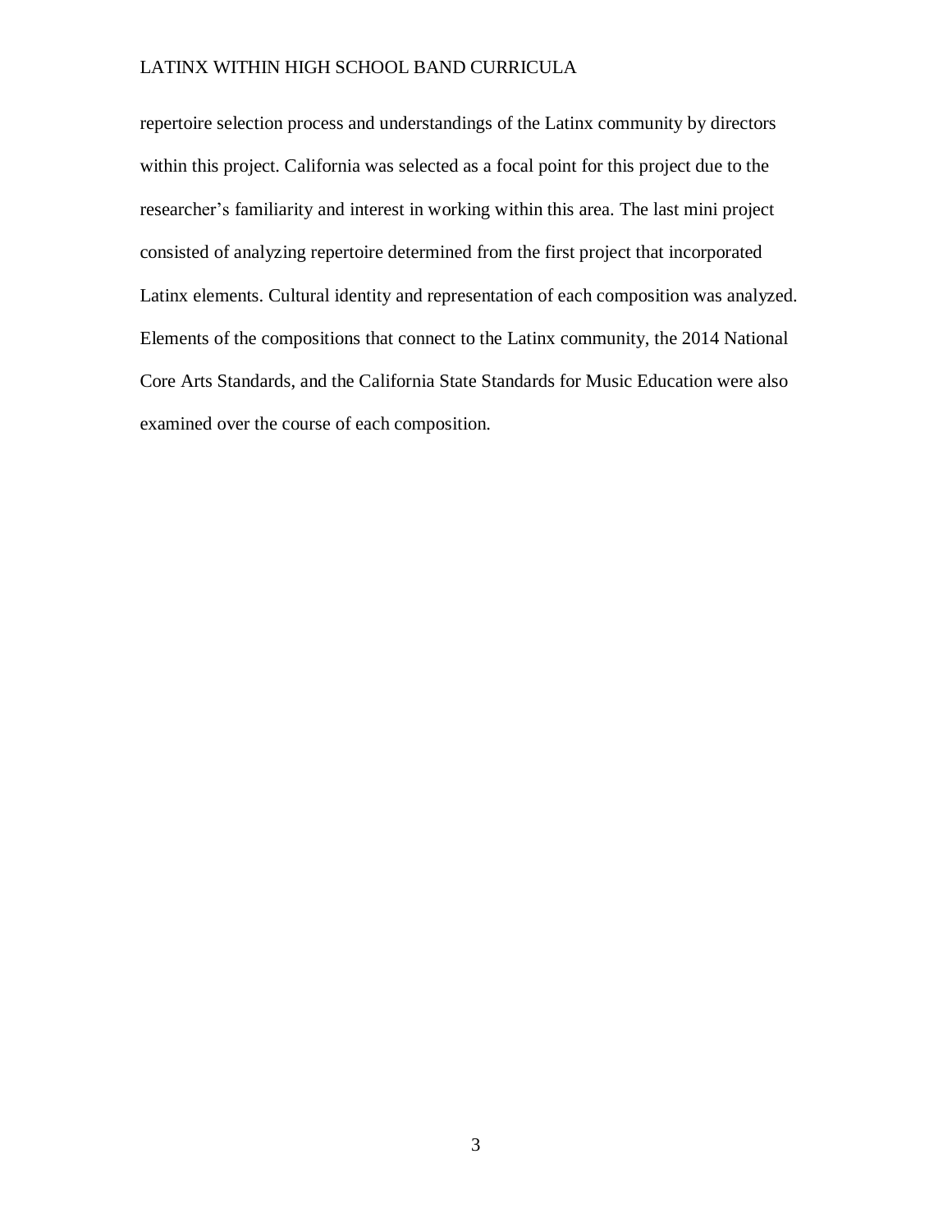repertoire selection process and understandings of the Latinx community by directors within this project. California was selected as a focal point for this project due to the researcher's familiarity and interest in working within this area. The last mini project consisted of analyzing repertoire determined from the first project that incorporated Latinx elements. Cultural identity and representation of each composition was analyzed. Elements of the compositions that connect to the Latinx community, the 2014 National Core Arts Standards, and the California State Standards for Music Education were also examined over the course of each composition.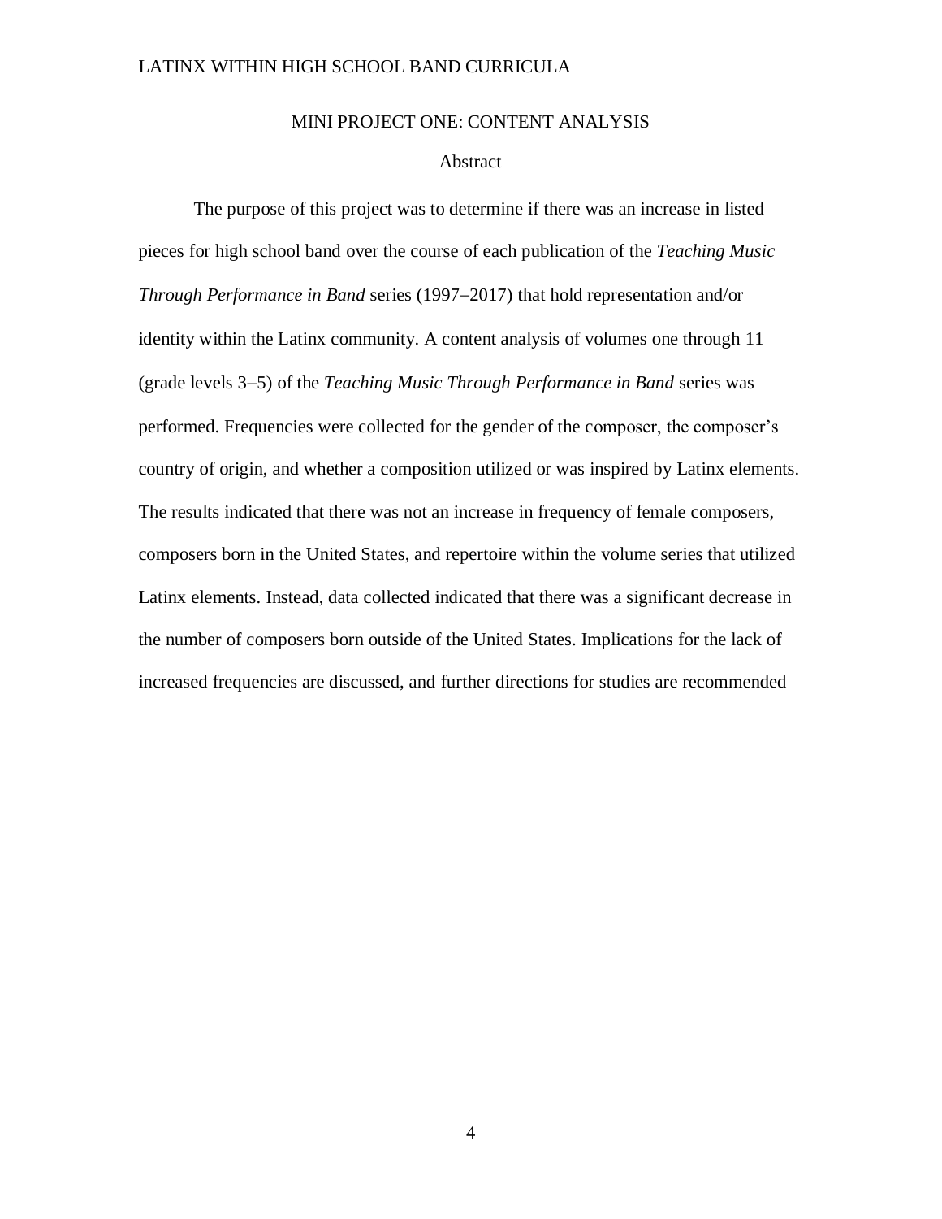## MINI PROJECT ONE: CONTENT ANALYSIS

### Abstract

The purpose of this project was to determine if there was an increase in listed pieces for high school band over the course of each publication of the *Teaching Music Through Performance in Band* series (1997–2017) that hold representation and/or identity within the Latinx community. A content analysis of volumes one through 11 (grade levels 3–5) of the *Teaching Music Through Performance in Band* series was performed. Frequencies were collected for the gender of the composer, the composer's country of origin, and whether a composition utilized or was inspired by Latinx elements. The results indicated that there was not an increase in frequency of female composers, composers born in the United States, and repertoire within the volume series that utilized Latinx elements. Instead, data collected indicated that there was a significant decrease in the number of composers born outside of the United States. Implications for the lack of increased frequencies are discussed, and further directions for studies are recommended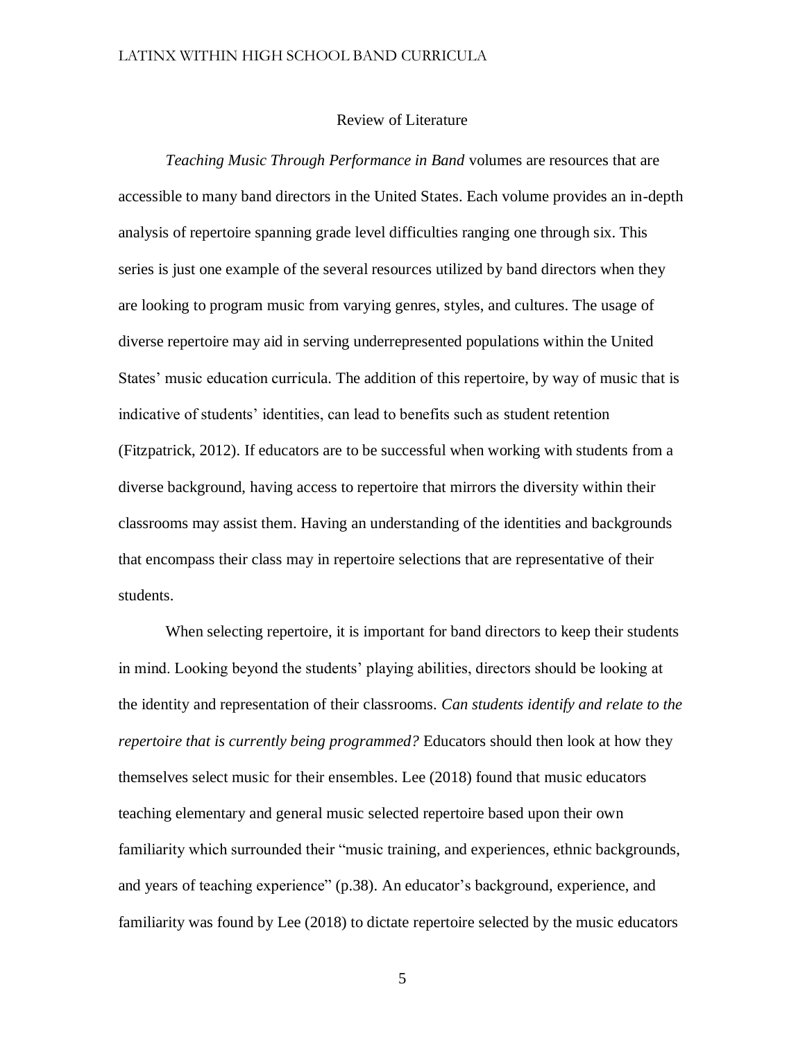## Review of Literature

*Teaching Music Through Performance in Band* volumes are resources that are accessible to many band directors in the United States. Each volume provides an in-depth analysis of repertoire spanning grade level difficulties ranging one through six. This series is just one example of the several resources utilized by band directors when they are looking to program music from varying genres, styles, and cultures. The usage of diverse repertoire may aid in serving underrepresented populations within the United States' music education curricula. The addition of this repertoire, by way of music that is indicative of students' identities, can lead to benefits such as student retention (Fitzpatrick, 2012). If educators are to be successful when working with students from a diverse background, having access to repertoire that mirrors the diversity within their classrooms may assist them. Having an understanding of the identities and backgrounds that encompass their class may in repertoire selections that are representative of their students.

When selecting repertoire, it is important for band directors to keep their students in mind. Looking beyond the students' playing abilities, directors should be looking at the identity and representation of their classrooms. *Can students identify and relate to the repertoire that is currently being programmed?* Educators should then look at how they themselves select music for their ensembles. Lee (2018) found that music educators teaching elementary and general music selected repertoire based upon their own familiarity which surrounded their "music training, and experiences, ethnic backgrounds, and years of teaching experience" (p.38). An educator's background, experience, and familiarity was found by Lee (2018) to dictate repertoire selected by the music educators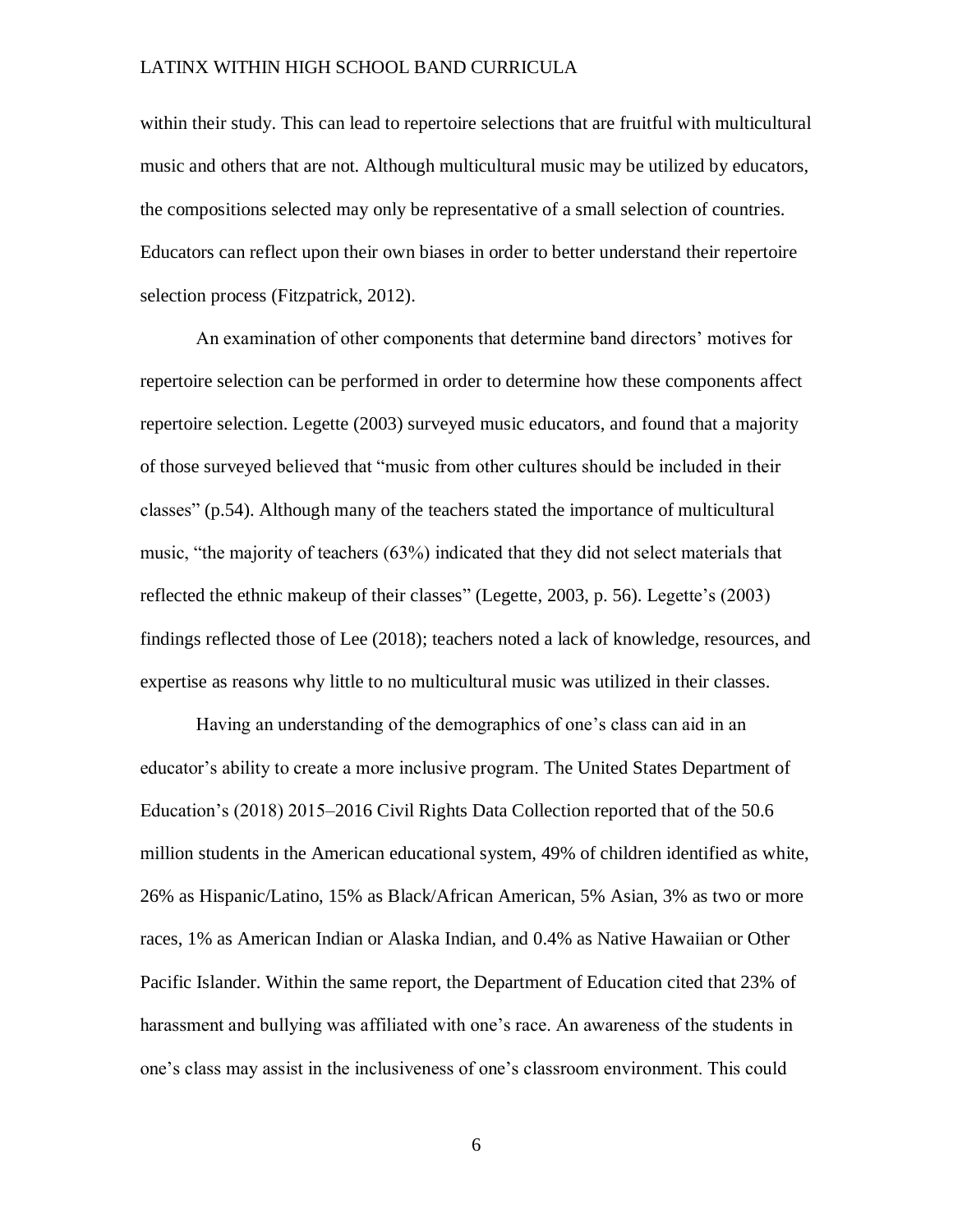within their study. This can lead to repertoire selections that are fruitful with multicultural music and others that are not. Although multicultural music may be utilized by educators, the compositions selected may only be representative of a small selection of countries. Educators can reflect upon their own biases in order to better understand their repertoire selection process (Fitzpatrick, 2012).

An examination of other components that determine band directors' motives for repertoire selection can be performed in order to determine how these components affect repertoire selection. Legette (2003) surveyed music educators, and found that a majority of those surveyed believed that "music from other cultures should be included in their classes" (p.54). Although many of the teachers stated the importance of multicultural music, "the majority of teachers (63%) indicated that they did not select materials that reflected the ethnic makeup of their classes" (Legette, 2003, p. 56). Legette's (2003) findings reflected those of Lee (2018); teachers noted a lack of knowledge, resources, and expertise as reasons why little to no multicultural music was utilized in their classes.

Having an understanding of the demographics of one's class can aid in an educator's ability to create a more inclusive program. The United States Department of Education's (2018) 2015–2016 Civil Rights Data Collection reported that of the 50.6 million students in the American educational system, 49% of children identified as white, 26% as Hispanic/Latino, 15% as Black/African American, 5% Asian, 3% as two or more races, 1% as American Indian or Alaska Indian, and 0.4% as Native Hawaiian or Other Pacific Islander. Within the same report, the Department of Education cited that 23% of harassment and bullying was affiliated with one's race. An awareness of the students in one's class may assist in the inclusiveness of one's classroom environment. This could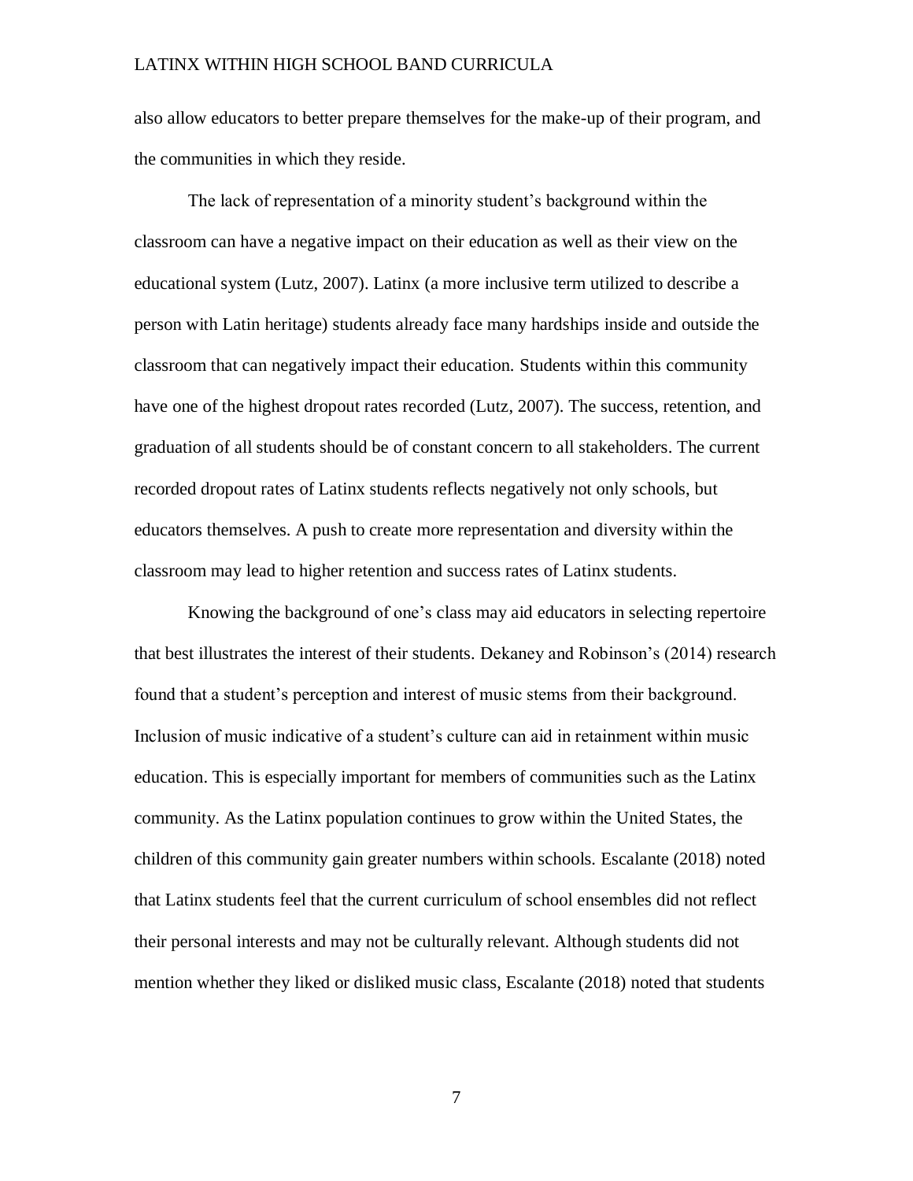also allow educators to better prepare themselves for the make-up of their program, and the communities in which they reside.

The lack of representation of a minority student's background within the classroom can have a negative impact on their education as well as their view on the educational system (Lutz, 2007). Latinx (a more inclusive term utilized to describe a person with Latin heritage) students already face many hardships inside and outside the classroom that can negatively impact their education. Students within this community have one of the highest dropout rates recorded (Lutz, 2007). The success, retention, and graduation of all students should be of constant concern to all stakeholders. The current recorded dropout rates of Latinx students reflects negatively not only schools, but educators themselves. A push to create more representation and diversity within the classroom may lead to higher retention and success rates of Latinx students.

Knowing the background of one's class may aid educators in selecting repertoire that best illustrates the interest of their students. Dekaney and Robinson's (2014) research found that a student's perception and interest of music stems from their background. Inclusion of music indicative of a student's culture can aid in retainment within music education. This is especially important for members of communities such as the Latinx community. As the Latinx population continues to grow within the United States, the children of this community gain greater numbers within schools. Escalante (2018) noted that Latinx students feel that the current curriculum of school ensembles did not reflect their personal interests and may not be culturally relevant. Although students did not mention whether they liked or disliked music class, Escalante (2018) noted that students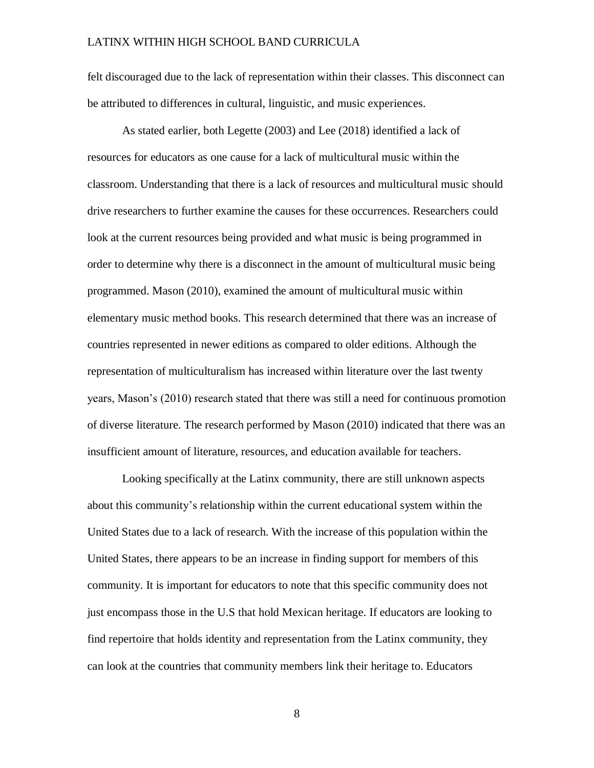felt discouraged due to the lack of representation within their classes. This disconnect can be attributed to differences in cultural, linguistic, and music experiences.

As stated earlier, both Legette (2003) and Lee (2018) identified a lack of resources for educators as one cause for a lack of multicultural music within the classroom. Understanding that there is a lack of resources and multicultural music should drive researchers to further examine the causes for these occurrences. Researchers could look at the current resources being provided and what music is being programmed in order to determine why there is a disconnect in the amount of multicultural music being programmed. Mason (2010), examined the amount of multicultural music within elementary music method books. This research determined that there was an increase of countries represented in newer editions as compared to older editions. Although the representation of multiculturalism has increased within literature over the last twenty years, Mason's (2010) research stated that there was still a need for continuous promotion of diverse literature. The research performed by Mason (2010) indicated that there was an insufficient amount of literature, resources, and education available for teachers.

Looking specifically at the Latinx community, there are still unknown aspects about this community's relationship within the current educational system within the United States due to a lack of research. With the increase of this population within the United States, there appears to be an increase in finding support for members of this community. It is important for educators to note that this specific community does not just encompass those in the U.S that hold Mexican heritage. If educators are looking to find repertoire that holds identity and representation from the Latinx community, they can look at the countries that community members link their heritage to. Educators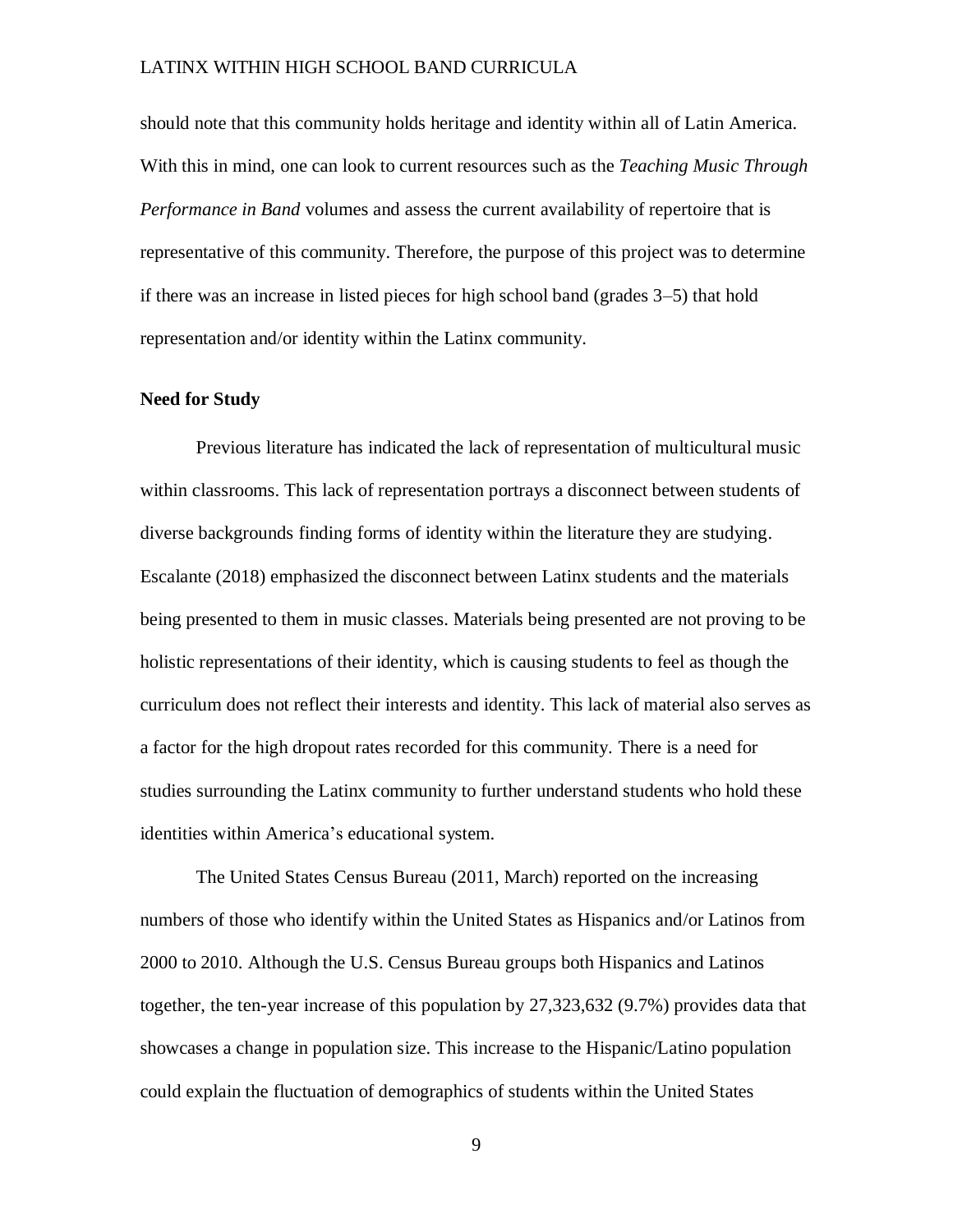should note that this community holds heritage and identity within all of Latin America. With this in mind, one can look to current resources such as the *Teaching Music Through Performance in Band* volumes and assess the current availability of repertoire that is representative of this community. Therefore, the purpose of this project was to determine if there was an increase in listed pieces for high school band (grades 3–5) that hold representation and/or identity within the Latinx community.

**Need for Study**

Previous literature has indicated the lack of representation of multicultural music within classrooms. This lack of representation portrays a disconnect between students of diverse backgrounds finding forms of identity within the literature they are studying. Escalante (2018) emphasized the disconnect between Latinx students and the materials being presented to them in music classes. Materials being presented are not proving to be holistic representations of their identity, which is causing students to feel as though the curriculum does not reflect their interests and identity. This lack of material also serves as a factor for the high dropout rates recorded for this community. There is a need for studies surrounding the Latinx community to further understand students who hold these identities within America's educational system.

The United States Census Bureau (2011, March) reported on the increasing numbers of those who identify within the United States as Hispanics and/or Latinos from 2000 to 2010. Although the U.S. Census Bureau groups both Hispanics and Latinos together, the ten-year increase of this population by 27,323,632 (9.7%) provides data that showcases a change in population size. This increase to the Hispanic/Latino population could explain the fluctuation of demographics of students within the United States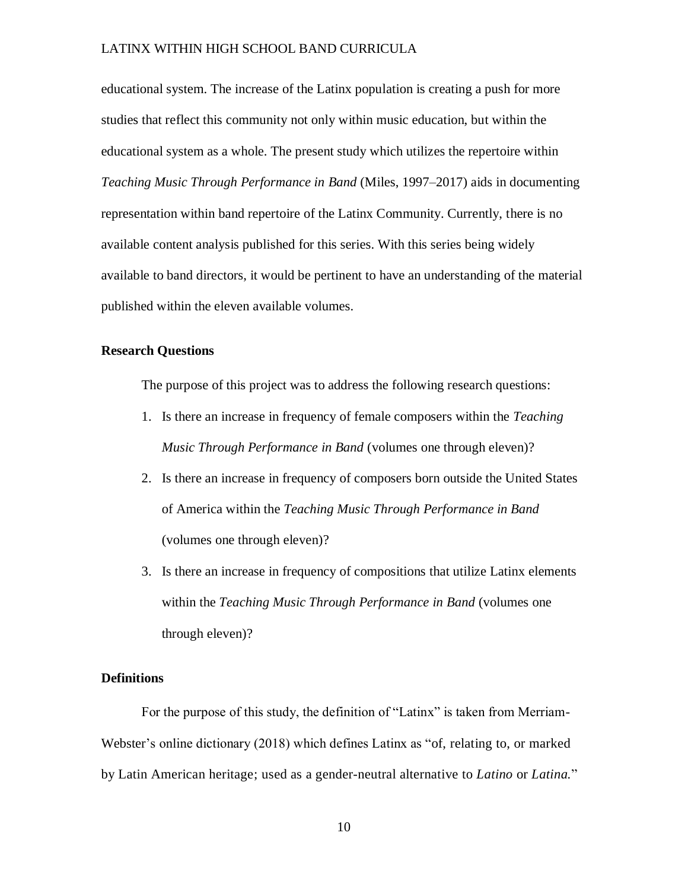educational system. The increase of the Latinx population is creating a push for more studies that reflect this community not only within music education, but within the educational system as a whole. The present study which utilizes the repertoire within *Teaching Music Through Performance in Band* (Miles, 1997–2017) aids in documenting representation within band repertoire of the Latinx Community. Currently, there is no available content analysis published for this series. With this series being widely available to band directors, it would be pertinent to have an understanding of the material published within the eleven available volumes.

### Research Questions

The purpose of this project was to address the following research questions:

1. Is there an increase in frequency of female composers within the *Teaching Music Through Performance in Band* (volumes one through eleven)?
2. Is there an increase in frequency of composers born outside the United States of America within the *Teaching Music Through Performance in Band* (volumes one through eleven)?
3. Is there an increase in frequency of compositions that utilize Latinx elements within the *Teaching Music Through Performance in Band* (volumes one through eleven)?

### Definitions

For the purpose of this study, the definition of "Latinx" is taken from Merriam-Webster's online dictionary (2018) which defines Latinx as "of, relating to, or marked by Latin American heritage; used as a gender-neutral alternative to *Latino* or *Latina.*"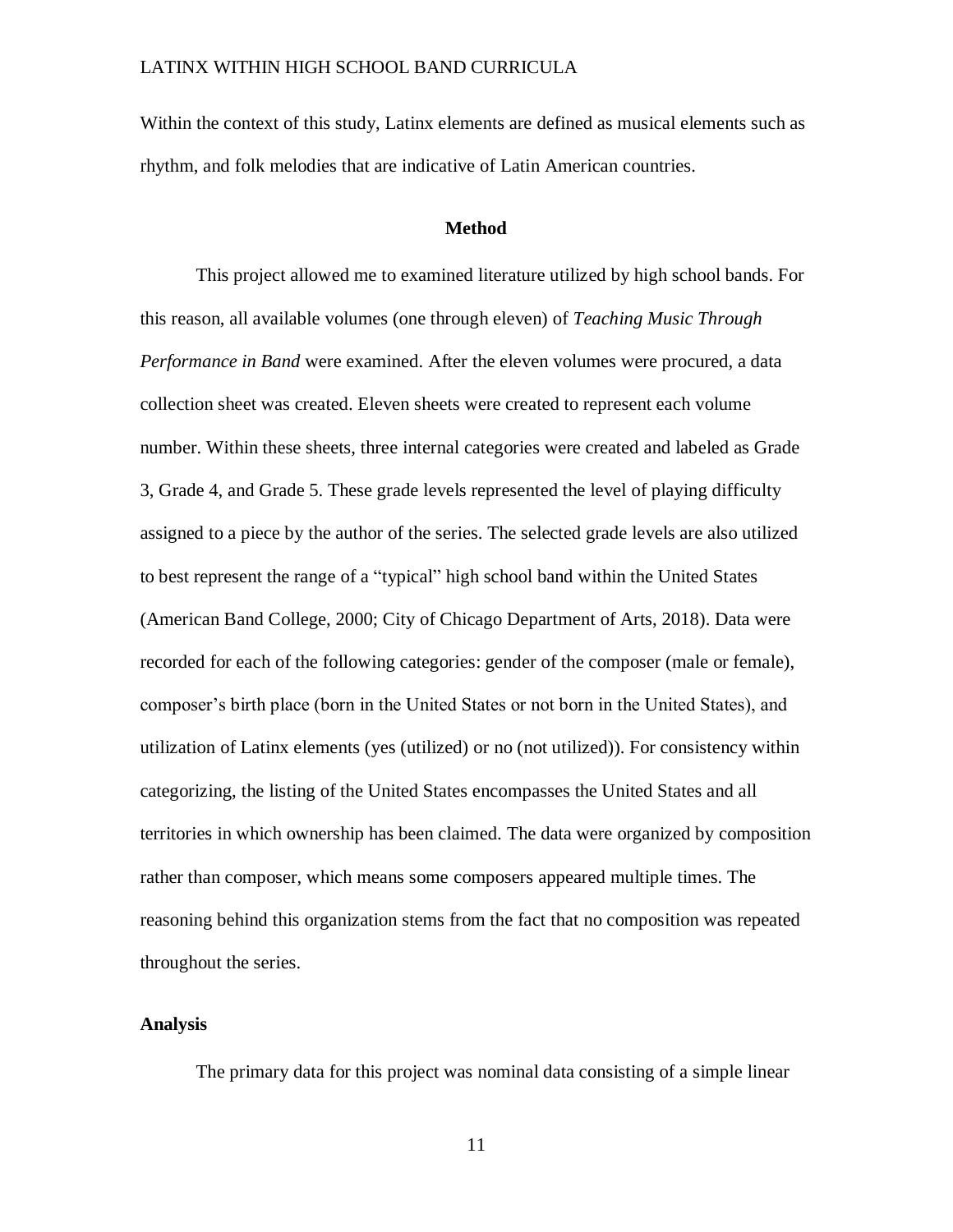Within the context of this study, Latinx elements are defined as musical elements such as rhythm, and folk melodies that are indicative of Latin American countries.

## Method

This project allowed me to examined literature utilized by high school bands. For this reason, all available volumes (one through eleven) of *Teaching Music Through Performance in Band* were examined. After the eleven volumes were procured, a data collection sheet was created. Eleven sheets were created to represent each volume number. Within these sheets, three internal categories were created and labeled as Grade 3, Grade 4, and Grade 5. These grade levels represented the level of playing difficulty assigned to a piece by the author of the series. The selected grade levels are also utilized to best represent the range of a “typical” high school band within the United States (American Band College, 2000; City of Chicago Department of Arts, 2018). Data were recorded for each of the following categories: gender of the composer (male or female), composer’s birth place (born in the United States or not born in the United States), and utilization of Latinx elements (yes (utilized) or no (not utilized)). For consistency within categorizing, the listing of the United States encompasses the United States and all territories in which ownership has been claimed. The data were organized by composition rather than composer, which means some composers appeared multiple times. The reasoning behind this organization stems from the fact that no composition was repeated throughout the series.

### Analysis

The primary data for this project was nominal data consisting of a simple linear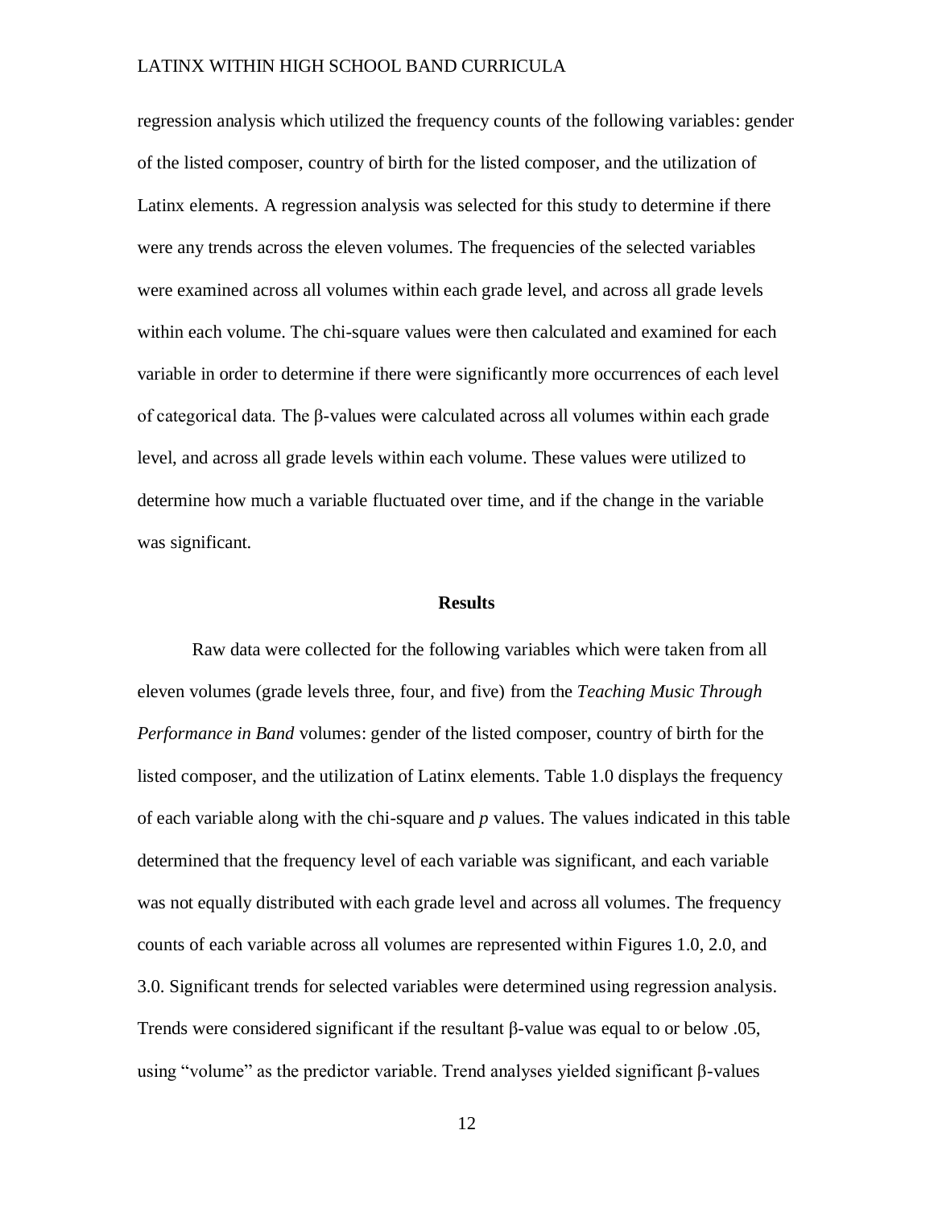regression analysis which utilized the frequency counts of the following variables: gender of the listed composer, country of birth for the listed composer, and the utilization of Latinx elements. A regression analysis was selected for this study to determine if there were any trends across the eleven volumes. The frequencies of the selected variables were examined across all volumes within each grade level, and across all grade levels within each volume. The chi-square values were then calculated and examined for each variable in order to determine if there were significantly more occurrences of each level of categorical data. The $\beta$-values were calculated across all volumes within each grade level, and across all grade levels within each volume. These values were utilized to determine how much a variable fluctuated over time, and if the change in the variable was significant.

## Results

Raw data were collected for the following variables which were taken from all eleven volumes (grade levels three, four, and five) from the *Teaching Music Through Performance in Band* volumes: gender of the listed composer, country of birth for the listed composer, and the utilization of Latinx elements. Table 1.0 displays the frequency of each variable along with the chi-square and *p* values. The values indicated in this table determined that the frequency level of each variable was significant, and each variable was not equally distributed with each grade level and across all volumes. The frequency counts of each variable across all volumes are represented within Figures 1.0, 2.0, and 3.0. Significant trends for selected variables were determined using regression analysis. Trends were considered significant if the resultant $\beta$-value was equal to or below .05, using "volume" as the predictor variable. Trend analyses yielded significant $\beta$-values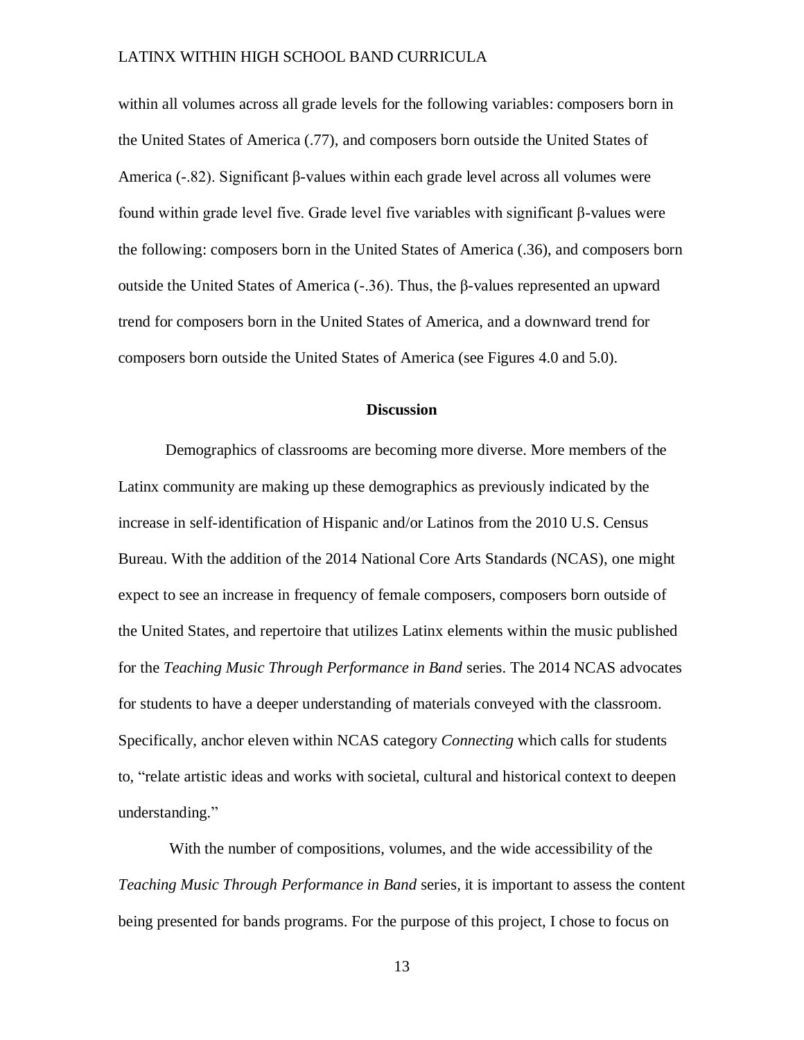within all volumes across all grade levels for the following variables: composers born in the United States of America (.77), and composers born outside the United States of America (-.82). Significant β-values within each grade level across all volumes were found within grade level five. Grade level five variables with significant β-values were the following: composers born in the United States of America (.36), and composers born outside the United States of America (-.36). Thus, the β-values represented an upward trend for composers born in the United States of America, and a downward trend for composers born outside the United States of America (see Figures 4.0 and 5.0).

## Discussion

Demographics of classrooms are becoming more diverse. More members of the Latinx community are making up these demographics as previously indicated by the increase in self-identification of Hispanic and/or Latinos from the 2010 U.S. Census Bureau. With the addition of the 2014 National Core Arts Standards (NCAS), one might expect to see an increase in frequency of female composers, composers born outside of the United States, and repertoire that utilizes Latinx elements within the music published for the *Teaching Music Through Performance in Band* series. The 2014 NCAS advocates for students to have a deeper understanding of materials conveyed with the classroom. Specifically, anchor eleven within NCAS category *Connecting* which calls for students to, "relate artistic ideas and works with societal, cultural and historical context to deepen understanding."

With the number of compositions, volumes, and the wide accessibility of the *Teaching Music Through Performance in Band* series, it is important to assess the content being presented for bands programs. For the purpose of this project, I chose to focus on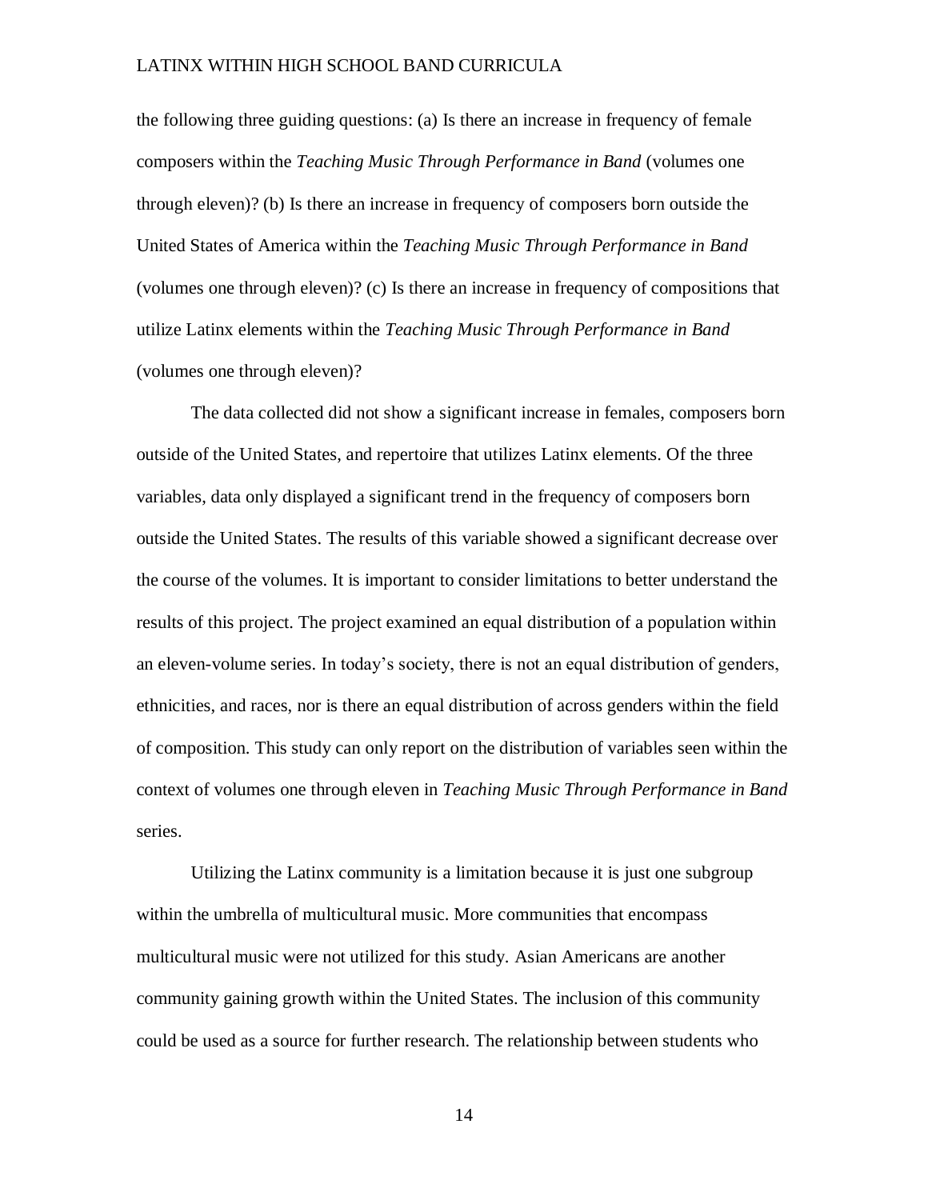the following three guiding questions: (a) Is there an increase in frequency of female composers within the *Teaching Music Through Performance in Band* (volumes one through eleven)? (b) Is there an increase in frequency of composers born outside the United States of America within the *Teaching Music Through Performance in Band* (volumes one through eleven)? (c) Is there an increase in frequency of compositions that utilize Latinx elements within the *Teaching Music Through Performance in Band* (volumes one through eleven)?

The data collected did not show a significant increase in females, composers born outside of the United States, and repertoire that utilizes Latinx elements. Of the three variables, data only displayed a significant trend in the frequency of composers born outside the United States. The results of this variable showed a significant decrease over the course of the volumes. It is important to consider limitations to better understand the results of this project. The project examined an equal distribution of a population within an eleven-volume series. In today's society, there is not an equal distribution of genders, ethnicities, and races, nor is there an equal distribution of across genders within the field of composition. This study can only report on the distribution of variables seen within the context of volumes one through eleven in *Teaching Music Through Performance in Band* series.

Utilizing the Latinx community is a limitation because it is just one subgroup within the umbrella of multicultural music. More communities that encompass multicultural music were not utilized for this study. Asian Americans are another community gaining growth within the United States. The inclusion of this community could be used as a source for further research. The relationship between students who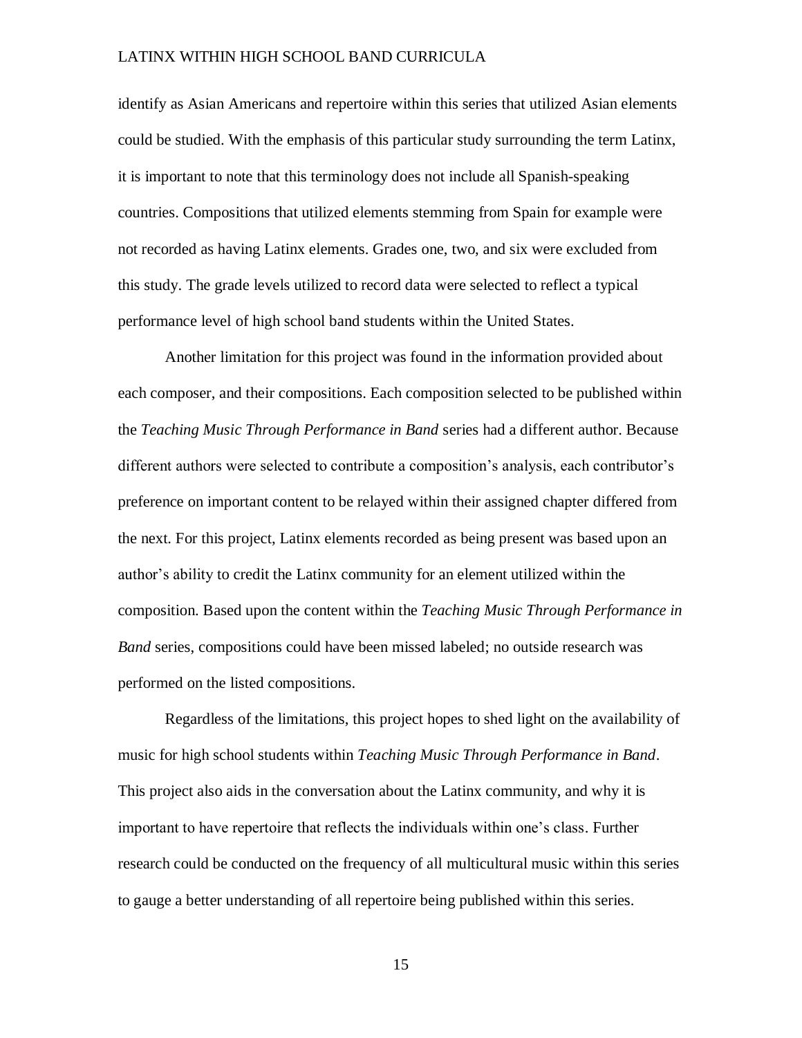identify as Asian Americans and repertoire within this series that utilized Asian elements could be studied. With the emphasis of this particular study surrounding the term Latinx, it is important to note that this terminology does not include all Spanish-speaking countries. Compositions that utilized elements stemming from Spain for example were not recorded as having Latinx elements. Grades one, two, and six were excluded from this study. The grade levels utilized to record data were selected to reflect a typical performance level of high school band students within the United States.

Another limitation for this project was found in the information provided about each composer, and their compositions. Each composition selected to be published within the *Teaching Music Through Performance in Band* series had a different author. Because different authors were selected to contribute a composition's analysis, each contributor's preference on important content to be relayed within their assigned chapter differed from the next. For this project, Latinx elements recorded as being present was based upon an author's ability to credit the Latinx community for an element utilized within the composition. Based upon the content within the *Teaching Music Through Performance in Band* series, compositions could have been missed labeled; no outside research was performed on the listed compositions.

Regardless of the limitations, this project hopes to shed light on the availability of music for high school students within *Teaching Music Through Performance in Band*. This project also aids in the conversation about the Latinx community, and why it is important to have repertoire that reflects the individuals within one's class. Further research could be conducted on the frequency of all multicultural music within this series to gauge a better understanding of all repertoire being published within this series.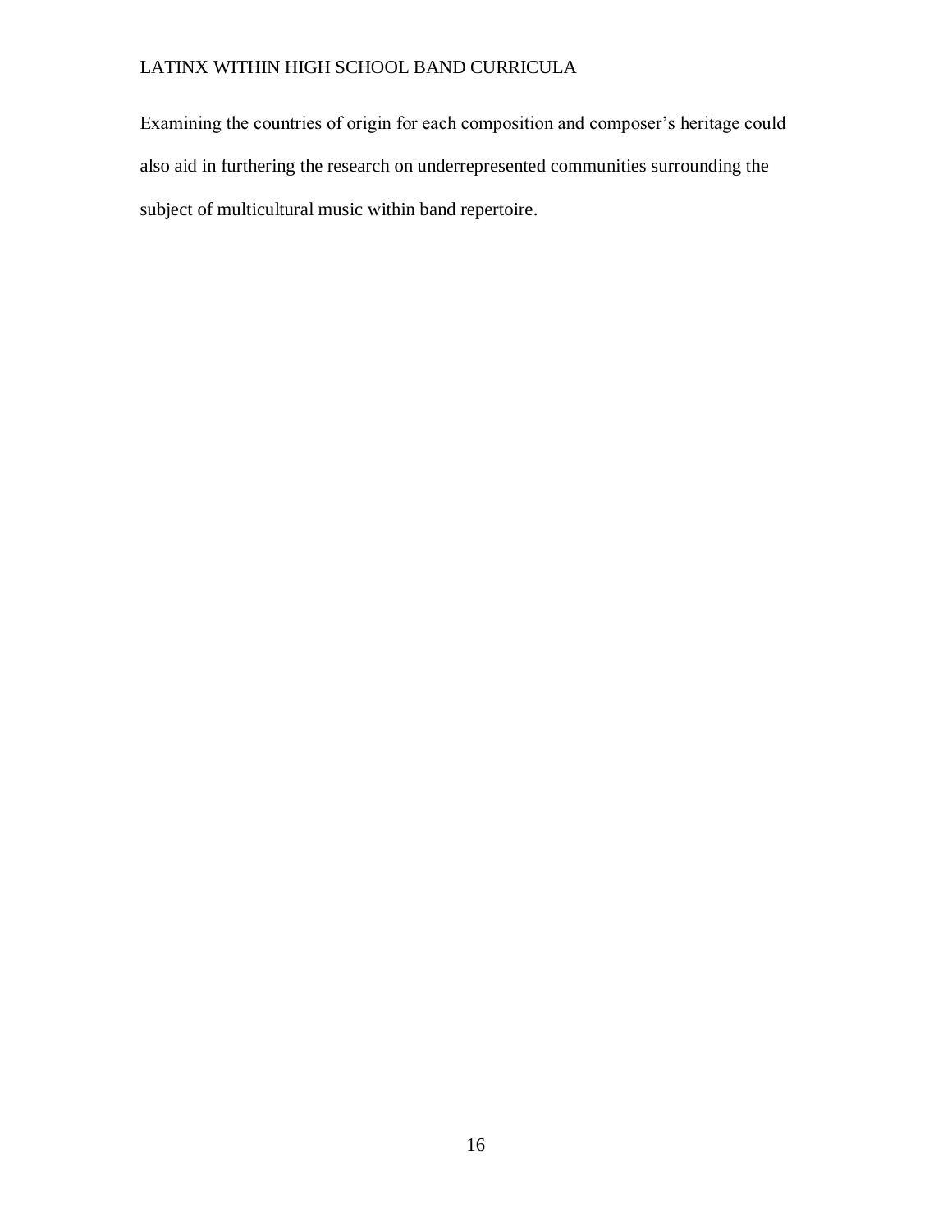Examining the countries of origin for each composition and composer's heritage could also aid in furthering the research on underrepresented communities surrounding the subject of multicultural music within band repertoire.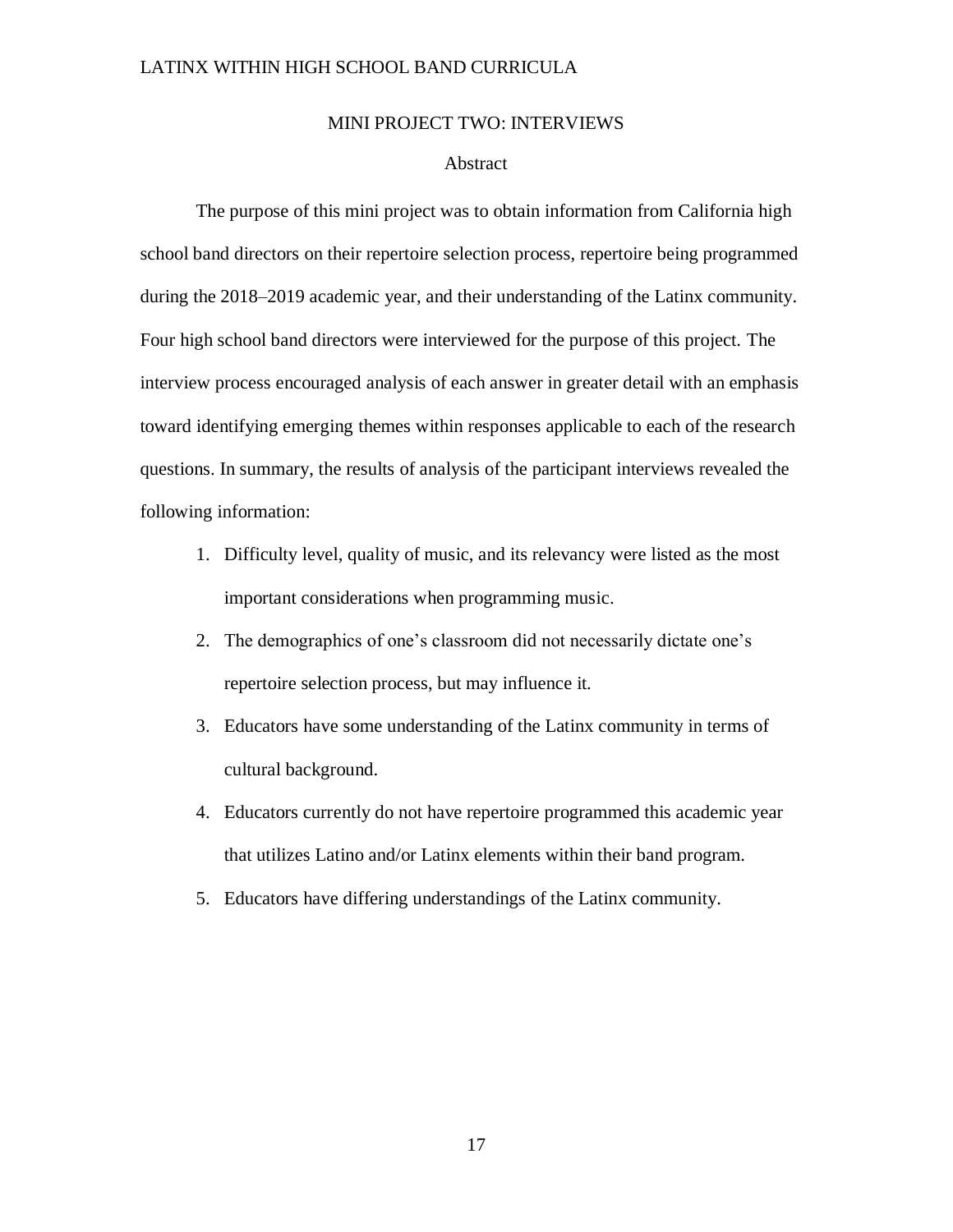# MINI PROJECT TWO: INTERVIEWS

## Abstract

The purpose of this mini project was to obtain information from California high school band directors on their repertoire selection process, repertoire being programmed during the 2018–2019 academic year, and their understanding of the Latinx community. Four high school band directors were interviewed for the purpose of this project. The interview process encouraged analysis of each answer in greater detail with an emphasis toward identifying emerging themes within responses applicable to each of the research questions. In summary, the results of analysis of the participant interviews revealed the following information:

1. Difficulty level, quality of music, and its relevancy were listed as the most important considerations when programming music.
2. The demographics of one's classroom did not necessarily dictate one's repertoire selection process, but may influence it.
3. Educators have some understanding of the Latinx community in terms of cultural background.
4. Educators currently do not have repertoire programmed this academic year that utilizes Latino and/or Latinx elements within their band program.
5. Educators have differing understandings of the Latinx community.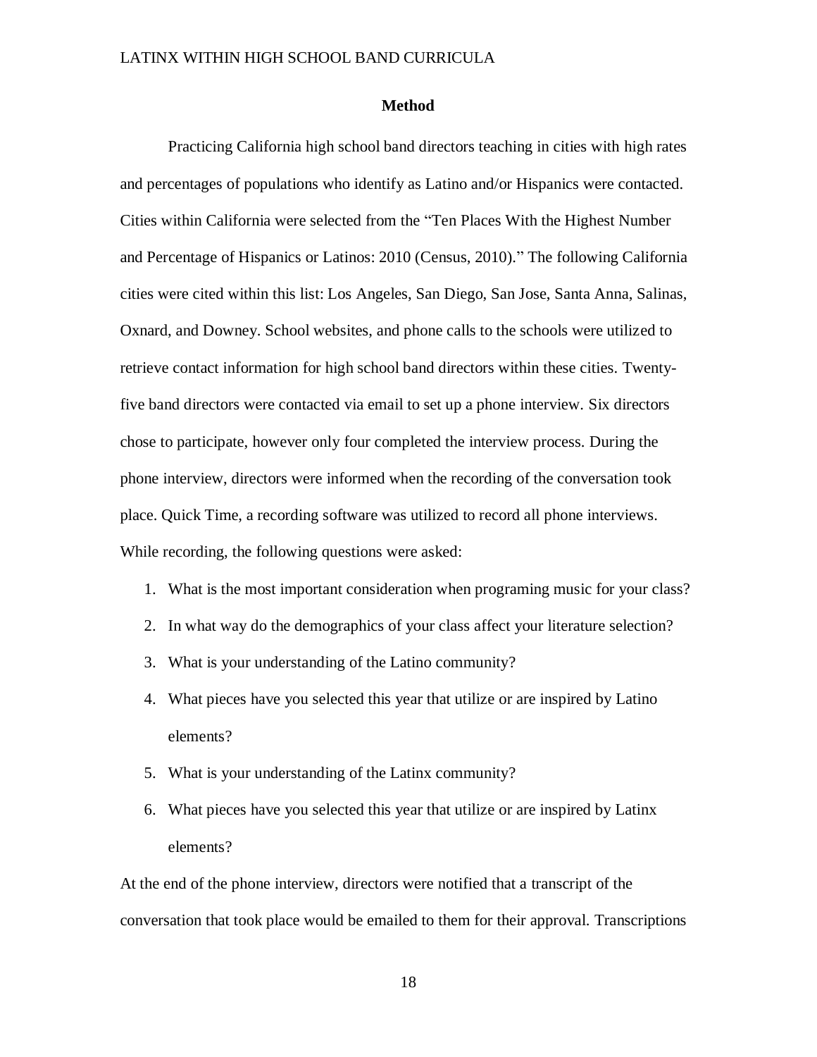## Method

Practicing California high school band directors teaching in cities with high rates and percentages of populations who identify as Latino and/or Hispanics were contacted. Cities within California were selected from the "Ten Places With the Highest Number and Percentage of Hispanics or Latinos: 2010 (Census, 2010)." The following California cities were cited within this list: Los Angeles, San Diego, San Jose, Santa Anna, Salinas, Oxnard, and Downey. School websites, and phone calls to the schools were utilized to retrieve contact information for high school band directors within these cities. Twenty-five band directors were contacted via email to set up a phone interview. Six directors chose to participate, however only four completed the interview process. During the phone interview, directors were informed when the recording of the conversation took place. Quick Time, a recording software was utilized to record all phone interviews. While recording, the following questions were asked:

1. What is the most important consideration when programing music for your class?
2. In what way do the demographics of your class affect your literature selection?
3. What is your understanding of the Latino community?
4. What pieces have you selected this year that utilize or are inspired by Latino elements?
5. What is your understanding of the Latinx community?
6. What pieces have you selected this year that utilize or are inspired by Latinx elements?

At the end of the phone interview, directors were notified that a transcript of the conversation that took place would be emailed to them for their approval. Transcriptions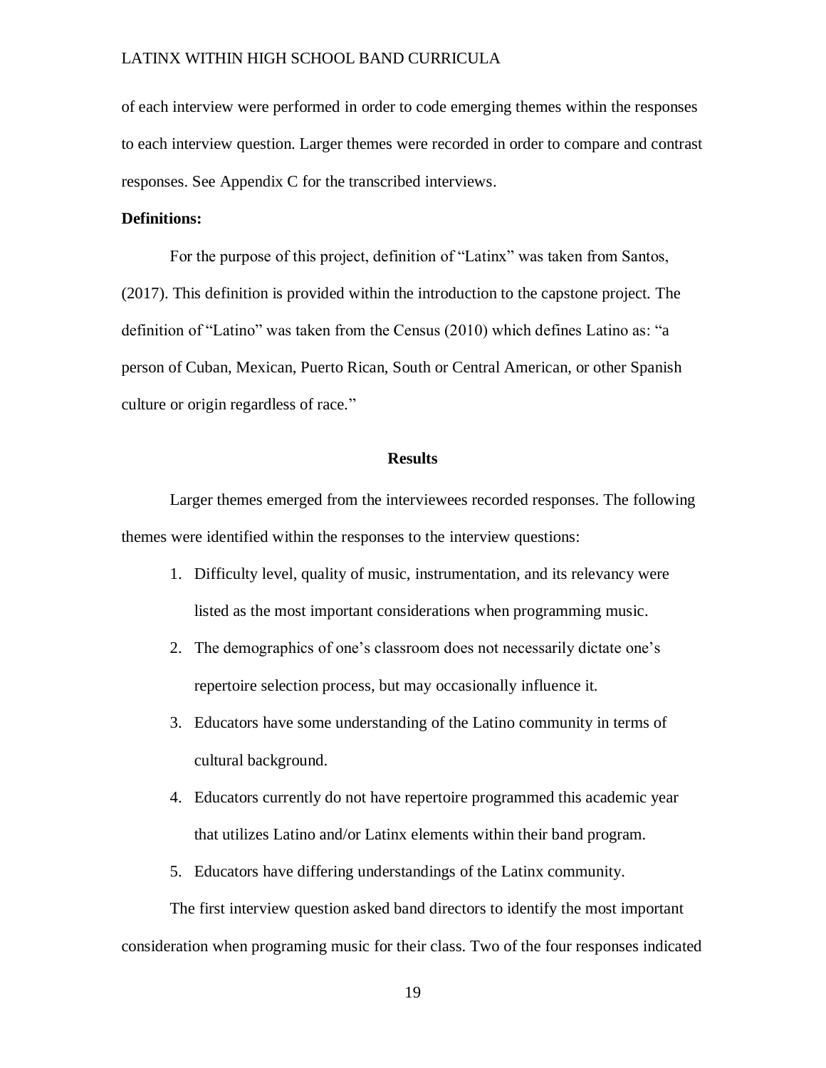of each interview were performed in order to code emerging themes within the responses to each interview question. Larger themes were recorded in order to compare and contrast responses. See Appendix C for the transcribed interviews.

**Definitions:**

For the purpose of this project, definition of "Latinx" was taken from Santos, (2017). This definition is provided within the introduction to the capstone project. The definition of "Latino" was taken from the Census (2010) which defines Latino as: "a person of Cuban, Mexican, Puerto Rican, South or Central American, or other Spanish culture or origin regardless of race."

## Results

Larger themes emerged from the interviewees recorded responses. The following themes were identified within the responses to the interview questions:

1. Difficulty level, quality of music, instrumentation, and its relevancy were listed as the most important considerations when programming music.
2. The demographics of one's classroom does not necessarily dictate one's repertoire selection process, but may occasionally influence it.
3. Educators have some understanding of the Latino community in terms of cultural background.
4. Educators currently do not have repertoire programmed this academic year that utilizes Latino and/or Latinx elements within their band program.
5. Educators have differing understandings of the Latinx community.

The first interview question asked band directors to identify the most important consideration when programing music for their class. Two of the four responses indicated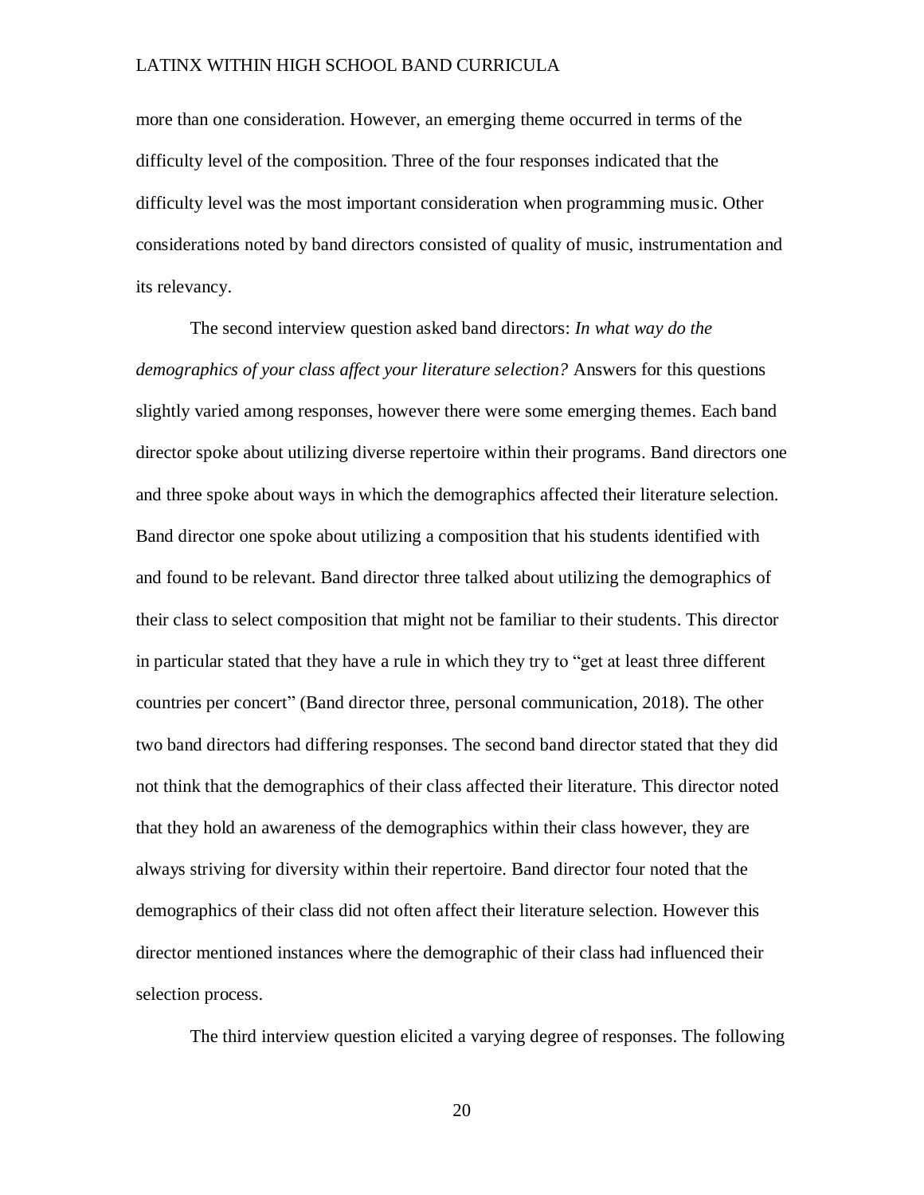more than one consideration. However, an emerging theme occurred in terms of the difficulty level of the composition. Three of the four responses indicated that the difficulty level was the most important consideration when programming music. Other considerations noted by band directors consisted of quality of music, instrumentation and its relevancy.

The second interview question asked band directors: *In what way do the demographics of your class affect your literature selection?* Answers for this questions slightly varied among responses, however there were some emerging themes. Each band director spoke about utilizing diverse repertoire within their programs. Band directors one and three spoke about ways in which the demographics affected their literature selection. Band director one spoke about utilizing a composition that his students identified with and found to be relevant. Band director three talked about utilizing the demographics of their class to select composition that might not be familiar to their students. This director in particular stated that they have a rule in which they try to "get at least three different countries per concert" (Band director three, personal communication, 2018). The other two band directors had differing responses. The second band director stated that they did not think that the demographics of their class affected their literature. This director noted that they hold an awareness of the demographics within their class however, they are always striving for diversity within their repertoire. Band director four noted that the demographics of their class did not often affect their literature selection. However this director mentioned instances where the demographic of their class had influenced their selection process.

The third interview question elicited a varying degree of responses. The following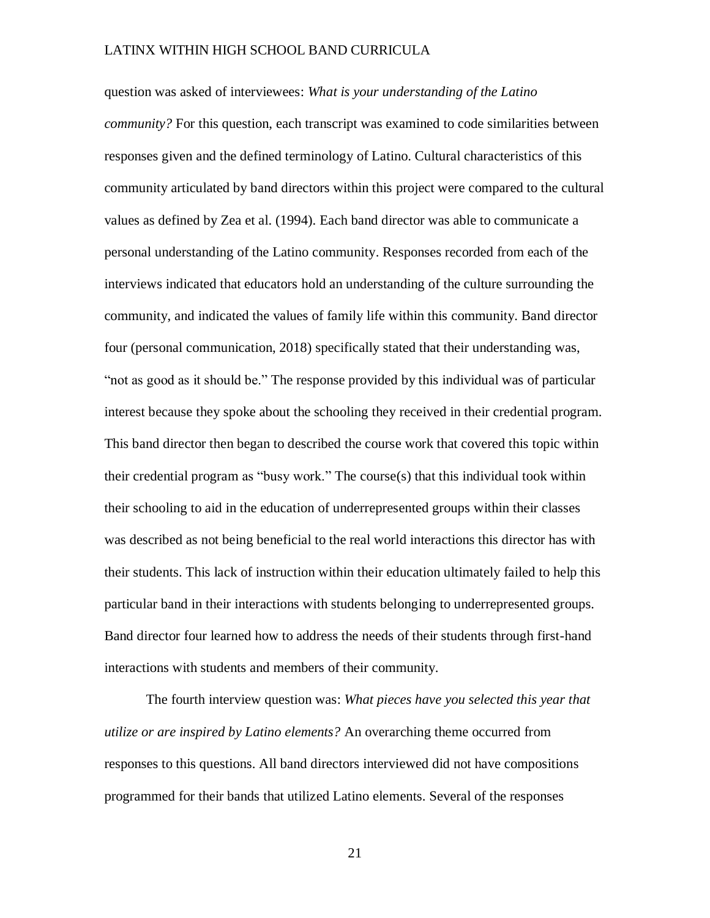question was asked of interviewees: *What is your understanding of the Latino community?* For this question, each transcript was examined to code similarities between responses given and the defined terminology of Latino. Cultural characteristics of this community articulated by band directors within this project were compared to the cultural values as defined by Zea et al. (1994). Each band director was able to communicate a personal understanding of the Latino community. Responses recorded from each of the interviews indicated that educators hold an understanding of the culture surrounding the community, and indicated the values of family life within this community. Band director four (personal communication, 2018) specifically stated that their understanding was, "not as good as it should be." The response provided by this individual was of particular interest because they spoke about the schooling they received in their credential program. This band director then began to described the course work that covered this topic within their credential program as "busy work." The course(s) that this individual took within their schooling to aid in the education of underrepresented groups within their classes was described as not being beneficial to the real world interactions this director has with their students. This lack of instruction within their education ultimately failed to help this particular band in their interactions with students belonging to underrepresented groups. Band director four learned how to address the needs of their students through first-hand interactions with students and members of their community.

The fourth interview question was: *What pieces have you selected this year that utilize or are inspired by Latino elements?* An overarching theme occurred from responses to this questions. All band directors interviewed did not have compositions programmed for their bands that utilized Latino elements. Several of the responses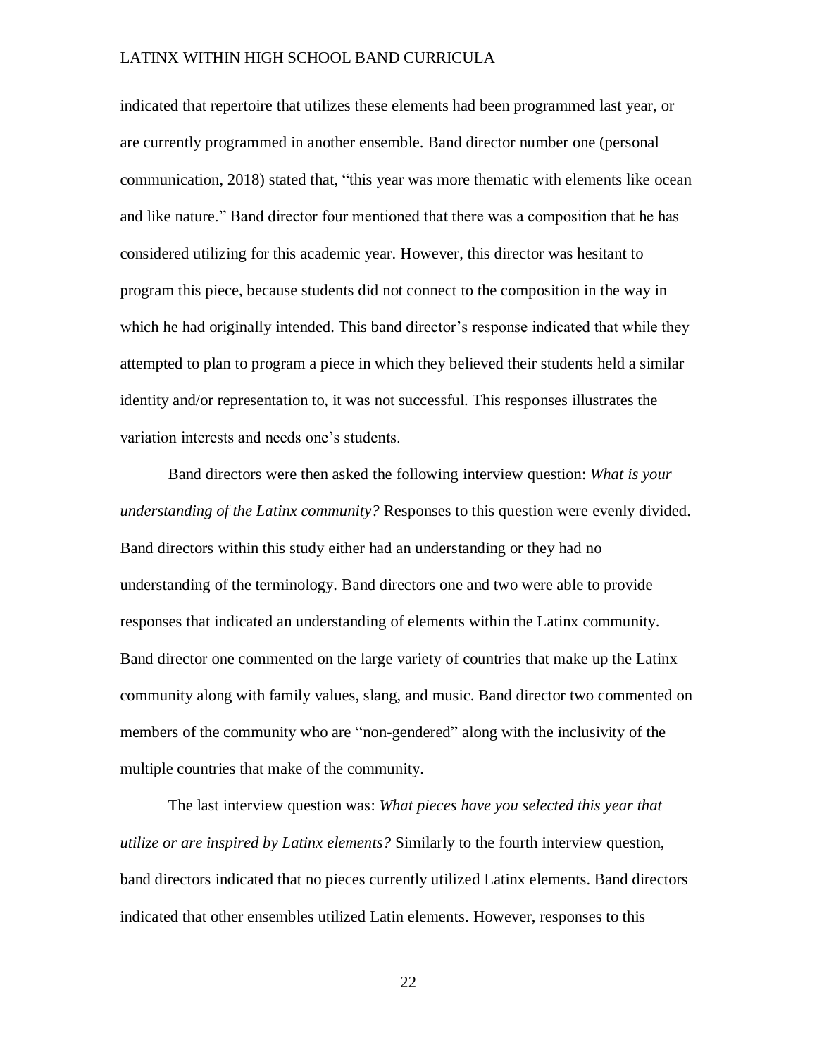indicated that repertoire that utilizes these elements had been programmed last year, or are currently programmed in another ensemble. Band director number one (personal communication, 2018) stated that, "this year was more thematic with elements like ocean and like nature." Band director four mentioned that there was a composition that he has considered utilizing for this academic year. However, this director was hesitant to program this piece, because students did not connect to the composition in the way in which he had originally intended. This band director's response indicated that while they attempted to plan to program a piece in which they believed their students held a similar identity and/or representation to, it was not successful. This responses illustrates the variation interests and needs one's students.

Band directors were then asked the following interview question: *What is your understanding of the Latinx community?* Responses to this question were evenly divided. Band directors within this study either had an understanding or they had no understanding of the terminology. Band directors one and two were able to provide responses that indicated an understanding of elements within the Latinx community. Band director one commented on the large variety of countries that make up the Latinx community along with family values, slang, and music. Band director two commented on members of the community who are "non-gendered" along with the inclusivity of the multiple countries that make of the community.

The last interview question was: *What pieces have you selected this year that utilize or are inspired by Latinx elements?* Similarly to the fourth interview question, band directors indicated that no pieces currently utilized Latinx elements. Band directors indicated that other ensembles utilized Latin elements. However, responses to this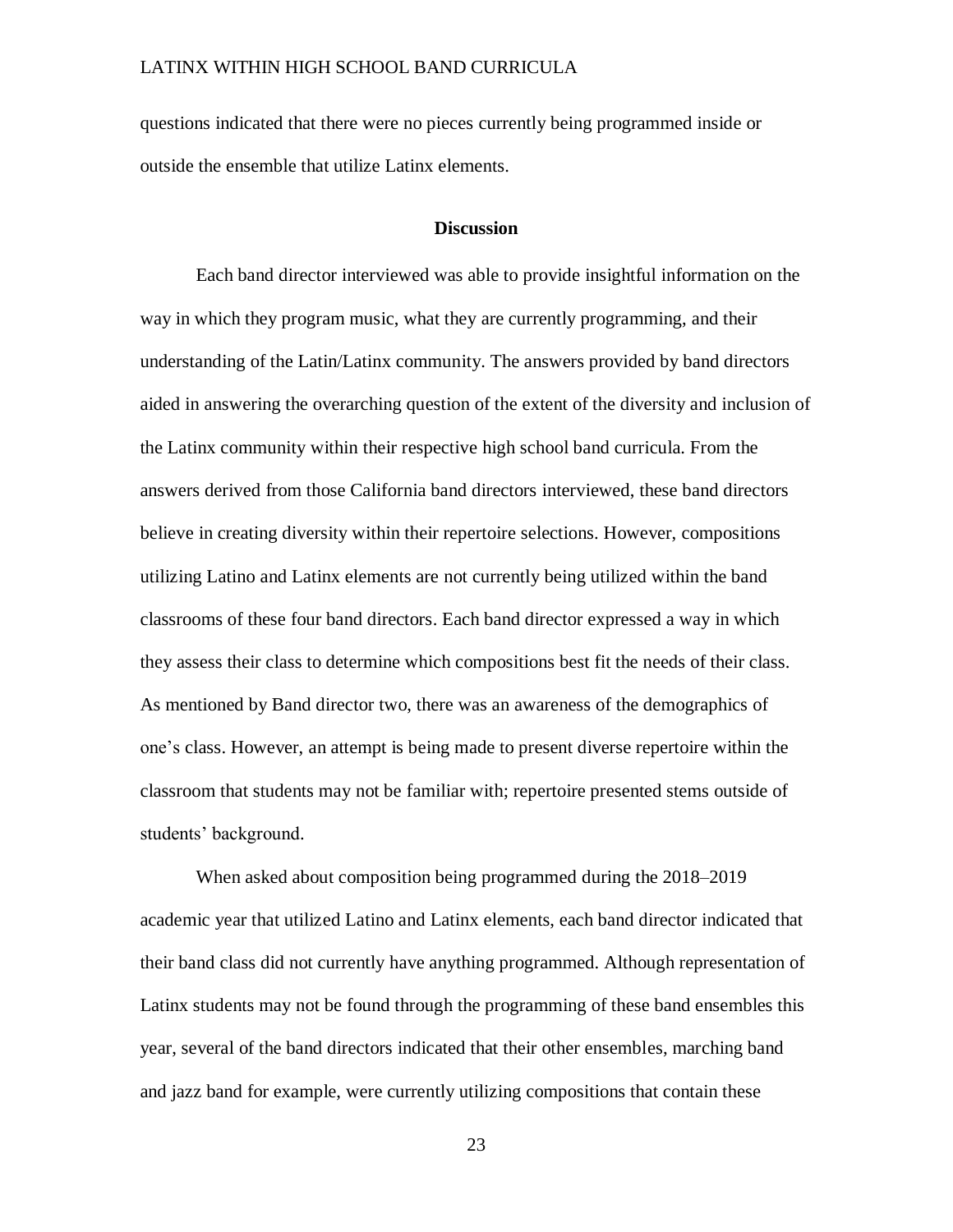questions indicated that there were no pieces currently being programmed inside or outside the ensemble that utilize Latinx elements.

## Discussion

Each band director interviewed was able to provide insightful information on the way in which they program music, what they are currently programming, and their understanding of the Latin/Latinx community. The answers provided by band directors aided in answering the overarching question of the extent of the diversity and inclusion of the Latinx community within their respective high school band curricula. From the answers derived from those California band directors interviewed, these band directors believe in creating diversity within their repertoire selections. However, compositions utilizing Latino and Latinx elements are not currently being utilized within the band classrooms of these four band directors. Each band director expressed a way in which they assess their class to determine which compositions best fit the needs of their class. As mentioned by Band director two, there was an awareness of the demographics of one's class. However, an attempt is being made to present diverse repertoire within the classroom that students may not be familiar with; repertoire presented stems outside of students' background.

When asked about composition being programmed during the 2018–2019 academic year that utilized Latino and Latinx elements, each band director indicated that their band class did not currently have anything programmed. Although representation of Latinx students may not be found through the programming of these band ensembles this year, several of the band directors indicated that their other ensembles, marching band and jazz band for example, were currently utilizing compositions that contain these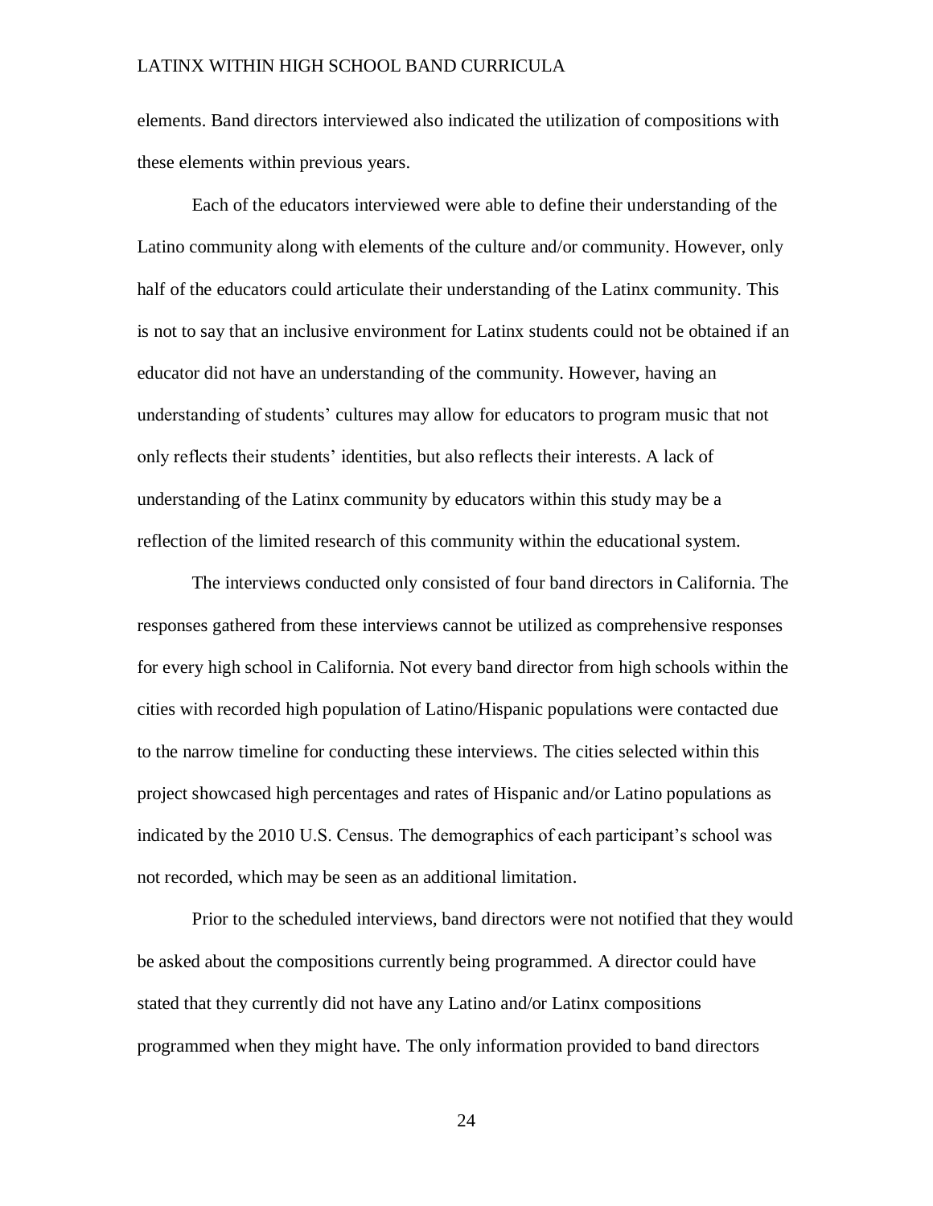elements. Band directors interviewed also indicated the utilization of compositions with these elements within previous years.

Each of the educators interviewed were able to define their understanding of the Latino community along with elements of the culture and/or community. However, only half of the educators could articulate their understanding of the Latinx community. This is not to say that an inclusive environment for Latinx students could not be obtained if an educator did not have an understanding of the community. However, having an understanding of students' cultures may allow for educators to program music that not only reflects their students' identities, but also reflects their interests. A lack of understanding of the Latinx community by educators within this study may be a reflection of the limited research of this community within the educational system.

The interviews conducted only consisted of four band directors in California. The responses gathered from these interviews cannot be utilized as comprehensive responses for every high school in California. Not every band director from high schools within the cities with recorded high population of Latino/Hispanic populations were contacted due to the narrow timeline for conducting these interviews. The cities selected within this project showcased high percentages and rates of Hispanic and/or Latino populations as indicated by the 2010 U.S. Census. The demographics of each participant's school was not recorded, which may be seen as an additional limitation.

Prior to the scheduled interviews, band directors were not notified that they would be asked about the compositions currently being programmed. A director could have stated that they currently did not have any Latino and/or Latinx compositions programmed when they might have. The only information provided to band directors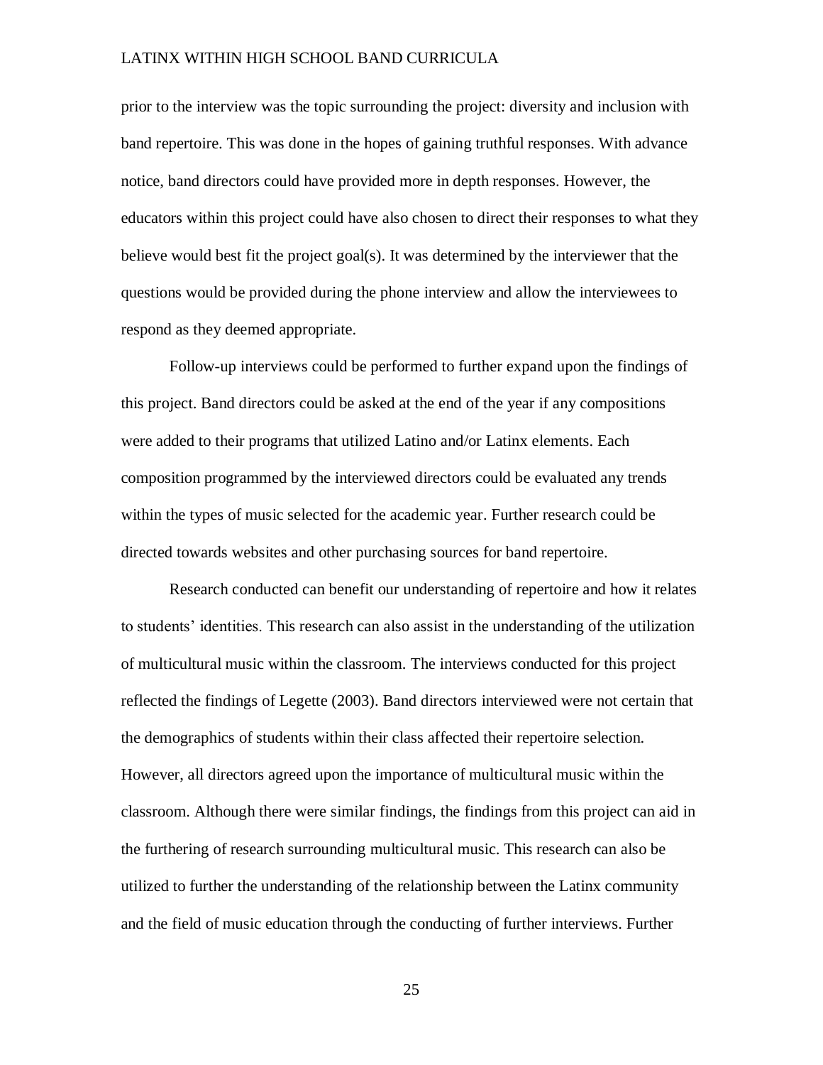prior to the interview was the topic surrounding the project: diversity and inclusion with band repertoire. This was done in the hopes of gaining truthful responses. With advance notice, band directors could have provided more in depth responses. However, the educators within this project could have also chosen to direct their responses to what they believe would best fit the project goal(s). It was determined by the interviewer that the questions would be provided during the phone interview and allow the interviewees to respond as they deemed appropriate.

Follow-up interviews could be performed to further expand upon the findings of this project. Band directors could be asked at the end of the year if any compositions were added to their programs that utilized Latino and/or Latinx elements. Each composition programmed by the interviewed directors could be evaluated any trends within the types of music selected for the academic year. Further research could be directed towards websites and other purchasing sources for band repertoire.

Research conducted can benefit our understanding of repertoire and how it relates to students' identities. This research can also assist in the understanding of the utilization of multicultural music within the classroom. The interviews conducted for this project reflected the findings of Legette (2003). Band directors interviewed were not certain that the demographics of students within their class affected their repertoire selection. However, all directors agreed upon the importance of multicultural music within the classroom. Although there were similar findings, the findings from this project can aid in the furthering of research surrounding multicultural music. This research can also be utilized to further the understanding of the relationship between the Latinx community and the field of music education through the conducting of further interviews. Further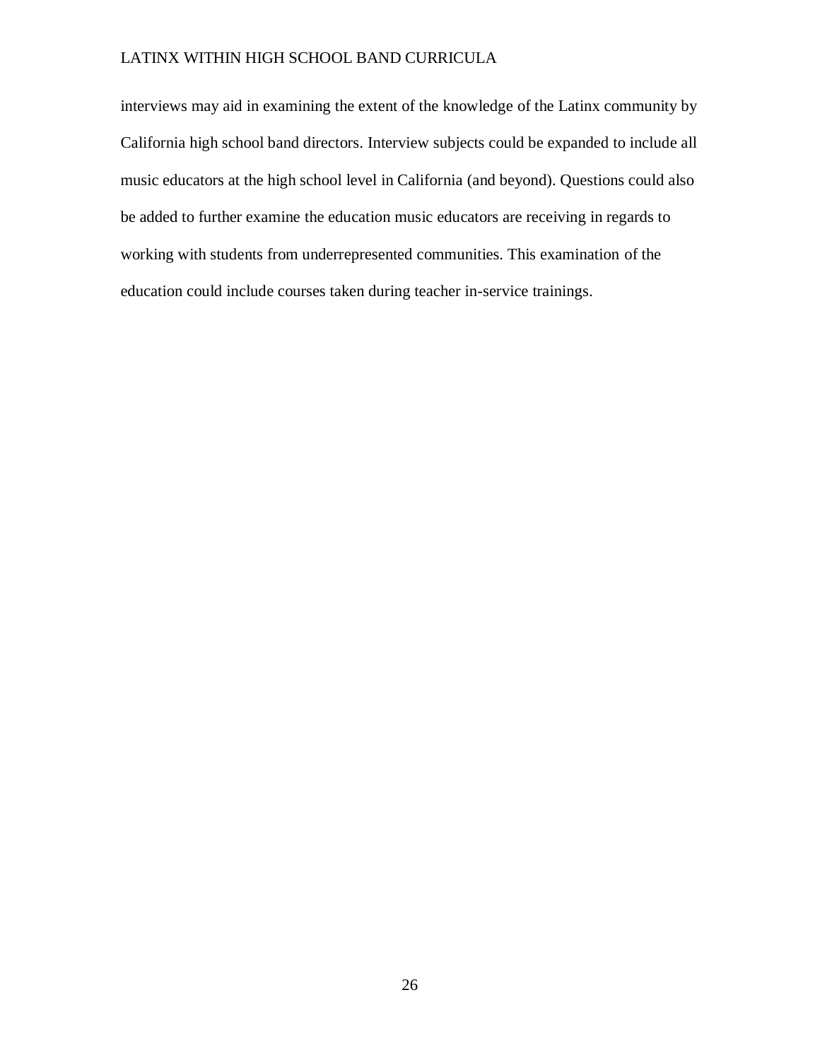interviews may aid in examining the extent of the knowledge of the Latinx community by California high school band directors. Interview subjects could be expanded to include all music educators at the high school level in California (and beyond). Questions could also be added to further examine the education music educators are receiving in regards to working with students from underrepresented communities. This examination of the education could include courses taken during teacher in-service trainings.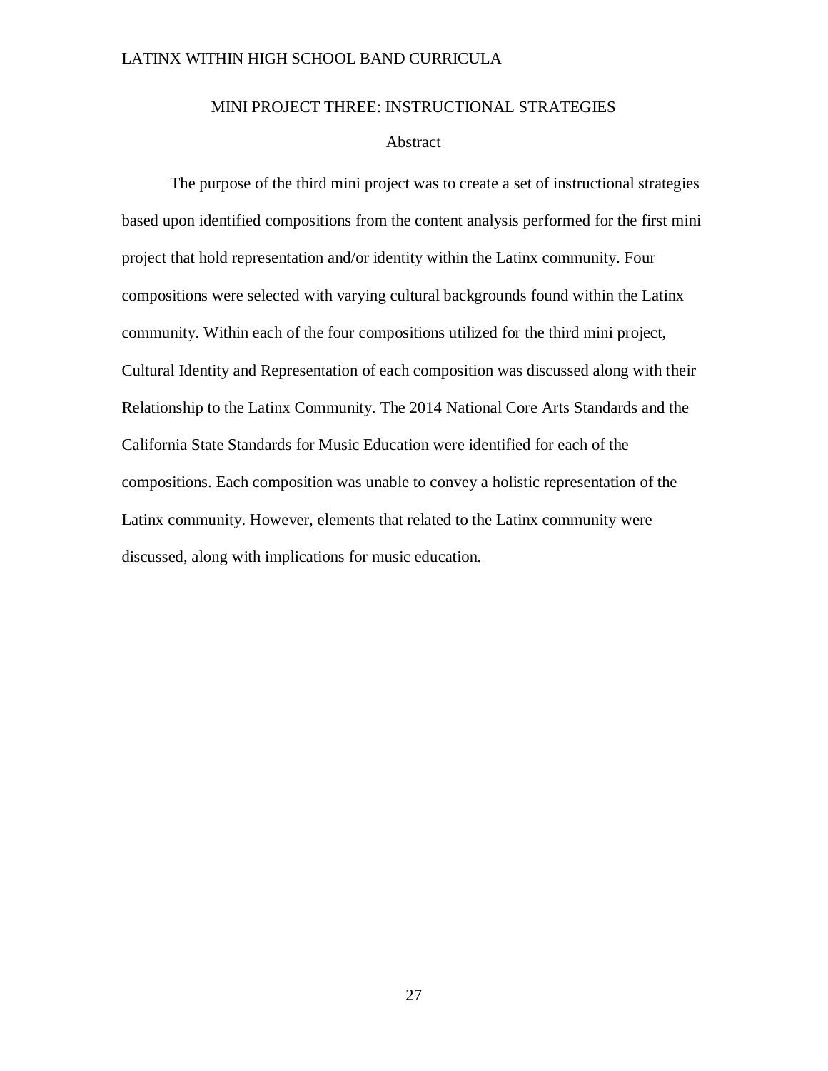## MINI PROJECT THREE: INSTRUCTIONAL STRATEGIES

### Abstract

The purpose of the third mini project was to create a set of instructional strategies based upon identified compositions from the content analysis performed for the first mini project that hold representation and/or identity within the Latinx community. Four compositions were selected with varying cultural backgrounds found within the Latinx community. Within each of the four compositions utilized for the third mini project, Cultural Identity and Representation of each composition was discussed along with their Relationship to the Latinx Community. The 2014 National Core Arts Standards and the California State Standards for Music Education were identified for each of the compositions. Each composition was unable to convey a holistic representation of the Latinx community. However, elements that related to the Latinx community were discussed, along with implications for music education.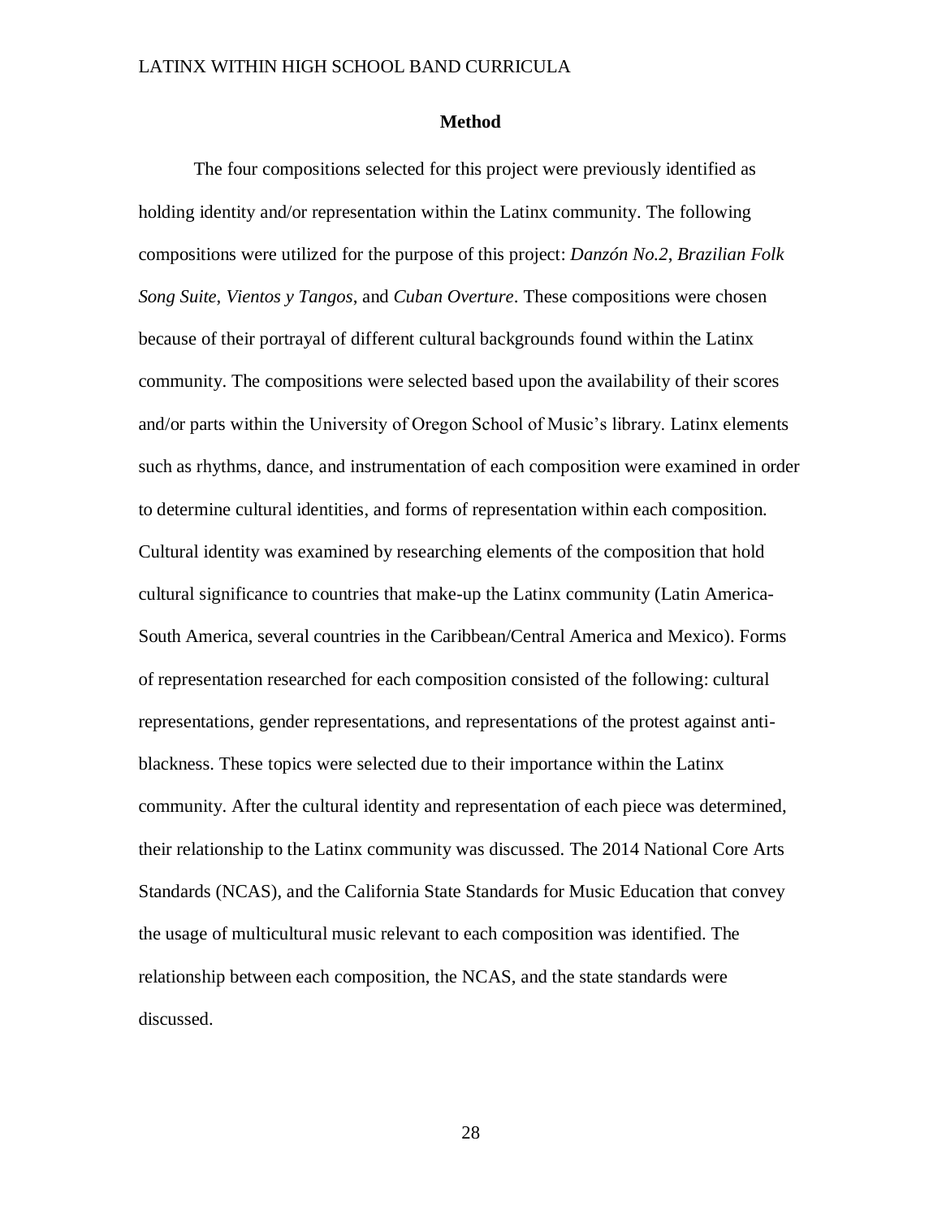## Method

The four compositions selected for this project were previously identified as holding identity and/or representation within the Latinx community. The following compositions were utilized for the purpose of this project: *Danzón No.2*, *Brazilian Folk Song Suite*, *Vientos y Tangos*, and *Cuban Overture*. These compositions were chosen because of their portrayal of different cultural backgrounds found within the Latinx community. The compositions were selected based upon the availability of their scores and/or parts within the University of Oregon School of Music's library. Latinx elements such as rhythms, dance, and instrumentation of each composition were examined in order to determine cultural identities, and forms of representation within each composition. Cultural identity was examined by researching elements of the composition that hold cultural significance to countries that make-up the Latinx community (Latin America-South America, several countries in the Caribbean/Central America and Mexico). Forms of representation researched for each composition consisted of the following: cultural representations, gender representations, and representations of the protest against anti-blackness. These topics were selected due to their importance within the Latinx community. After the cultural identity and representation of each piece was determined, their relationship to the Latinx community was discussed. The 2014 National Core Arts Standards (NCAS), and the California State Standards for Music Education that convey the usage of multicultural music relevant to each composition was identified. The relationship between each composition, the NCAS, and the state standards were discussed.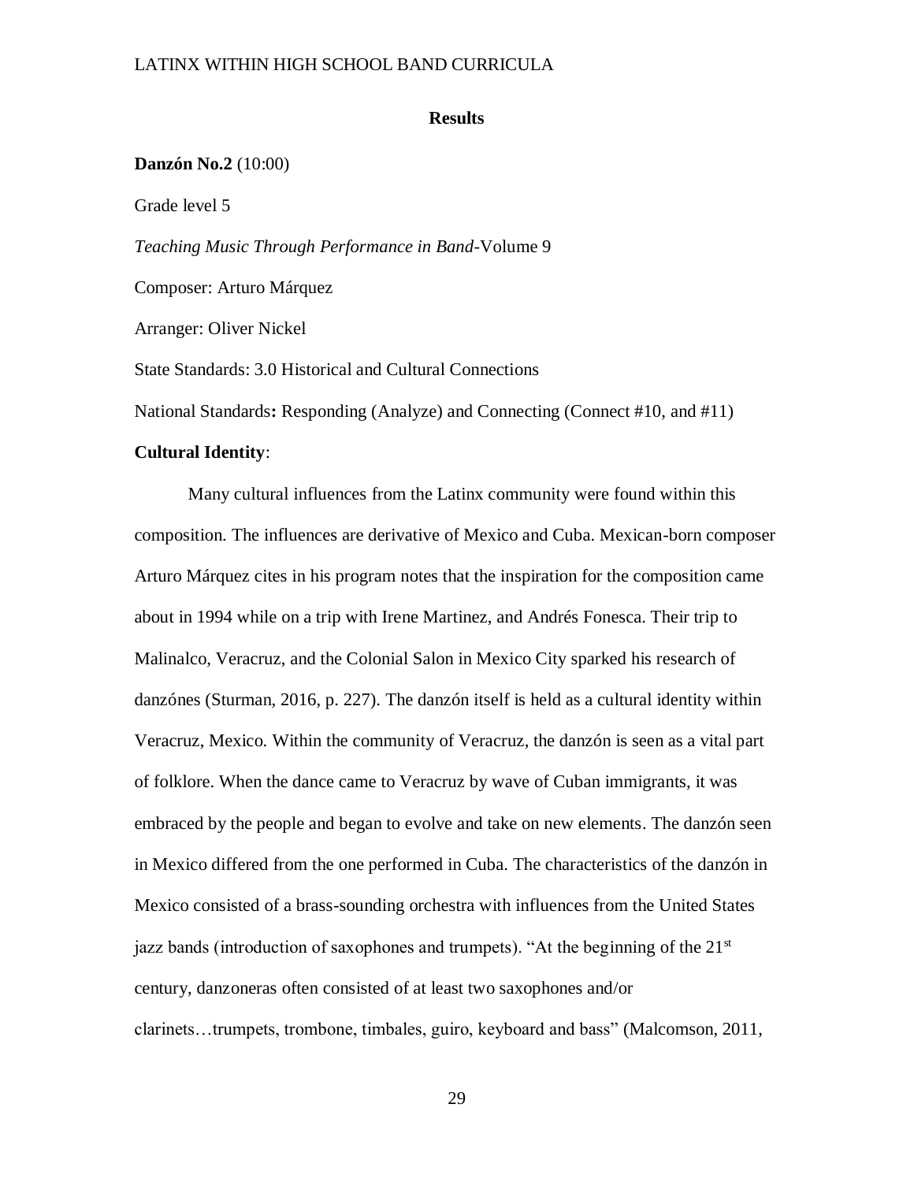## Results

**Danzón No.2** (10:00)

Grade level 5

*Teaching Music Through Performance in Band*-Volume 9

Composer: Arturo Márquez

Arranger: Oliver Nickel

State Standards: 3.0 Historical and Cultural Connections

National Standards**:** Responding (Analyze) and Connecting (Connect #10, and #11)

**Cultural Identity**:

Many cultural influences from the Latinx community were found within this composition. The influences are derivative of Mexico and Cuba. Mexican-born composer Arturo Márquez cites in his program notes that the inspiration for the composition came about in 1994 while on a trip with Irene Martinez, and Andrés Fonesca. Their trip to Malinalco, Veracruz, and the Colonial Salon in Mexico City sparked his research of danzónes (Sturman, 2016, p. 227). The danzón itself is held as a cultural identity within Veracruz, Mexico. Within the community of Veracruz, the danzón is seen as a vital part of folklore. When the dance came to Veracruz by wave of Cuban immigrants, it was embraced by the people and began to evolve and take on new elements. The danzón seen in Mexico differed from the one performed in Cuba. The characteristics of the danzón in Mexico consisted of a brass-sounding orchestra with influences from the United States jazz bands (introduction of saxophones and trumpets). "At the beginning of the 21st century, danzoneras often consisted of at least two saxophones and/or clarinets…trumpets, trombone, timbales, guiro, keyboard and bass" (Malcomson, 2011,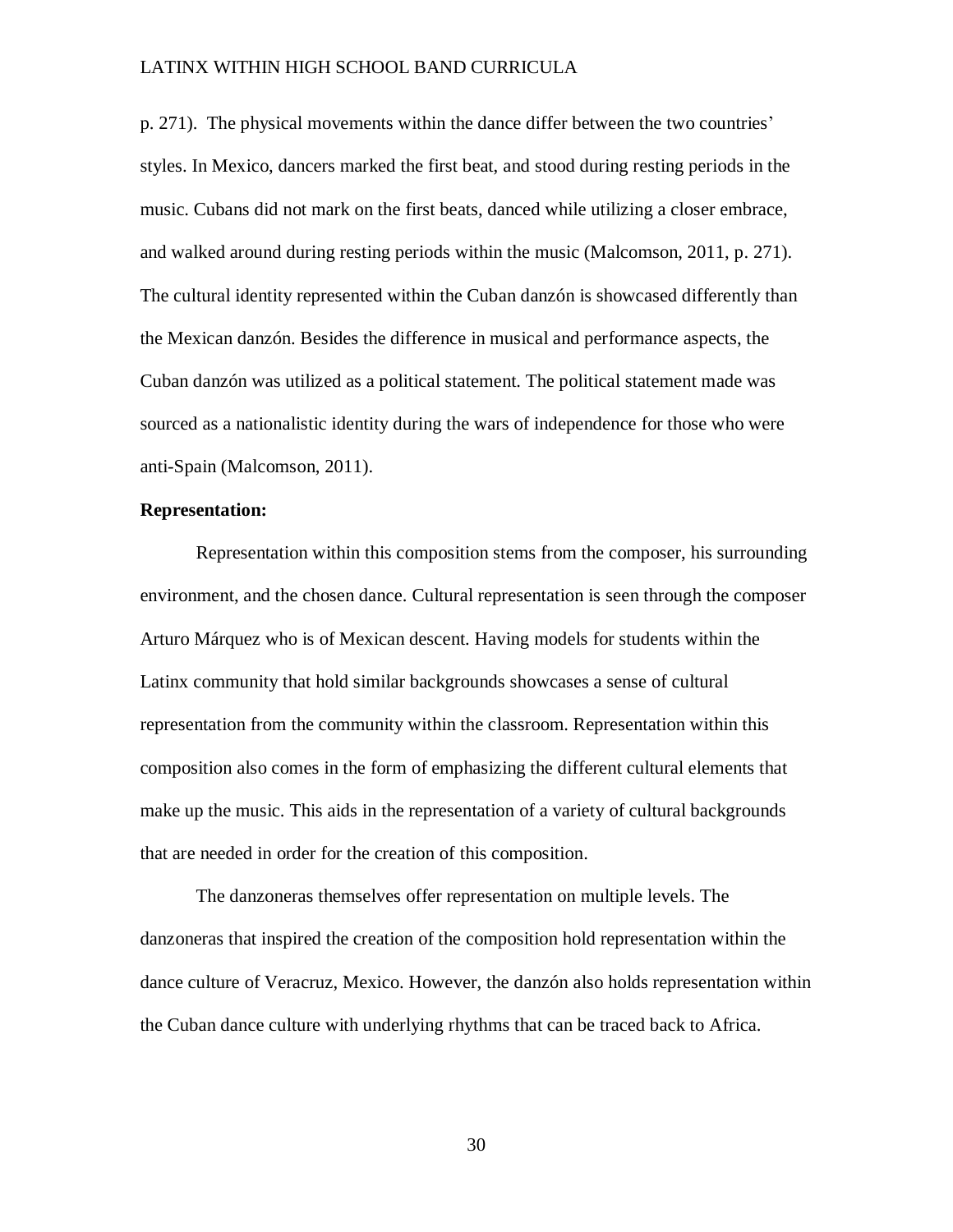p. 271). The physical movements within the dance differ between the two countries' styles. In Mexico, dancers marked the first beat, and stood during resting periods in the music. Cubans did not mark on the first beats, danced while utilizing a closer embrace, and walked around during resting periods within the music (Malcomson, 2011, p. 271). The cultural identity represented within the Cuban danzón is showcased differently than the Mexican danzón. Besides the difference in musical and performance aspects, the Cuban danzón was utilized as a political statement. The political statement made was sourced as a nationalistic identity during the wars of independence for those who were anti-Spain (Malcomson, 2011).

**Representation:**

Representation within this composition stems from the composer, his surrounding environment, and the chosen dance. Cultural representation is seen through the composer Arturo Márquez who is of Mexican descent. Having models for students within the Latinx community that hold similar backgrounds showcases a sense of cultural representation from the community within the classroom. Representation within this composition also comes in the form of emphasizing the different cultural elements that make up the music. This aids in the representation of a variety of cultural backgrounds that are needed in order for the creation of this composition.

The danzoneras themselves offer representation on multiple levels. The danzoneras that inspired the creation of the composition hold representation within the dance culture of Veracruz, Mexico. However, the danzón also holds representation within the Cuban dance culture with underlying rhythms that can be traced back to Africa.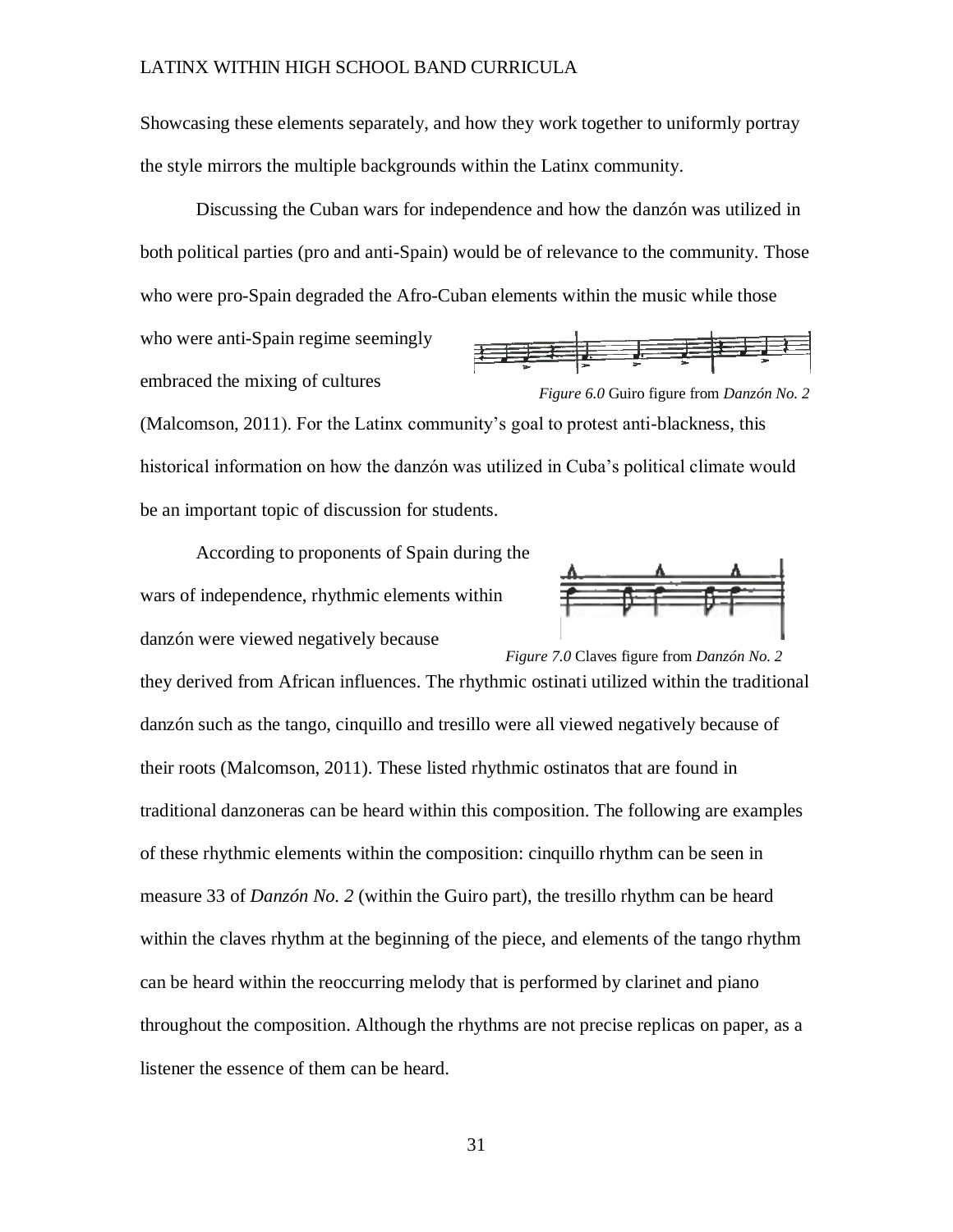Showcasing these elements separately, and how they work together to uniformly portray the style mirrors the multiple backgrounds within the Latinx community.

Discussing the Cuban wars for independence and how the danzón was utilized in both political parties (pro and anti-Spain) would be of relevance to the community. Those who were pro-Spain degraded the Afro-Cuban elements within the music while those who were anti-Spain regime seemingly embraced the mixing of cultures (Malcomson, 2011). For the Latinx community's goal to protest anti-blackness, this historical information on how the danzón was utilized in Cuba's political climate would be an important topic of discussion for students.

*Figure 6.0* Guiro figure from *Danzón No. 2*

According to proponents of Spain during the wars of independence, rhythmic elements within danzón were viewed negatively because they derived from African influences. The rhythmic ostinati utilized within the traditional danzón such as the tango, cinquillo and tresillo were all viewed negatively because of their roots (Malcomson, 2011). These listed rhythmic ostinatos that are found in traditional danzoneras can be heard within this composition. The following are examples of these rhythmic elements within the composition: cinquillo rhythm can be seen in measure 33 of *Danzón No. 2* (within the Guiro part), the tresillo rhythm can be heard within the claves rhythm at the beginning of the piece, and elements of the tango rhythm can be heard within the reoccurring melody that is performed by clarinet and piano throughout the composition. Although the rhythms are not precise replicas on paper, as a listener the essence of them can be heard.

*Figure 7.0* Claves figure from *Danzón No. 2*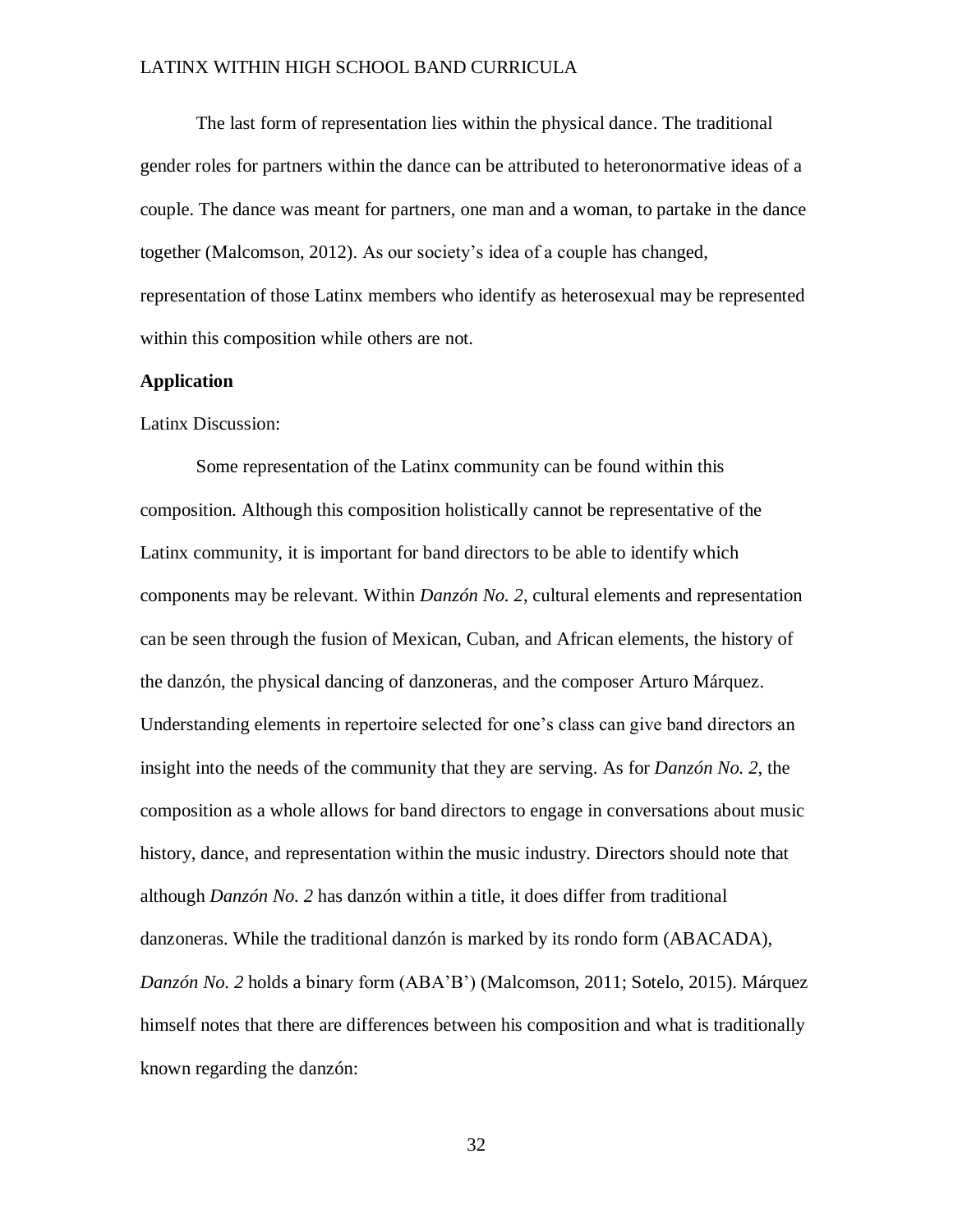The last form of representation lies within the physical dance. The traditional gender roles for partners within the dance can be attributed to heteronormative ideas of a couple. The dance was meant for partners, one man and a woman, to partake in the dance together (Malcomson, 2012). As our society's idea of a couple has changed, representation of those Latinx members who identify as heterosexual may be represented within this composition while others are not.

**Application**

Latinx Discussion:

Some representation of the Latinx community can be found within this composition. Although this composition holistically cannot be representative of the Latinx community, it is important for band directors to be able to identify which components may be relevant. Within *Danzón No. 2*, cultural elements and representation can be seen through the fusion of Mexican, Cuban, and African elements, the history of the danzón, the physical dancing of danzoneras, and the composer Arturo Márquez. Understanding elements in repertoire selected for one's class can give band directors an insight into the needs of the community that they are serving. As for *Danzón No. 2*, the composition as a whole allows for band directors to engage in conversations about music history, dance, and representation within the music industry. Directors should note that although *Danzón No. 2* has danzón within a title, it does differ from traditional danzoneras. While the traditional danzón is marked by its rondo form (ABACADA), *Danzón No. 2* holds a binary form (ABA'B') (Malcomson, 2011; Sotelo, 2015). Márquez himself notes that there are differences between his composition and what is traditionally known regarding the danzón: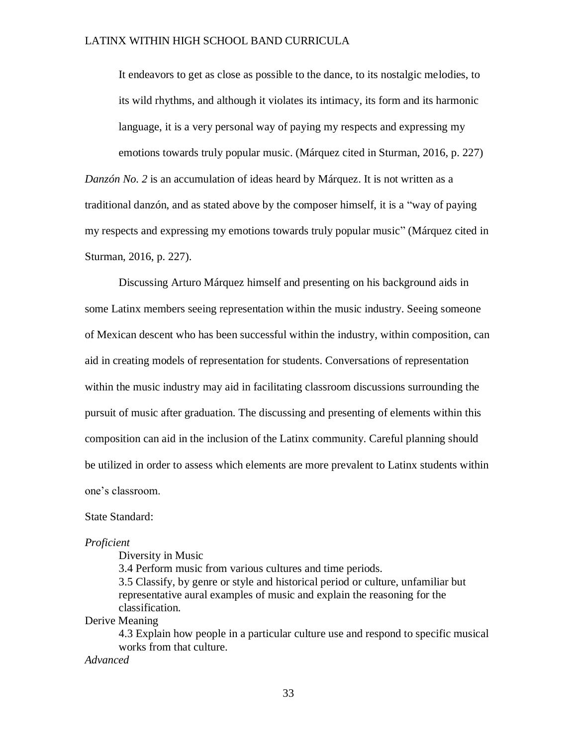> It endeavors to get as close as possible to the dance, to its nostalgic melodies, to its wild rhythms, and although it violates its intimacy, its form and its harmonic language, it is a very personal way of paying my respects and expressing my emotions towards truly popular music. (Márquez cited in Sturman, 2016, p. 227)

*Danzón No. 2* is an accumulation of ideas heard by Márquez. It is not written as a traditional danzón, and as stated above by the composer himself, it is a "way of paying my respects and expressing my emotions towards truly popular music" (Márquez cited in Sturman, 2016, p. 227).

Discussing Arturo Márquez himself and presenting on his background aids in some Latinx members seeing representation within the music industry. Seeing someone of Mexican descent who has been successful within the industry, within composition, can aid in creating models of representation for students. Conversations of representation within the music industry may aid in facilitating classroom discussions surrounding the pursuit of music after graduation. The discussing and presenting of elements within this composition can aid in the inclusion of the Latinx community. Careful planning should be utilized in order to assess which elements are more prevalent to Latinx students within one's classroom.

State Standard:

*Proficient*

Diversity in Music

- 3.4 Perform music from various cultures and time periods.
- 3.5 Classify, by genre or style and historical period or culture, unfamiliar but representative aural examples of music and explain the reasoning for the classification.

Derive Meaning

- 4.3 Explain how people in a particular culture use and respond to specific musical works from that culture.

*Advanced*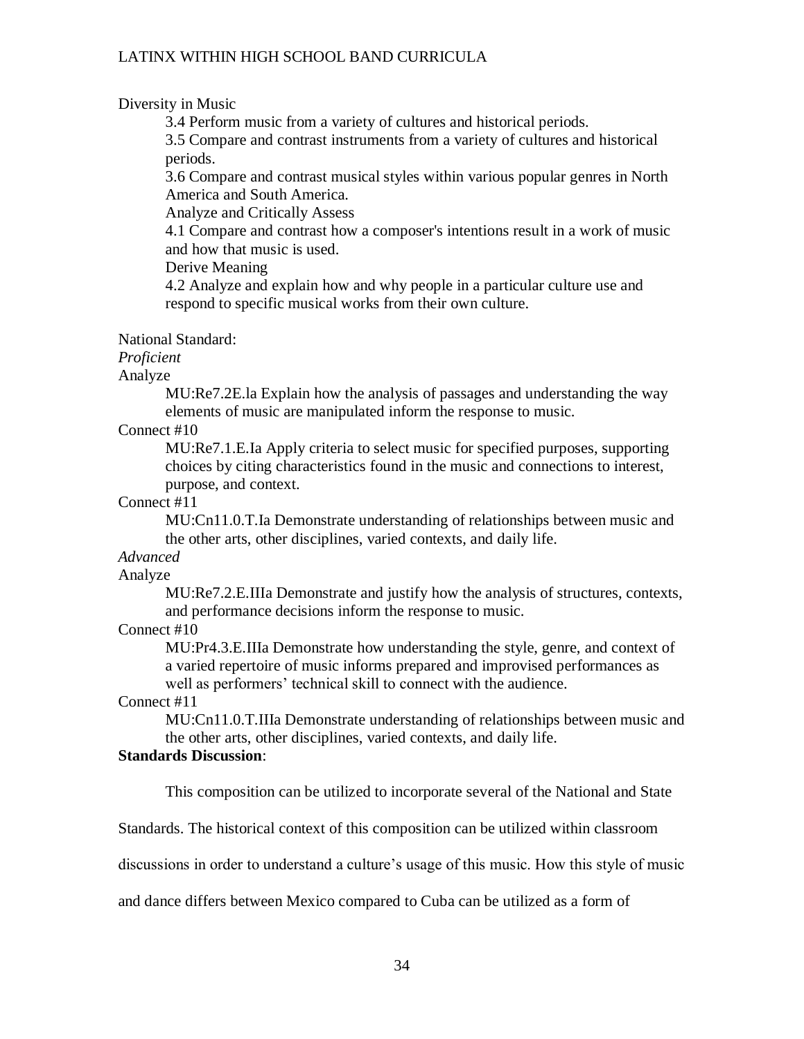Diversity in Music

3.4 Perform music from a variety of cultures and historical periods.

3.5 Compare and contrast instruments from a variety of cultures and historical periods.

3.6 Compare and contrast musical styles within various popular genres in North America and South America.

Analyze and Critically Assess

4.1 Compare and contrast how a composer's intentions result in a work of music and how that music is used.

Derive Meaning

4.2 Analyze and explain how and why people in a particular culture use and respond to specific musical works from their own culture.

National Standard:

*Proficient*

Analyze

MU:Re7.2E.la Explain how the analysis of passages and understanding the way elements of music are manipulated inform the response to music.

Connect #10

MU:Re7.1.E.Ia Apply criteria to select music for specified purposes, supporting choices by citing characteristics found in the music and connections to interest, purpose, and context.

Connect #11

MU:Cn11.0.T.Ia Demonstrate understanding of relationships between music and the other arts, other disciplines, varied contexts, and daily life.

*Advanced*

Analyze

MU:Re7.2.E.IIIa Demonstrate and justify how the analysis of structures, contexts, and performance decisions inform the response to music.

Connect #10

MU:Pr4.3.E.IIIa Demonstrate how understanding the style, genre, and context of a varied repertoire of music informs prepared and improvised performances as well as performers' technical skill to connect with the audience.

Connect #11

MU:Cn11.0.T.IIIa Demonstrate understanding of relationships between music and the other arts, other disciplines, varied contexts, and daily life.

**Standards Discussion**:

This composition can be utilized to incorporate several of the National and State Standards. The historical context of this composition can be utilized within classroom discussions in order to understand a culture's usage of this music. How this style of music and dance differs between Mexico compared to Cuba can be utilized as a form of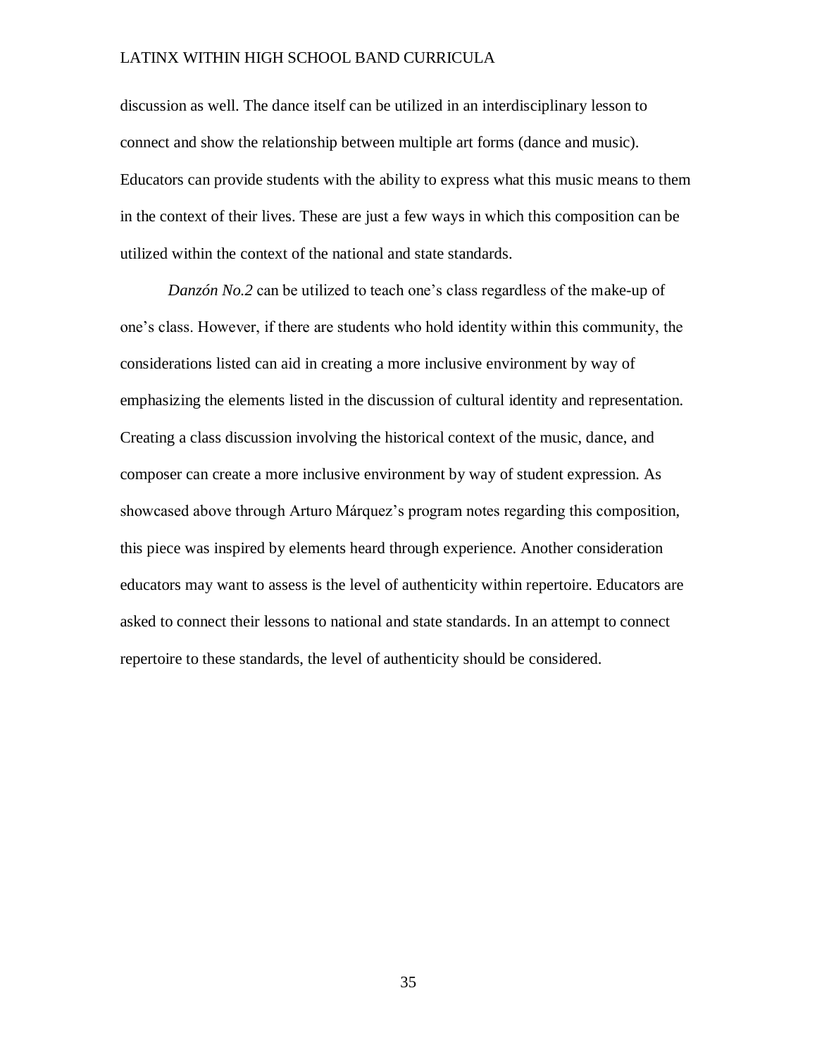discussion as well. The dance itself can be utilized in an interdisciplinary lesson to connect and show the relationship between multiple art forms (dance and music). Educators can provide students with the ability to express what this music means to them in the context of their lives. These are just a few ways in which this composition can be utilized within the context of the national and state standards.

*Danzón No.2* can be utilized to teach one's class regardless of the make-up of one's class. However, if there are students who hold identity within this community, the considerations listed can aid in creating a more inclusive environment by way of emphasizing the elements listed in the discussion of cultural identity and representation. Creating a class discussion involving the historical context of the music, dance, and composer can create a more inclusive environment by way of student expression. As showcased above through Arturo Márquez's program notes regarding this composition, this piece was inspired by elements heard through experience. Another consideration educators may want to assess is the level of authenticity within repertoire. Educators are asked to connect their lessons to national and state standards. In an attempt to connect repertoire to these standards, the level of authenticity should be considered.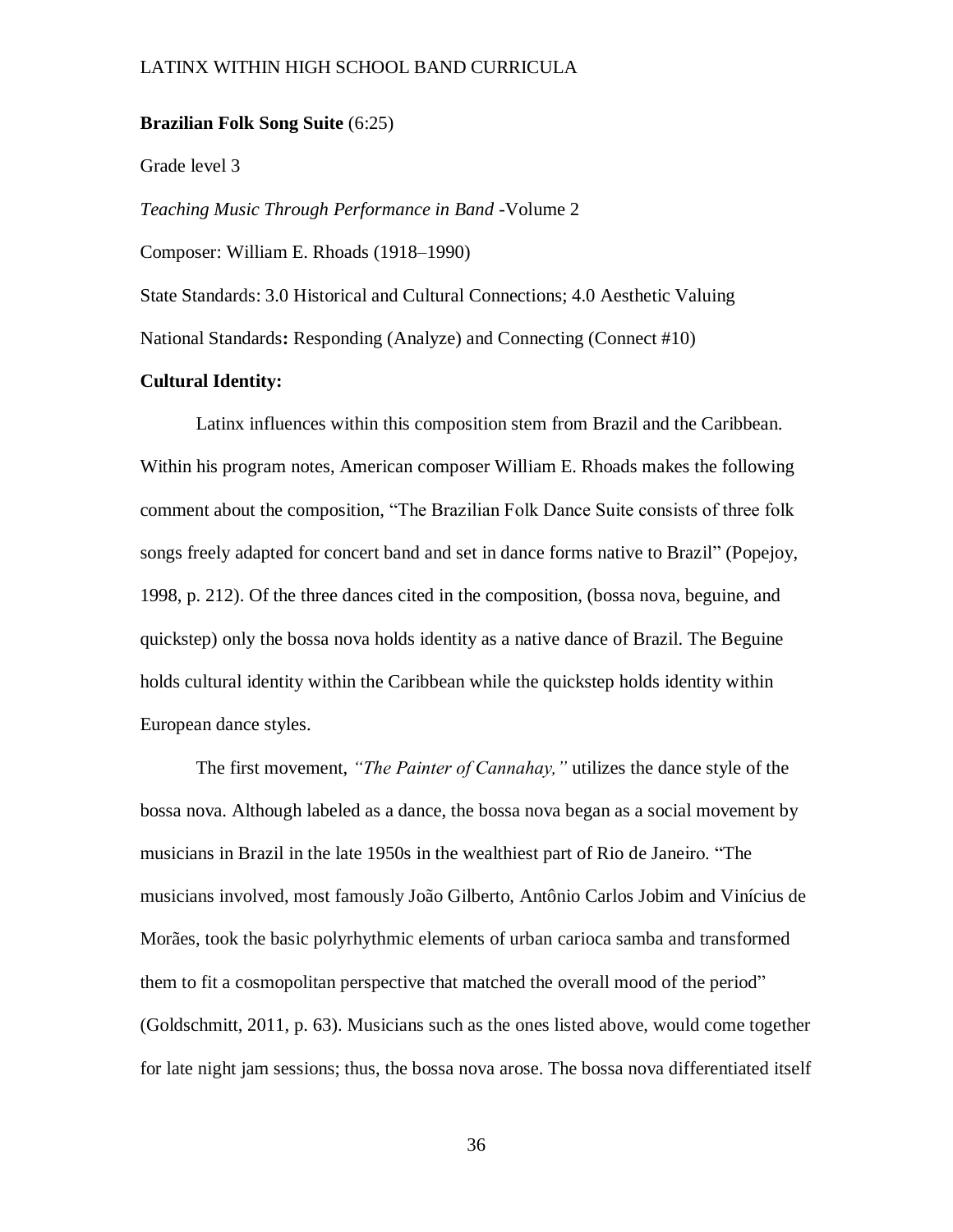**Brazilian Folk Song Suite** (6:25)

Grade level 3

*Teaching Music Through Performance in Band* -Volume 2

Composer: William E. Rhoads (1918–1990)

State Standards: 3.0 Historical and Cultural Connections; 4.0 Aesthetic Valuing

National Standards**:** Responding (Analyze) and Connecting (Connect #10)

**Cultural Identity:**

Latinx influences within this composition stem from Brazil and the Caribbean. Within his program notes, American composer William E. Rhoads makes the following comment about the composition, "The Brazilian Folk Dance Suite consists of three folk songs freely adapted for concert band and set in dance forms native to Brazil" (Popejoy, 1998, p. 212). Of the three dances cited in the composition, (bossa nova, beguine, and quickstep) only the bossa nova holds identity as a native dance of Brazil. The Beguine holds cultural identity within the Caribbean while the quickstep holds identity within European dance styles.

The first movement, *"The Painter of Cannahay,"* utilizes the dance style of the bossa nova. Although labeled as a dance, the bossa nova began as a social movement by musicians in Brazil in the late 1950s in the wealthiest part of Rio de Janeiro. "The musicians involved, most famously João Gilberto, Antônio Carlos Jobim and Vinícius de Morães, took the basic polyrhythmic elements of urban carioca samba and transformed them to fit a cosmopolitan perspective that matched the overall mood of the period" (Goldschmitt, 2011, p. 63). Musicians such as the ones listed above, would come together for late night jam sessions; thus, the bossa nova arose. The bossa nova differentiated itself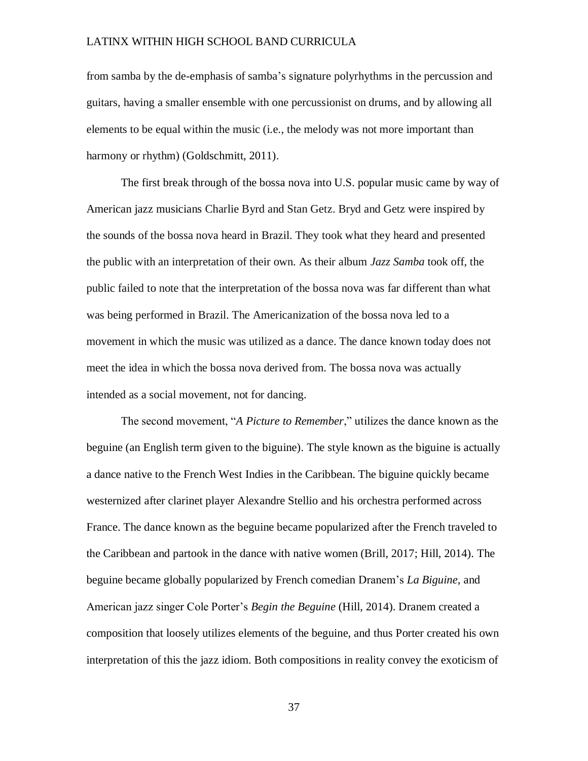from samba by the de-emphasis of samba's signature polyrhythms in the percussion and guitars, having a smaller ensemble with one percussionist on drums, and by allowing all elements to be equal within the music (i.e., the melody was not more important than harmony or rhythm) (Goldschmitt, 2011).

The first break through of the bossa nova into U.S. popular music came by way of American jazz musicians Charlie Byrd and Stan Getz. Bryd and Getz were inspired by the sounds of the bossa nova heard in Brazil. They took what they heard and presented the public with an interpretation of their own. As their album *Jazz Samba* took off, the public failed to note that the interpretation of the bossa nova was far different than what was being performed in Brazil. The Americanization of the bossa nova led to a movement in which the music was utilized as a dance. The dance known today does not meet the idea in which the bossa nova derived from. The bossa nova was actually intended as a social movement, not for dancing.

The second movement, "*A Picture to Remember*," utilizes the dance known as the beguine (an English term given to the biguine). The style known as the biguine is actually a dance native to the French West Indies in the Caribbean. The biguine quickly became westernized after clarinet player Alexandre Stellio and his orchestra performed across France. The dance known as the beguine became popularized after the French traveled to the Caribbean and partook in the dance with native women (Brill, 2017; Hill, 2014). The beguine became globally popularized by French comedian Dranem's *La Biguine*, and American jazz singer Cole Porter's *Begin the Beguine* (Hill, 2014). Dranem created a composition that loosely utilizes elements of the beguine, and thus Porter created his own interpretation of this the jazz idiom. Both compositions in reality convey the exoticism of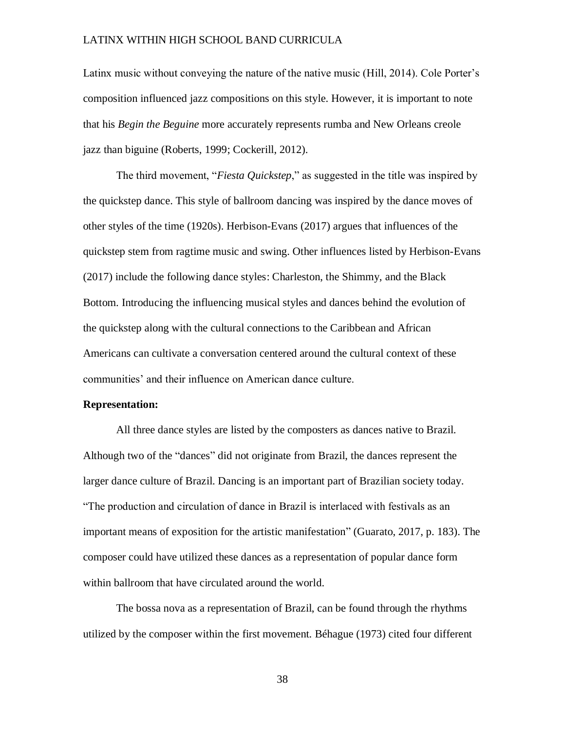Latinx music without conveying the nature of the native music (Hill, 2014). Cole Porter's composition influenced jazz compositions on this style. However, it is important to note that his *Begin the Beguine* more accurately represents rumba and New Orleans creole jazz than biguine (Roberts, 1999; Cockerill, 2012).

The third movement, "*Fiesta Quickstep*," as suggested in the title was inspired by the quickstep dance. This style of ballroom dancing was inspired by the dance moves of other styles of the time (1920s). Herbison-Evans (2017) argues that influences of the quickstep stem from ragtime music and swing. Other influences listed by Herbison-Evans (2017) include the following dance styles: Charleston, the Shimmy, and the Black Bottom. Introducing the influencing musical styles and dances behind the evolution of the quickstep along with the cultural connections to the Caribbean and African Americans can cultivate a conversation centered around the cultural context of these communities' and their influence on American dance culture.

**Representation:**

All three dance styles are listed by the composters as dances native to Brazil. Although two of the "dances" did not originate from Brazil, the dances represent the larger dance culture of Brazil. Dancing is an important part of Brazilian society today. "The production and circulation of dance in Brazil is interlaced with festivals as an important means of exposition for the artistic manifestation" (Guarato, 2017, p. 183). The composer could have utilized these dances as a representation of popular dance form within ballroom that have circulated around the world.

The bossa nova as a representation of Brazil, can be found through the rhythms utilized by the composer within the first movement. Béhague (1973) cited four different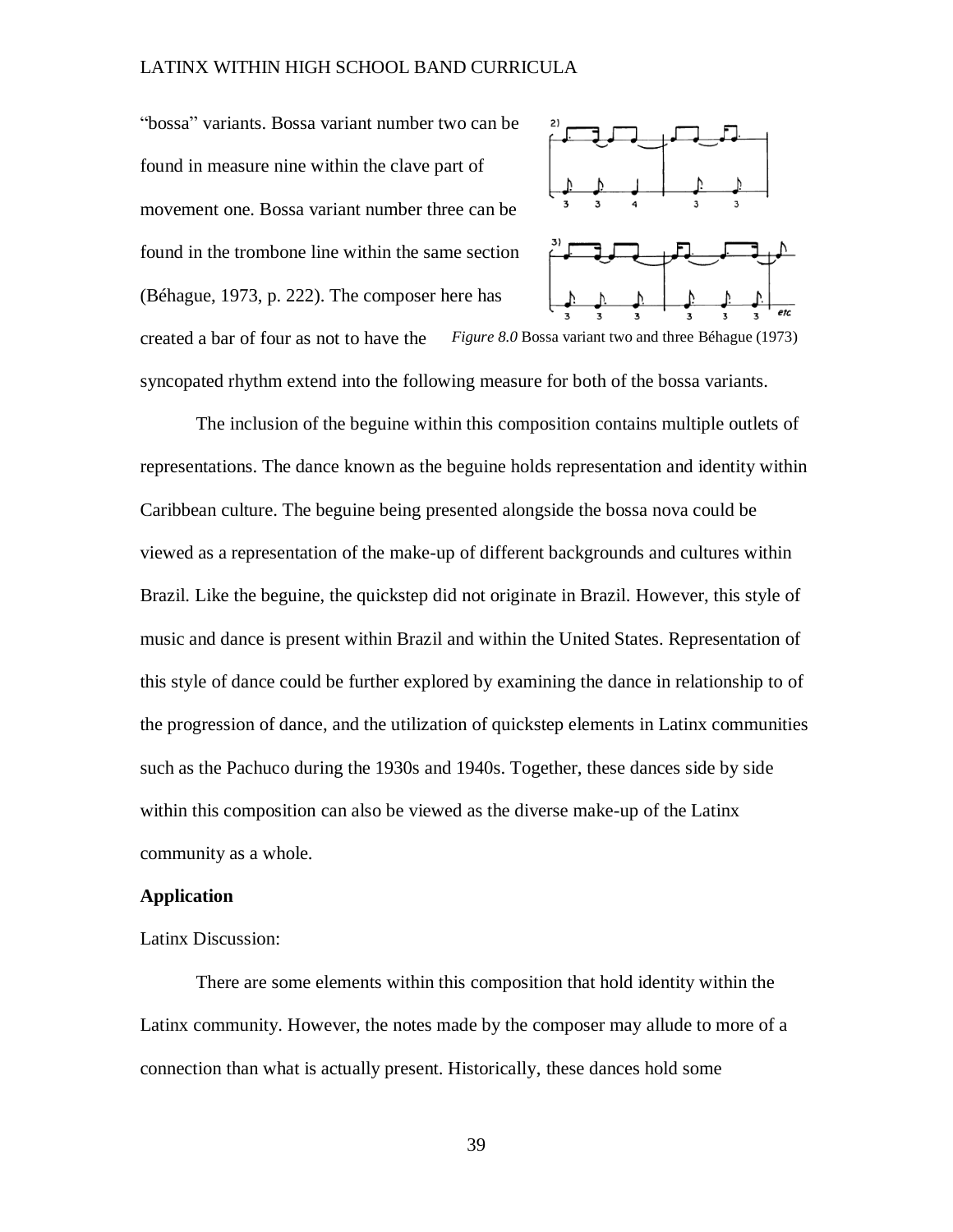"bossa" variants. Bossa variant number two can be found in measure nine within the clave part of movement one. Bossa variant number three can be found in the trombone line within the same section (Béhague, 1973, p. 222). The composer here has created a bar of four as not to have the syncopated rhythm extend into the following measure for both of the bossa variants.

*Figure 8.0* Bossa variant two and three Béhague (1973)

The inclusion of the beguine within this composition contains multiple outlets of representations. The dance known as the beguine holds representation and identity within Caribbean culture. The beguine being presented alongside the bossa nova could be viewed as a representation of the make-up of different backgrounds and cultures within Brazil. Like the beguine, the quickstep did not originate in Brazil. However, this style of music and dance is present within Brazil and within the United States. Representation of this style of dance could be further explored by examining the dance in relationship to of the progression of dance, and the utilization of quickstep elements in Latinx communities such as the Pachuco during the 1930s and 1940s. Together, these dances side by side within this composition can also be viewed as the diverse make-up of the Latinx community as a whole.

**Application**

Latinx Discussion:

There are some elements within this composition that hold identity within the Latinx community. However, the notes made by the composer may allude to more of a connection than what is actually present. Historically, these dances hold some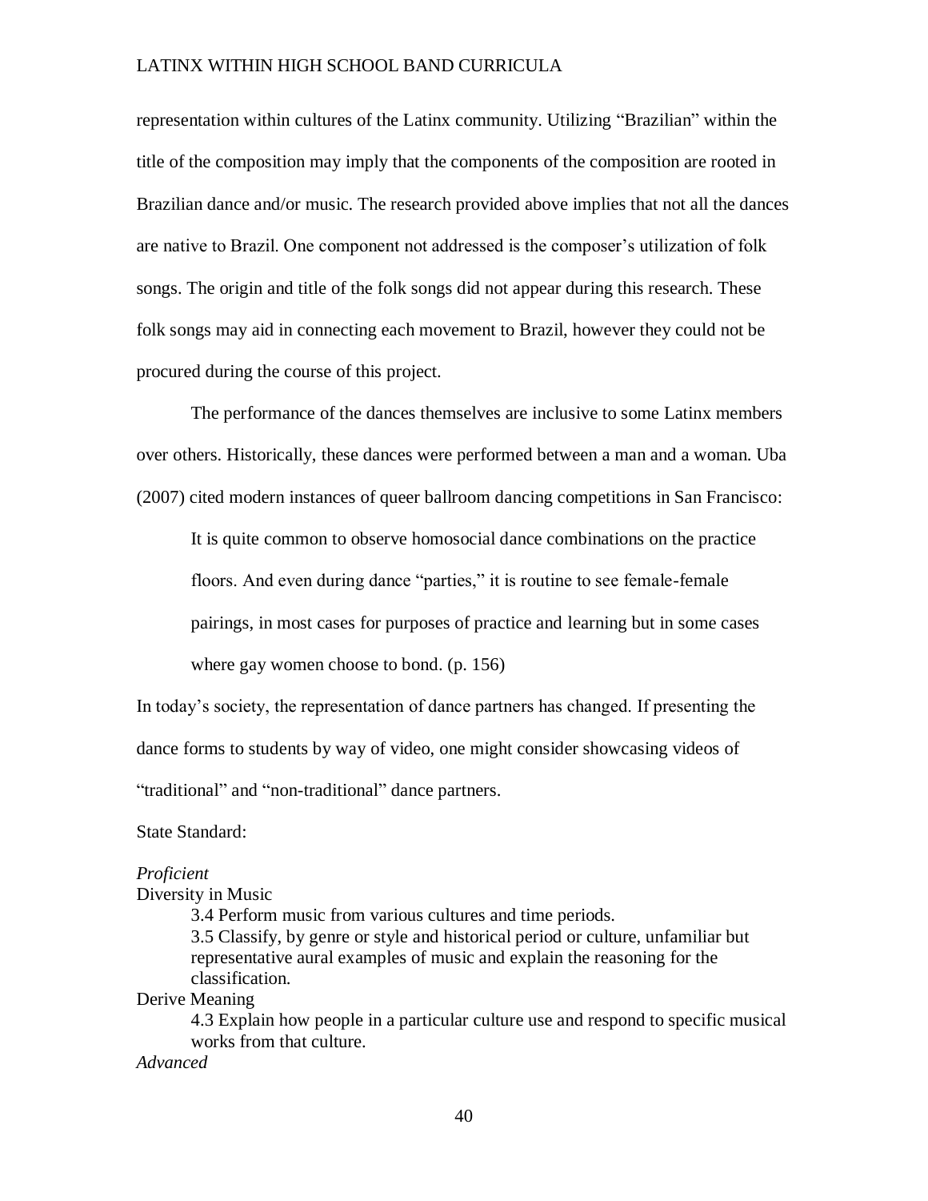representation within cultures of the Latinx community. Utilizing "Brazilian" within the title of the composition may imply that the components of the composition are rooted in Brazilian dance and/or music. The research provided above implies that not all the dances are native to Brazil. One component not addressed is the composer's utilization of folk songs. The origin and title of the folk songs did not appear during this research. These folk songs may aid in connecting each movement to Brazil, however they could not be procured during the course of this project.

The performance of the dances themselves are inclusive to some Latinx members over others. Historically, these dances were performed between a man and a woman. Uba (2007) cited modern instances of queer ballroom dancing competitions in San Francisco:

> It is quite common to observe homosocial dance combinations on the practice floors. And even during dance "parties," it is routine to see female-female pairings, in most cases for purposes of practice and learning but in some cases where gay women choose to bond. (p. 156)

In today's society, the representation of dance partners has changed. If presenting the dance forms to students by way of video, one might consider showcasing videos of "traditional" and "non-traditional" dance partners.

State Standard:

*Proficient*

Diversity in Music

- 3.4 Perform music from various cultures and time periods.
- 3.5 Classify, by genre or style and historical period or culture, unfamiliar but representative aural examples of music and explain the reasoning for the classification.

Derive Meaning

- 4.3 Explain how people in a particular culture use and respond to specific musical works from that culture.

*Advanced*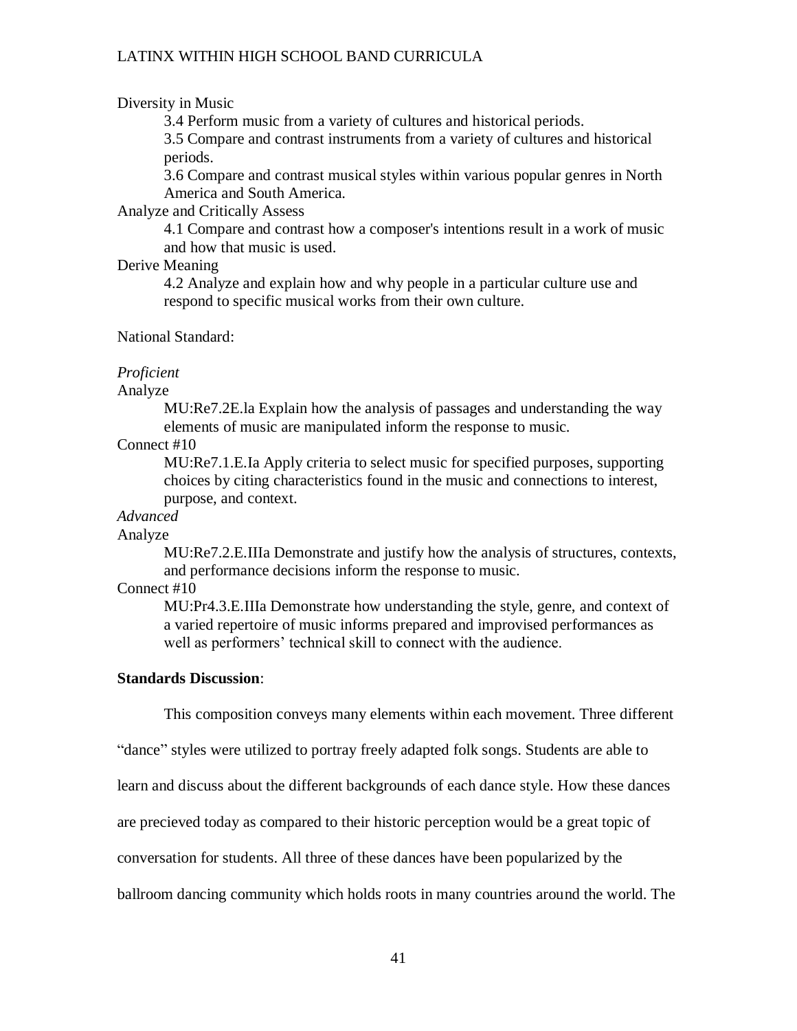Diversity in Music

3.4 Perform music from a variety of cultures and historical periods.

3.5 Compare and contrast instruments from a variety of cultures and historical periods.

3.6 Compare and contrast musical styles within various popular genres in North America and South America.

Analyze and Critically Assess

4.1 Compare and contrast how a composer's intentions result in a work of music and how that music is used.

Derive Meaning

4.2 Analyze and explain how and why people in a particular culture use and respond to specific musical works from their own culture.

National Standard:

*Proficient*

Analyze

MU:Re7.2E.la Explain how the analysis of passages and understanding the way elements of music are manipulated inform the response to music.

Connect #10

MU:Re7.1.E.Ia Apply criteria to select music for specified purposes, supporting choices by citing characteristics found in the music and connections to interest, purpose, and context.

*Advanced*

Analyze

MU:Re7.2.E.IIIa Demonstrate and justify how the analysis of structures, contexts, and performance decisions inform the response to music.

Connect #10

MU:Pr4.3.E.IIIa Demonstrate how understanding the style, genre, and context of a varied repertoire of music informs prepared and improvised performances as well as performers' technical skill to connect with the audience.

**Standards Discussion**:

This composition conveys many elements within each movement. Three different "dance" styles were utilized to portray freely adapted folk songs. Students are able to learn and discuss about the different backgrounds of each dance style. How these dances are precieved today as compared to their historic perception would be a great topic of conversation for students. All three of these dances have been popularized by the ballroom dancing community which holds roots in many countries around the world. The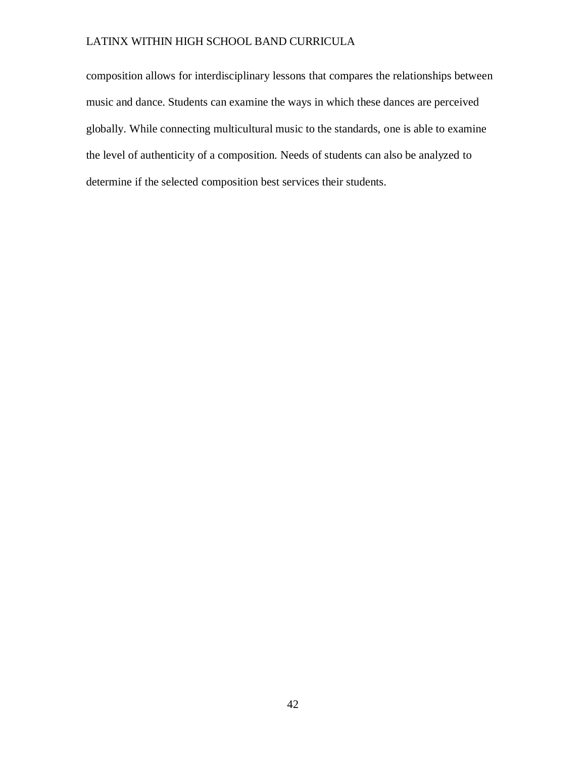composition allows for interdisciplinary lessons that compares the relationships between music and dance. Students can examine the ways in which these dances are perceived globally. While connecting multicultural music to the standards, one is able to examine the level of authenticity of a composition. Needs of students can also be analyzed to determine if the selected composition best services their students.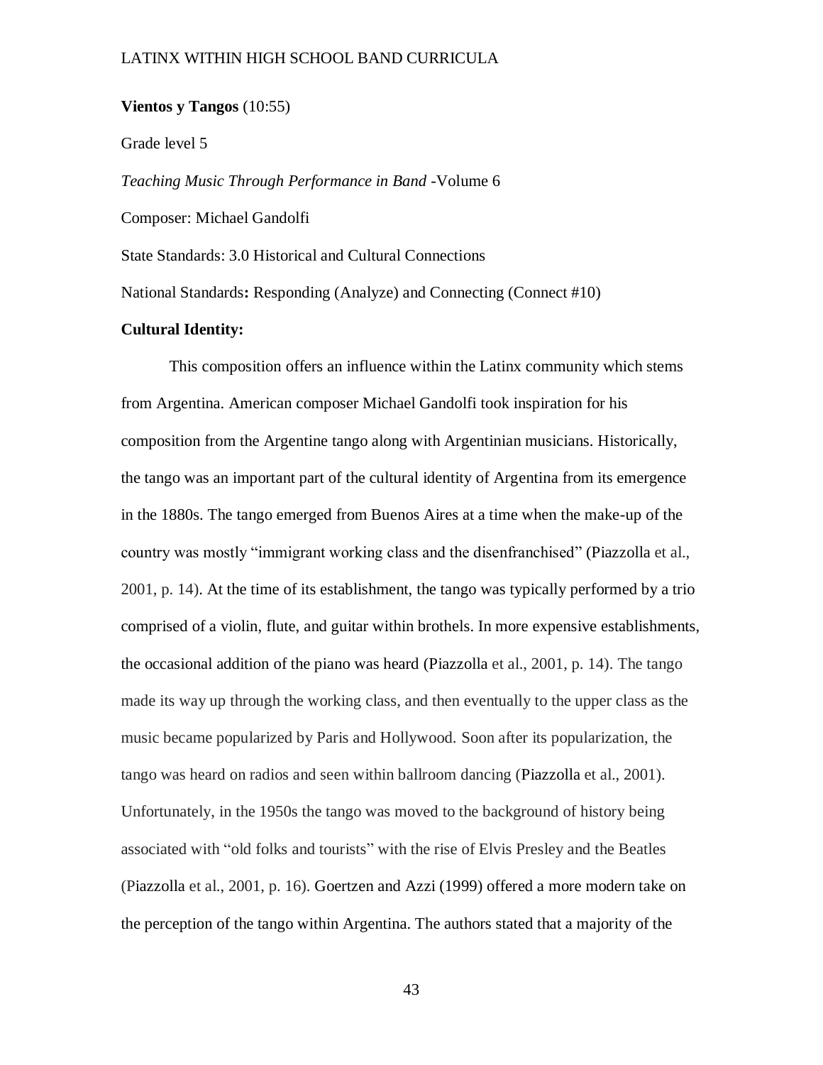**Vientos y Tangos** (10:55)

Grade level 5

*Teaching Music Through Performance in Band* -Volume 6

Composer: Michael Gandolfi

State Standards: 3.0 Historical and Cultural Connections

National Standards**:** Responding (Analyze) and Connecting (Connect #10)

**Cultural Identity:**

This composition offers an influence within the Latinx community which stems from Argentina. American composer Michael Gandolfi took inspiration for his composition from the Argentine tango along with Argentinian musicians. Historically, the tango was an important part of the cultural identity of Argentina from its emergence in the 1880s. The tango emerged from Buenos Aires at a time when the make-up of the country was mostly "immigrant working class and the disenfranchised" (Piazzolla et al., 2001, p. 14). At the time of its establishment, the tango was typically performed by a trio comprised of a violin, flute, and guitar within brothels. In more expensive establishments, the occasional addition of the piano was heard (Piazzolla et al., 2001, p. 14). The tango made its way up through the working class, and then eventually to the upper class as the music became popularized by Paris and Hollywood. Soon after its popularization, the tango was heard on radios and seen within ballroom dancing (Piazzolla et al., 2001). Unfortunately, in the 1950s the tango was moved to the background of history being associated with "old folks and tourists" with the rise of Elvis Presley and the Beatles (Piazzolla et al., 2001, p. 16). Goertzen and Azzi (1999) offered a more modern take on the perception of the tango within Argentina. The authors stated that a majority of the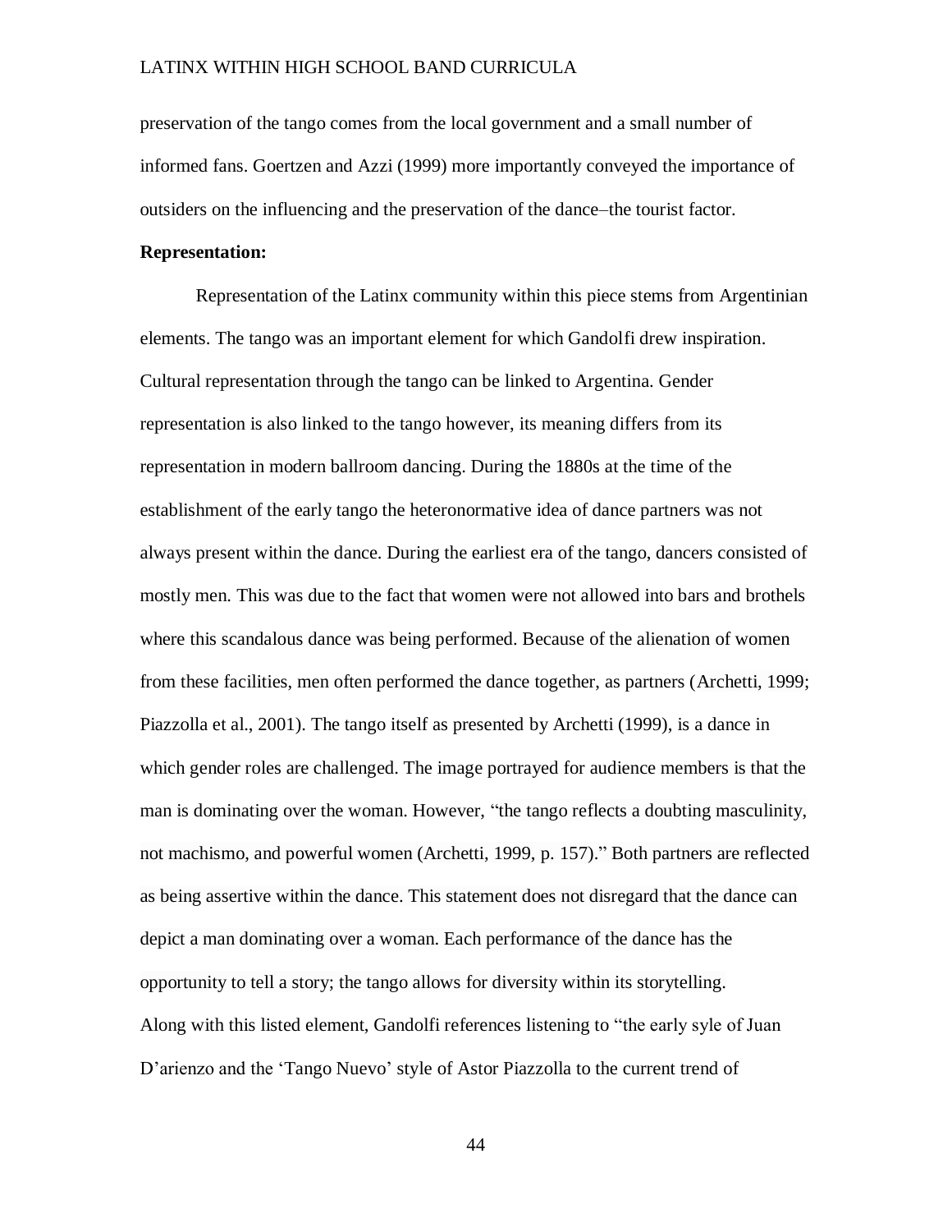preservation of the tango comes from the local government and a small number of informed fans. Goertzen and Azzi (1999) more importantly conveyed the importance of outsiders on the influencing and the preservation of the dance–the tourist factor.

**Representation:**

Representation of the Latinx community within this piece stems from Argentinian elements. The tango was an important element for which Gandolfi drew inspiration. Cultural representation through the tango can be linked to Argentina. Gender representation is also linked to the tango however, its meaning differs from its representation in modern ballroom dancing. During the 1880s at the time of the establishment of the early tango the heteronormative idea of dance partners was not always present within the dance. During the earliest era of the tango, dancers consisted of mostly men. This was due to the fact that women were not allowed into bars and brothels where this scandalous dance was being performed. Because of the alienation of women from these facilities, men often performed the dance together, as partners (Archetti, 1999; Piazzolla et al., 2001). The tango itself as presented by Archetti (1999), is a dance in which gender roles are challenged. The image portrayed for audience members is that the man is dominating over the woman. However, "the tango reflects a doubting masculinity, not machismo, and powerful women (Archetti, 1999, p. 157)." Both partners are reflected as being assertive within the dance. This statement does not disregard that the dance can depict a man dominating over a woman. Each performance of the dance has the opportunity to tell a story; the tango allows for diversity within its storytelling.

Along with this listed element, Gandolfi references listening to "the early syle of Juan D'arienzo and the 'Tango Nuevo' style of Astor Piazzolla to the current trend of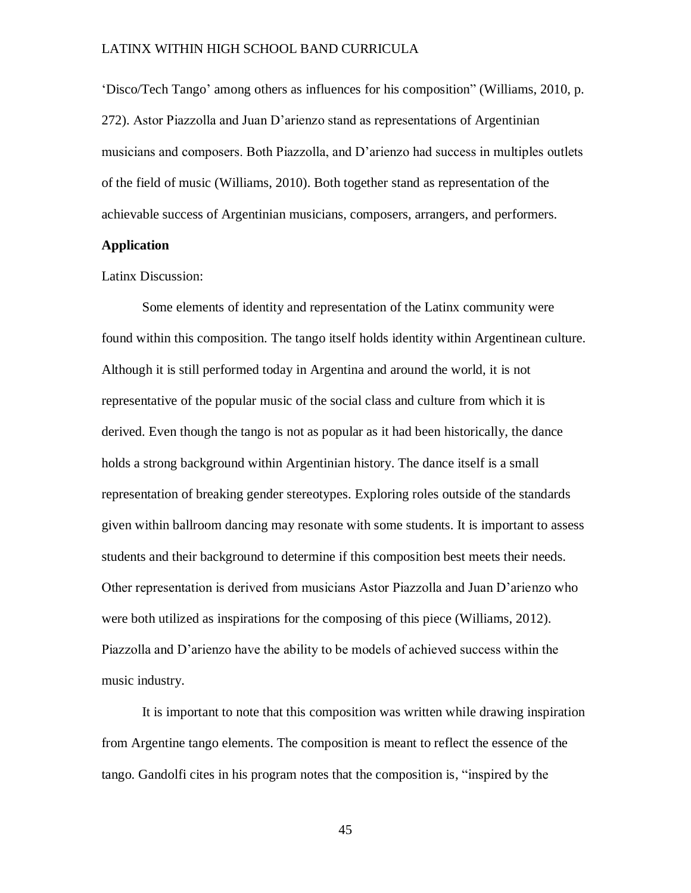'Disco/Tech Tango' among others as influences for his composition" (Williams, 2010, p. 272). Astor Piazzolla and Juan D'arienzo stand as representations of Argentinian musicians and composers. Both Piazzolla, and D'arienzo had success in multiples outlets of the field of music (Williams, 2010). Both together stand as representation of the achievable success of Argentinian musicians, composers, arrangers, and performers.

**Application**

Latinx Discussion:

Some elements of identity and representation of the Latinx community were found within this composition. The tango itself holds identity within Argentinean culture. Although it is still performed today in Argentina and around the world, it is not representative of the popular music of the social class and culture from which it is derived. Even though the tango is not as popular as it had been historically, the dance holds a strong background within Argentinian history. The dance itself is a small representation of breaking gender stereotypes. Exploring roles outside of the standards given within ballroom dancing may resonate with some students. It is important to assess students and their background to determine if this composition best meets their needs. Other representation is derived from musicians Astor Piazzolla and Juan D'arienzo who were both utilized as inspirations for the composing of this piece (Williams, 2012). Piazzolla and D'arienzo have the ability to be models of achieved success within the music industry.

It is important to note that this composition was written while drawing inspiration from Argentine tango elements. The composition is meant to reflect the essence of the tango. Gandolfi cites in his program notes that the composition is, "inspired by the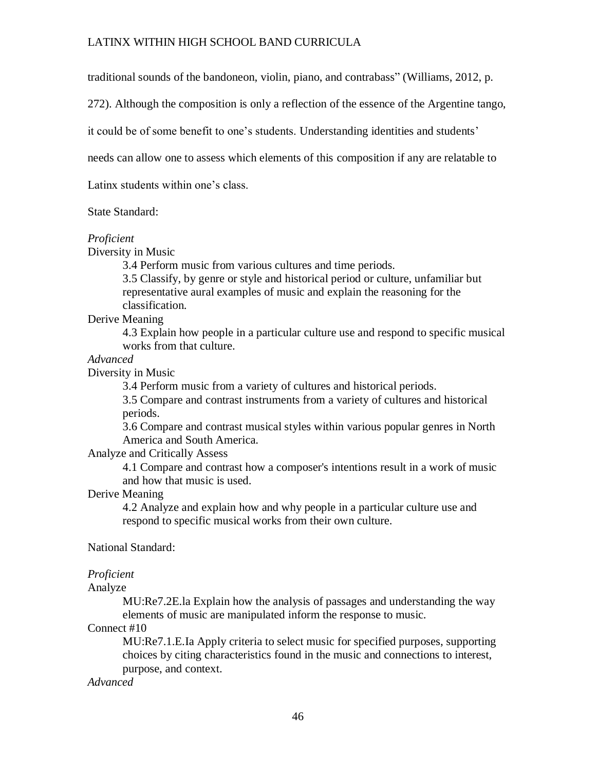traditional sounds of the bandoneon, violin, piano, and contrabass" (Williams, 2012, p. 272). Although the composition is only a reflection of the essence of the Argentine tango, it could be of some benefit to one's students. Understanding identities and students' needs can allow one to assess which elements of this composition if any are relatable to Latinx students within one's class.

State Standard:

*Proficient*

Diversity in Music

> 3.4 Perform music from various cultures and time periods.
>
> 3.5 Classify, by genre or style and historical period or culture, unfamiliar but representative aural examples of music and explain the reasoning for the classification.

Derive Meaning

> 4.3 Explain how people in a particular culture use and respond to specific musical works from that culture.

*Advanced*

Diversity in Music

> 3.4 Perform music from a variety of cultures and historical periods.
>
> 3.5 Compare and contrast instruments from a variety of cultures and historical periods.
>
> 3.6 Compare and contrast musical styles within various popular genres in North America and South America.

Analyze and Critically Assess

> 4.1 Compare and contrast how a composer's intentions result in a work of music and how that music is used.

Derive Meaning

> 4.2 Analyze and explain how and why people in a particular culture use and respond to specific musical works from their own culture.

National Standard:

*Proficient*

Analyze

> MU:Re7.2E.la Explain how the analysis of passages and understanding the way elements of music are manipulated inform the response to music.

Connect #10

> MU:Re7.1.E.Ia Apply criteria to select music for specified purposes, supporting choices by citing characteristics found in the music and connections to interest, purpose, and context.

*Advanced*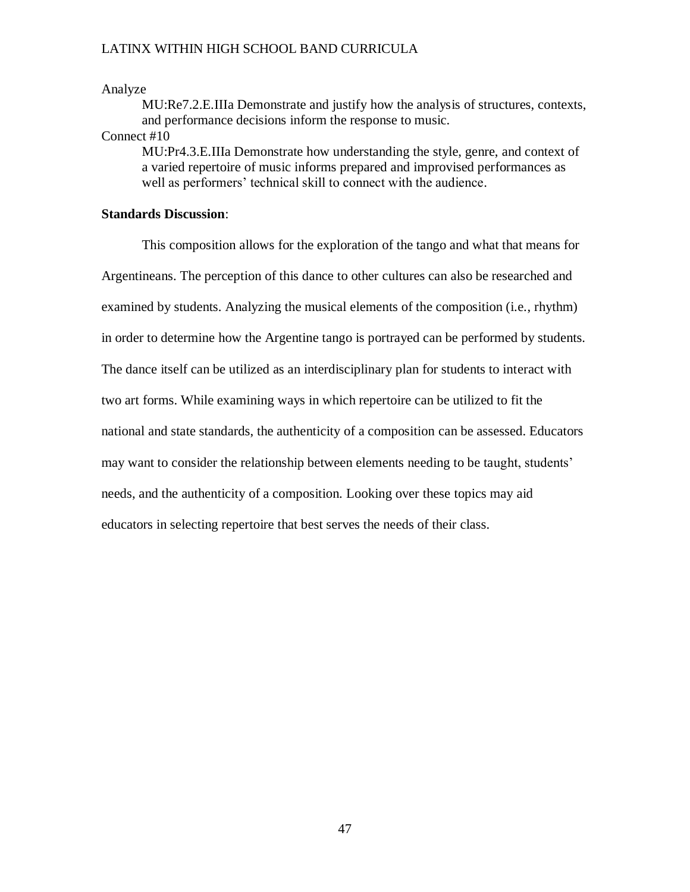Analyze

MU:Re7.2.E.IIIa Demonstrate and justify how the analysis of structures, contexts, and performance decisions inform the response to music.

Connect #10

MU:Pr4.3.E.IIIa Demonstrate how understanding the style, genre, and context of a varied repertoire of music informs prepared and improvised performances as well as performers' technical skill to connect with the audience.

**Standards Discussion**:

This composition allows for the exploration of the tango and what that means for Argentineans. The perception of this dance to other cultures can also be researched and examined by students. Analyzing the musical elements of the composition (i.e., rhythm) in order to determine how the Argentine tango is portrayed can be performed by students. The dance itself can be utilized as an interdisciplinary plan for students to interact with two art forms. While examining ways in which repertoire can be utilized to fit the national and state standards, the authenticity of a composition can be assessed. Educators may want to consider the relationship between elements needing to be taught, students' needs, and the authenticity of a composition. Looking over these topics may aid educators in selecting repertoire that best serves the needs of their class.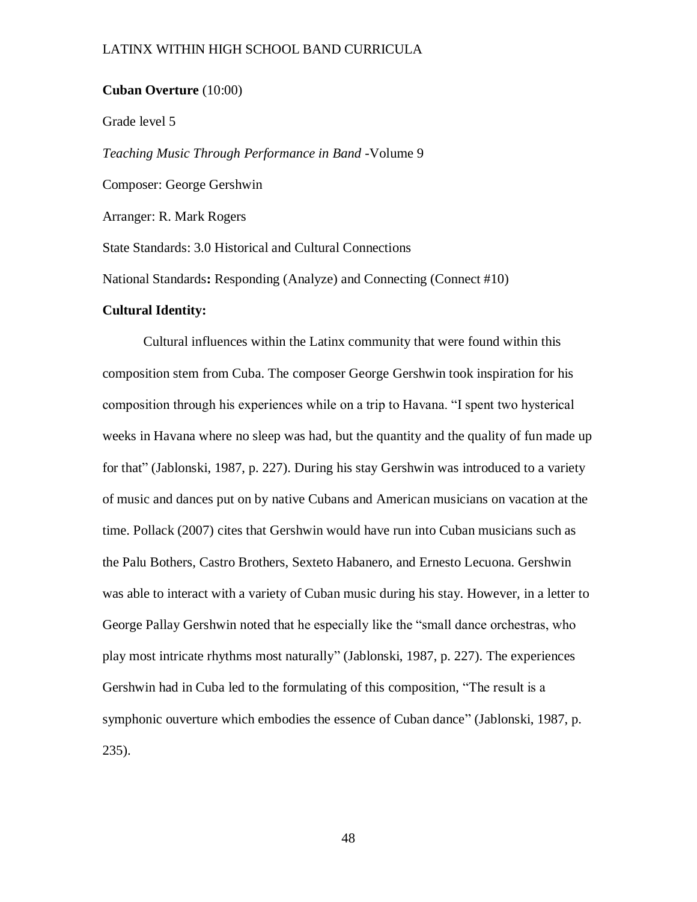**Cuban Overture** (10:00)

Grade level 5

*Teaching Music Through Performance in Band* -Volume 9

Composer: George Gershwin

Arranger: R. Mark Rogers

State Standards: 3.0 Historical and Cultural Connections

National Standards**:** Responding (Analyze) and Connecting (Connect #10)

**Cultural Identity:**

Cultural influences within the Latinx community that were found within this composition stem from Cuba. The composer George Gershwin took inspiration for his composition through his experiences while on a trip to Havana. "I spent two hysterical weeks in Havana where no sleep was had, but the quantity and the quality of fun made up for that" (Jablonski, 1987, p. 227). During his stay Gershwin was introduced to a variety of music and dances put on by native Cubans and American musicians on vacation at the time. Pollack (2007) cites that Gershwin would have run into Cuban musicians such as the Palu Bothers, Castro Brothers, Sexteto Habanero, and Ernesto Lecuona. Gershwin was able to interact with a variety of Cuban music during his stay. However, in a letter to George Pallay Gershwin noted that he especially like the "small dance orchestras, who play most intricate rhythms most naturally" (Jablonski, 1987, p. 227). The experiences Gershwin had in Cuba led to the formulating of this composition, "The result is a symphonic ouverture which embodies the essence of Cuban dance" (Jablonski, 1987, p. 235).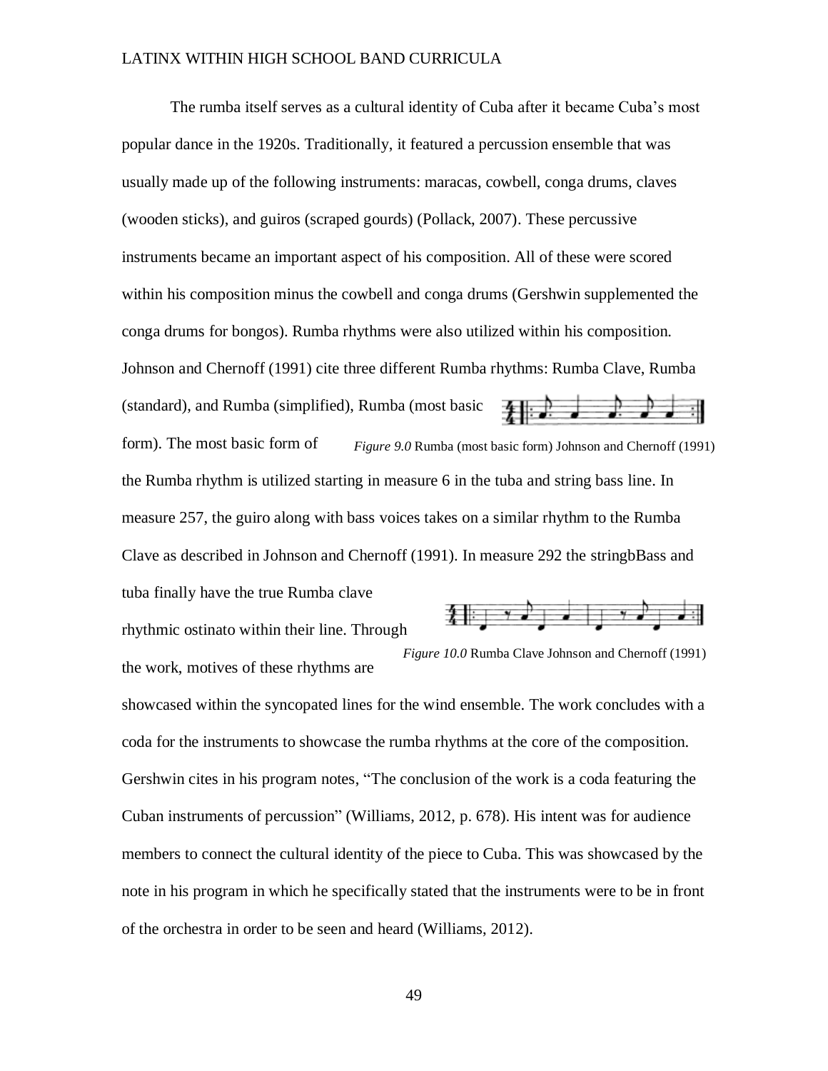The rumba itself serves as a cultural identity of Cuba after it became Cuba's most popular dance in the 1920s. Traditionally, it featured a percussion ensemble that was usually made up of the following instruments: maracas, cowbell, conga drums, claves (wooden sticks), and guiros (scraped gourds) (Pollack, 2007). These percussive instruments became an important aspect of his composition. All of these were scored within his composition minus the cowbell and conga drums (Gershwin supplemented the conga drums for bongos). Rumba rhythms were also utilized within his composition. Johnson and Chernoff (1991) cite three different Rumba rhythms: Rumba Clave, Rumba (standard), and Rumba (simplified), Rumba (most basic form). The most basic form of the Rumba rhythm is utilized starting in measure 6 in the tuba and string bass line. In measure 257, the guiro along with bass voices takes on a similar rhythm to the Rumba Clave as described in Johnson and Chernoff (1991). In measure 292 the stringbBass and tuba finally have the true Rumba clave rhythmic ostinato within their line. Through the work, motives of these rhythms are showcased within the syncopated lines for the wind ensemble. The work concludes with a coda for the instruments to showcase the rumba rhythms at the core of the composition. Gershwin cites in his program notes, "The conclusion of the work is a coda featuring the Cuban instruments of percussion" (Williams, 2012, p. 678). His intent was for audience members to connect the cultural identity of the piece to Cuba. This was showcased by the note in his program in which he specifically stated that the instruments were to be in front of the orchestra in order to be seen and heard (Williams, 2012).

*Figure 9.0* Rumba (most basic form) Johnson and Chernoff (1991)

*Figure 10.0* Rumba Clave Johnson and Chernoff (1991)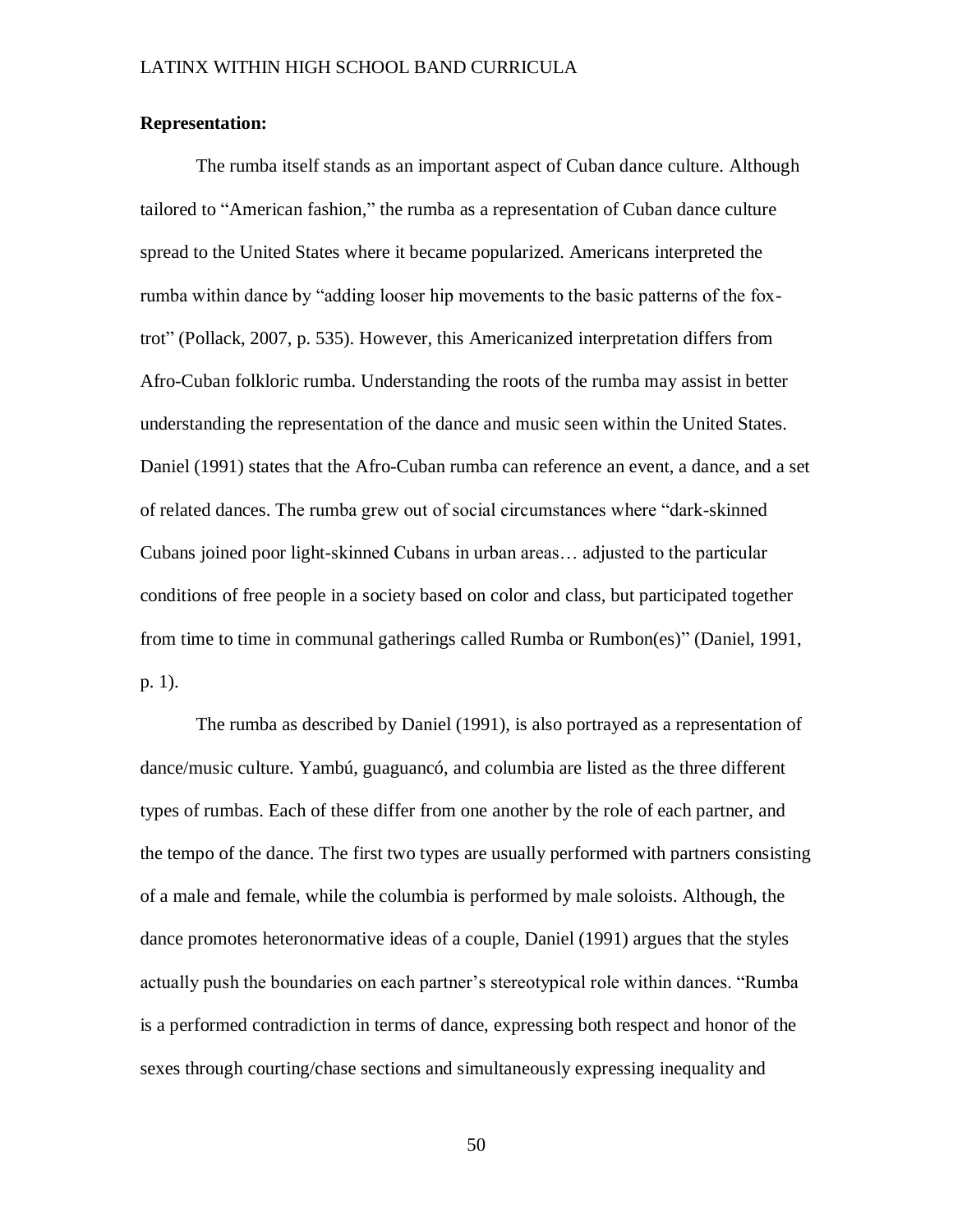**Representation:**

The rumba itself stands as an important aspect of Cuban dance culture. Although tailored to "American fashion," the rumba as a representation of Cuban dance culture spread to the United States where it became popularized. Americans interpreted the rumba within dance by "adding looser hip movements to the basic patterns of the fox-trot" (Pollack, 2007, p. 535). However, this Americanized interpretation differs from Afro-Cuban folkloric rumba. Understanding the roots of the rumba may assist in better understanding the representation of the dance and music seen within the United States. Daniel (1991) states that the Afro-Cuban rumba can reference an event, a dance, and a set of related dances. The rumba grew out of social circumstances where "dark-skinned Cubans joined poor light-skinned Cubans in urban areas… adjusted to the particular conditions of free people in a society based on color and class, but participated together from time to time in communal gatherings called Rumba or Rumbon(es)" (Daniel, 1991, p. 1).

The rumba as described by Daniel (1991), is also portrayed as a representation of dance/music culture. Yambú, guaguancó, and columbia are listed as the three different types of rumbas. Each of these differ from one another by the role of each partner, and the tempo of the dance. The first two types are usually performed with partners consisting of a male and female, while the columbia is performed by male soloists. Although, the dance promotes heteronormative ideas of a couple, Daniel (1991) argues that the styles actually push the boundaries on each partner's stereotypical role within dances. "Rumba is a performed contradiction in terms of dance, expressing both respect and honor of the sexes through courting/chase sections and simultaneously expressing inequality and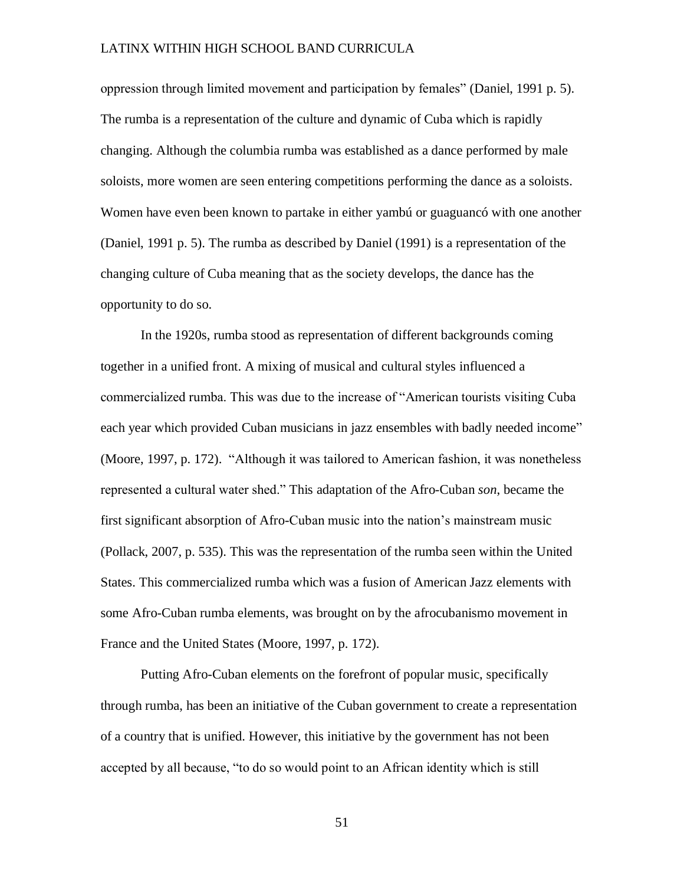oppression through limited movement and participation by females" (Daniel, 1991 p. 5). The rumba is a representation of the culture and dynamic of Cuba which is rapidly changing. Although the columbia rumba was established as a dance performed by male soloists, more women are seen entering competitions performing the dance as a soloists. Women have even been known to partake in either yambú or guaguancó with one another (Daniel, 1991 p. 5). The rumba as described by Daniel (1991) is a representation of the changing culture of Cuba meaning that as the society develops, the dance has the opportunity to do so.

In the 1920s, rumba stood as representation of different backgrounds coming together in a unified front. A mixing of musical and cultural styles influenced a commercialized rumba. This was due to the increase of "American tourists visiting Cuba each year which provided Cuban musicians in jazz ensembles with badly needed income" (Moore, 1997, p. 172). "Although it was tailored to American fashion, it was nonetheless represented a cultural water shed." This adaptation of the Afro-Cuban *son*, became the first significant absorption of Afro-Cuban music into the nation's mainstream music (Pollack, 2007, p. 535). This was the representation of the rumba seen within the United States. This commercialized rumba which was a fusion of American Jazz elements with some Afro-Cuban rumba elements, was brought on by the afrocubanismo movement in France and the United States (Moore, 1997, p. 172).

Putting Afro-Cuban elements on the forefront of popular music, specifically through rumba, has been an initiative of the Cuban government to create a representation of a country that is unified. However, this initiative by the government has not been accepted by all because, "to do so would point to an African identity which is still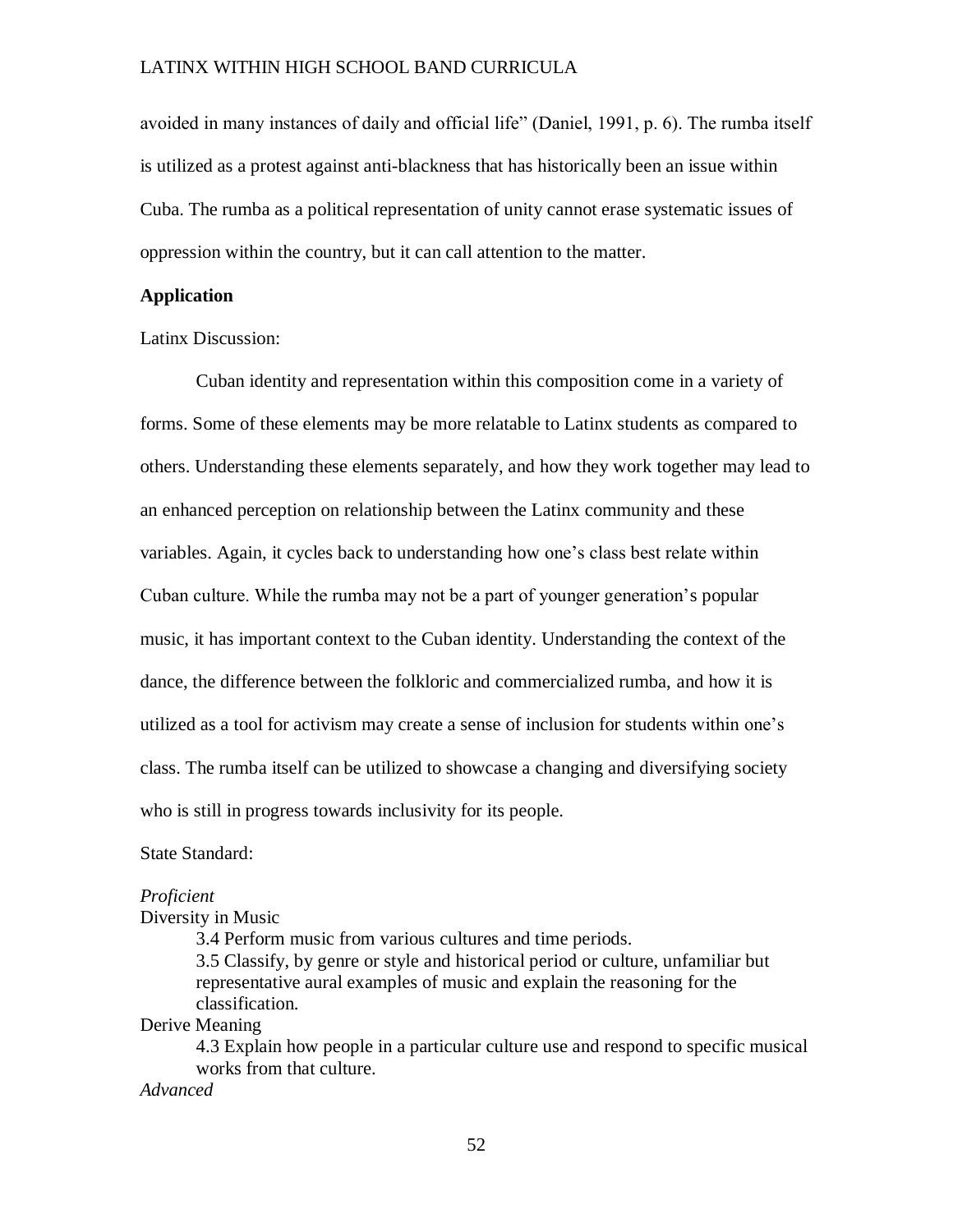avoided in many instances of daily and official life" (Daniel, 1991, p. 6). The rumba itself is utilized as a protest against anti-blackness that has historically been an issue within Cuba. The rumba as a political representation of unity cannot erase systematic issues of oppression within the country, but it can call attention to the matter.

**Application**

Latinx Discussion:

Cuban identity and representation within this composition come in a variety of forms. Some of these elements may be more relatable to Latinx students as compared to others. Understanding these elements separately, and how they work together may lead to an enhanced perception on relationship between the Latinx community and these variables. Again, it cycles back to understanding how one's class best relate within Cuban culture. While the rumba may not be a part of younger generation's popular music, it has important context to the Cuban identity. Understanding the context of the dance, the difference between the folkloric and commercialized rumba, and how it is utilized as a tool for activism may create a sense of inclusion for students within one's class. The rumba itself can be utilized to showcase a changing and diversifying society who is still in progress towards inclusivity for its people.

State Standard:

*Proficient*

Diversity in Music

3.4 Perform music from various cultures and time periods.

3.5 Classify, by genre or style and historical period or culture, unfamiliar but representative aural examples of music and explain the reasoning for the classification.

Derive Meaning

4.3 Explain how people in a particular culture use and respond to specific musical works from that culture.

*Advanced*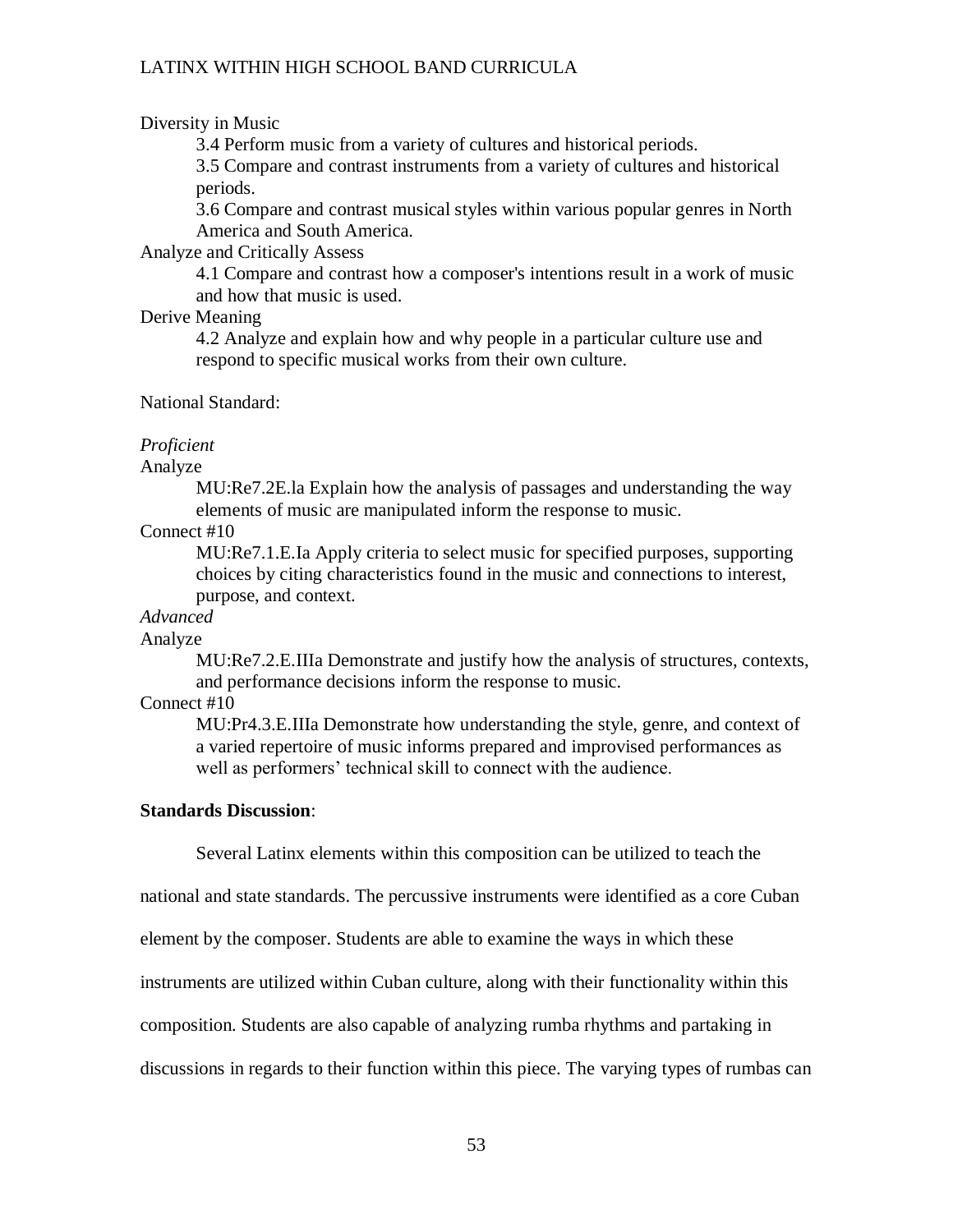Diversity in Music

3.4 Perform music from a variety of cultures and historical periods.

3.5 Compare and contrast instruments from a variety of cultures and historical periods.

3.6 Compare and contrast musical styles within various popular genres in North America and South America.

Analyze and Critically Assess

4.1 Compare and contrast how a composer's intentions result in a work of music and how that music is used.

Derive Meaning

4.2 Analyze and explain how and why people in a particular culture use and respond to specific musical works from their own culture.

National Standard:

*Proficient*

Analyze

MU:Re7.2E.la Explain how the analysis of passages and understanding the way elements of music are manipulated inform the response to music.

Connect #10

MU:Re7.1.E.Ia Apply criteria to select music for specified purposes, supporting choices by citing characteristics found in the music and connections to interest, purpose, and context.

*Advanced*

Analyze

MU:Re7.2.E.IIIa Demonstrate and justify how the analysis of structures, contexts, and performance decisions inform the response to music.

Connect #10

MU:Pr4.3.E.IIIa Demonstrate how understanding the style, genre, and context of a varied repertoire of music informs prepared and improvised performances as well as performers' technical skill to connect with the audience.

**Standards Discussion**:

Several Latinx elements within this composition can be utilized to teach the national and state standards. The percussive instruments were identified as a core Cuban element by the composer. Students are able to examine the ways in which these instruments are utilized within Cuban culture, along with their functionality within this composition. Students are also capable of analyzing rumba rhythms and partaking in discussions in regards to their function within this piece. The varying types of rumbas can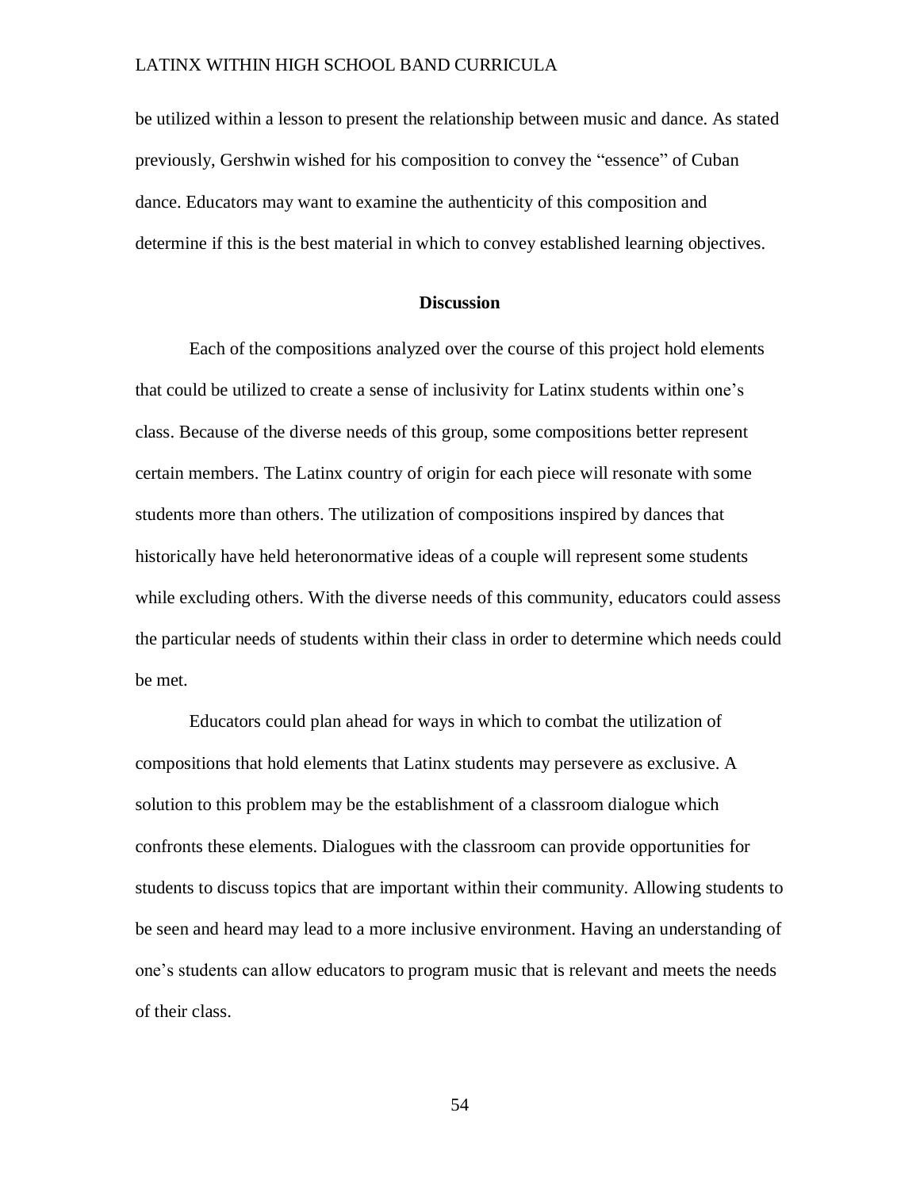be utilized within a lesson to present the relationship between music and dance. As stated previously, Gershwin wished for his composition to convey the "essence" of Cuban dance. Educators may want to examine the authenticity of this composition and determine if this is the best material in which to convey established learning objectives.

## Discussion

Each of the compositions analyzed over the course of this project hold elements that could be utilized to create a sense of inclusivity for Latinx students within one's class. Because of the diverse needs of this group, some compositions better represent certain members. The Latinx country of origin for each piece will resonate with some students more than others. The utilization of compositions inspired by dances that historically have held heteronormative ideas of a couple will represent some students while excluding others. With the diverse needs of this community, educators could assess the particular needs of students within their class in order to determine which needs could be met.

Educators could plan ahead for ways in which to combat the utilization of compositions that hold elements that Latinx students may persevere as exclusive. A solution to this problem may be the establishment of a classroom dialogue which confronts these elements. Dialogues with the classroom can provide opportunities for students to discuss topics that are important within their community. Allowing students to be seen and heard may lead to a more inclusive environment. Having an understanding of one's students can allow educators to program music that is relevant and meets the needs of their class.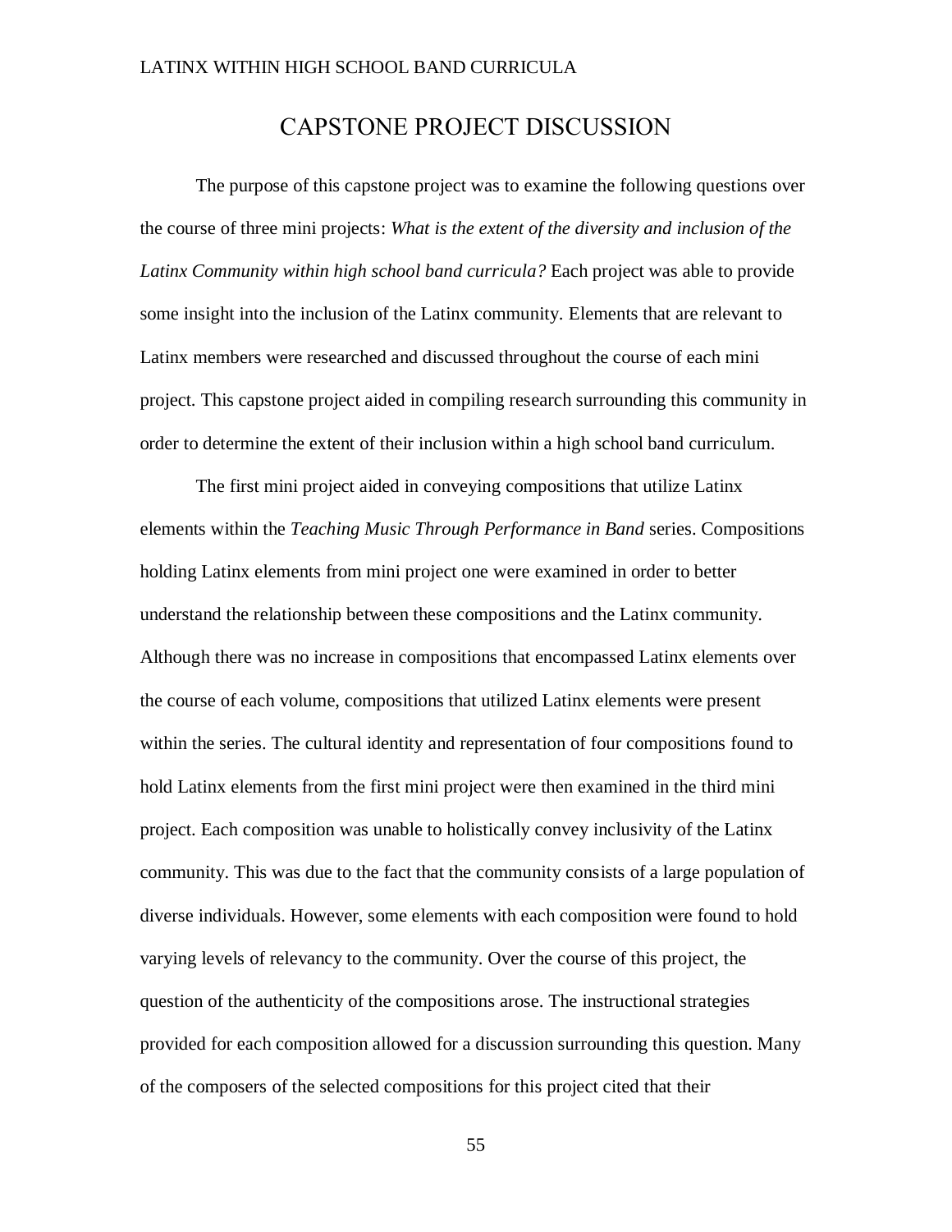# CAPSTONE PROJECT DISCUSSION

The purpose of this capstone project was to examine the following questions over the course of three mini projects: *What is the extent of the diversity and inclusion of the Latinx Community within high school band curricula?* Each project was able to provide some insight into the inclusion of the Latinx community. Elements that are relevant to Latinx members were researched and discussed throughout the course of each mini project. This capstone project aided in compiling research surrounding this community in order to determine the extent of their inclusion within a high school band curriculum.

The first mini project aided in conveying compositions that utilize Latinx elements within the *Teaching Music Through Performance in Band* series. Compositions holding Latinx elements from mini project one were examined in order to better understand the relationship between these compositions and the Latinx community. Although there was no increase in compositions that encompassed Latinx elements over the course of each volume, compositions that utilized Latinx elements were present within the series. The cultural identity and representation of four compositions found to hold Latinx elements from the first mini project were then examined in the third mini project. Each composition was unable to holistically convey inclusivity of the Latinx community. This was due to the fact that the community consists of a large population of diverse individuals. However, some elements with each composition were found to hold varying levels of relevancy to the community. Over the course of this project, the question of the authenticity of the compositions arose. The instructional strategies provided for each composition allowed for a discussion surrounding this question. Many of the composers of the selected compositions for this project cited that their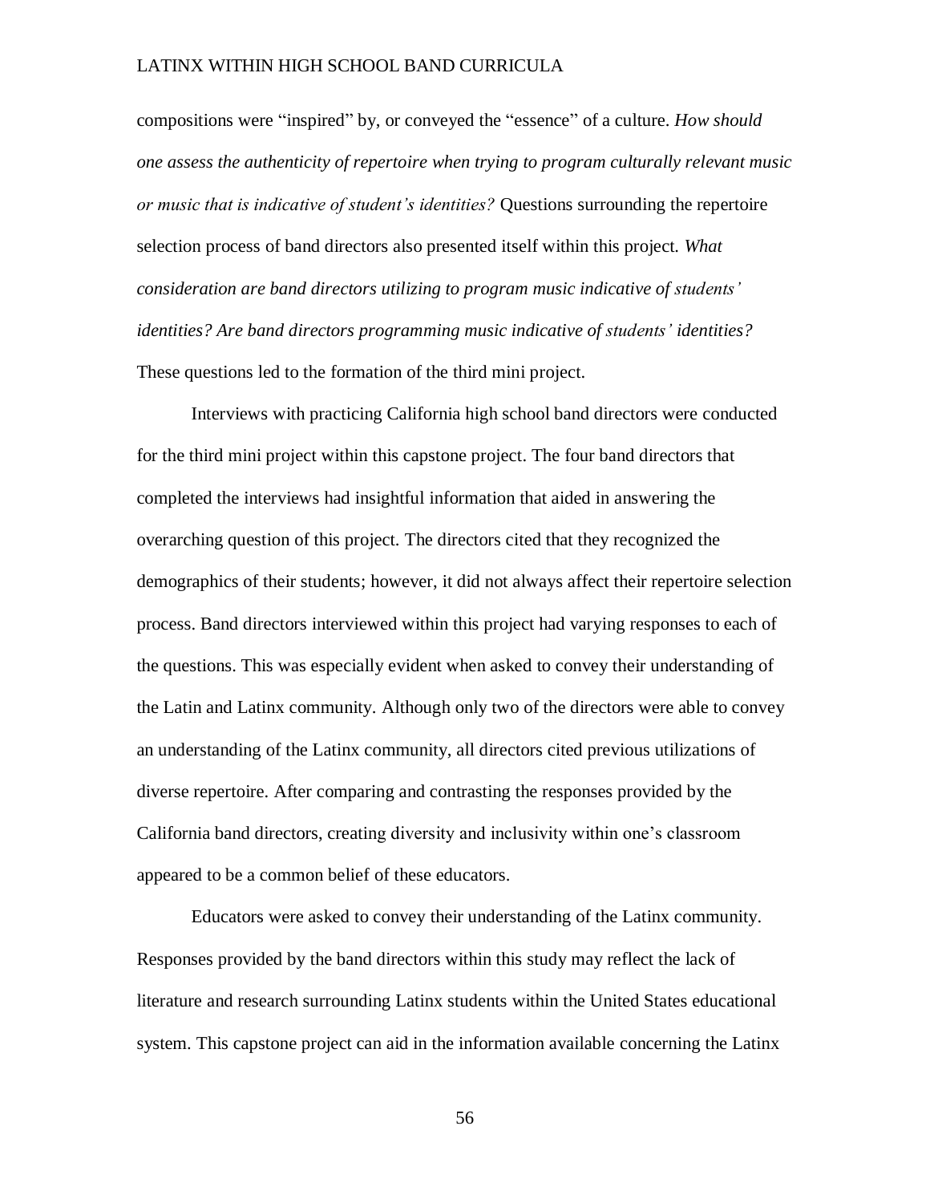compositions were "inspired" by, or conveyed the "essence" of a culture. *How should one assess the authenticity of repertoire when trying to program culturally relevant music or music that is indicative of student's identities?* Questions surrounding the repertoire selection process of band directors also presented itself within this project. *What consideration are band directors utilizing to program music indicative of students' identities? Are band directors programming music indicative of students' identities?* These questions led to the formation of the third mini project.

Interviews with practicing California high school band directors were conducted for the third mini project within this capstone project. The four band directors that completed the interviews had insightful information that aided in answering the overarching question of this project. The directors cited that they recognized the demographics of their students; however, it did not always affect their repertoire selection process. Band directors interviewed within this project had varying responses to each of the questions. This was especially evident when asked to convey their understanding of the Latin and Latinx community. Although only two of the directors were able to convey an understanding of the Latinx community, all directors cited previous utilizations of diverse repertoire. After comparing and contrasting the responses provided by the California band directors, creating diversity and inclusivity within one's classroom appeared to be a common belief of these educators.

Educators were asked to convey their understanding of the Latinx community. Responses provided by the band directors within this study may reflect the lack of literature and research surrounding Latinx students within the United States educational system. This capstone project can aid in the information available concerning the Latinx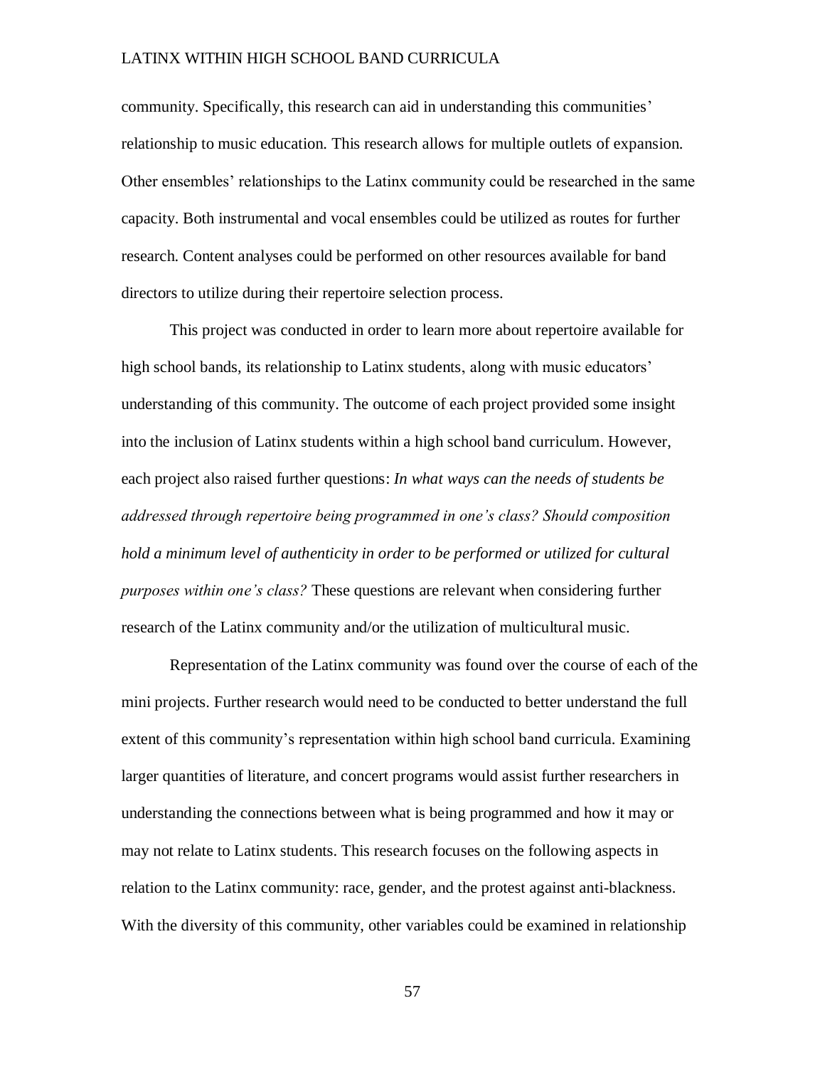community. Specifically, this research can aid in understanding this communities' relationship to music education. This research allows for multiple outlets of expansion. Other ensembles' relationships to the Latinx community could be researched in the same capacity. Both instrumental and vocal ensembles could be utilized as routes for further research. Content analyses could be performed on other resources available for band directors to utilize during their repertoire selection process.

This project was conducted in order to learn more about repertoire available for high school bands, its relationship to Latinx students, along with music educators' understanding of this community. The outcome of each project provided some insight into the inclusion of Latinx students within a high school band curriculum. However, each project also raised further questions: *In what ways can the needs of students be addressed through repertoire being programmed in one's class? Should composition hold a minimum level of authenticity in order to be performed or utilized for cultural purposes within one's class?* These questions are relevant when considering further research of the Latinx community and/or the utilization of multicultural music.

Representation of the Latinx community was found over the course of each of the mini projects. Further research would need to be conducted to better understand the full extent of this community's representation within high school band curricula. Examining larger quantities of literature, and concert programs would assist further researchers in understanding the connections between what is being programmed and how it may or may not relate to Latinx students. This research focuses on the following aspects in relation to the Latinx community: race, gender, and the protest against anti-blackness. With the diversity of this community, other variables could be examined in relationship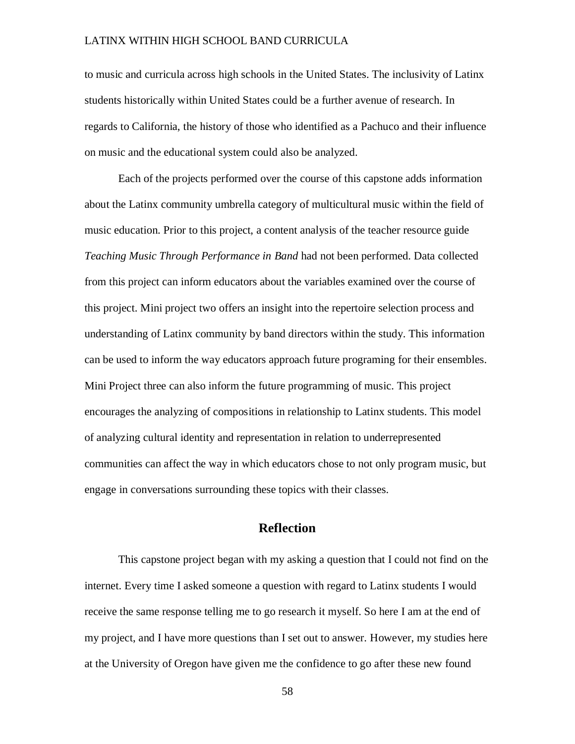to music and curricula across high schools in the United States. The inclusivity of Latinx students historically within United States could be a further avenue of research. In regards to California, the history of those who identified as a Pachuco and their influence on music and the educational system could also be analyzed.

Each of the projects performed over the course of this capstone adds information about the Latinx community umbrella category of multicultural music within the field of music education. Prior to this project, a content analysis of the teacher resource guide *Teaching Music Through Performance in Band* had not been performed. Data collected from this project can inform educators about the variables examined over the course of this project. Mini project two offers an insight into the repertoire selection process and understanding of Latinx community by band directors within the study. This information can be used to inform the way educators approach future programing for their ensembles. Mini Project three can also inform the future programming of music. This project encourages the analyzing of compositions in relationship to Latinx students. This model of analyzing cultural identity and representation in relation to underrepresented communities can affect the way in which educators chose to not only program music, but engage in conversations surrounding these topics with their classes.

## Reflection

This capstone project began with my asking a question that I could not find on the internet. Every time I asked someone a question with regard to Latinx students I would receive the same response telling me to go research it myself. So here I am at the end of my project, and I have more questions than I set out to answer. However, my studies here at the University of Oregon have given me the confidence to go after these new found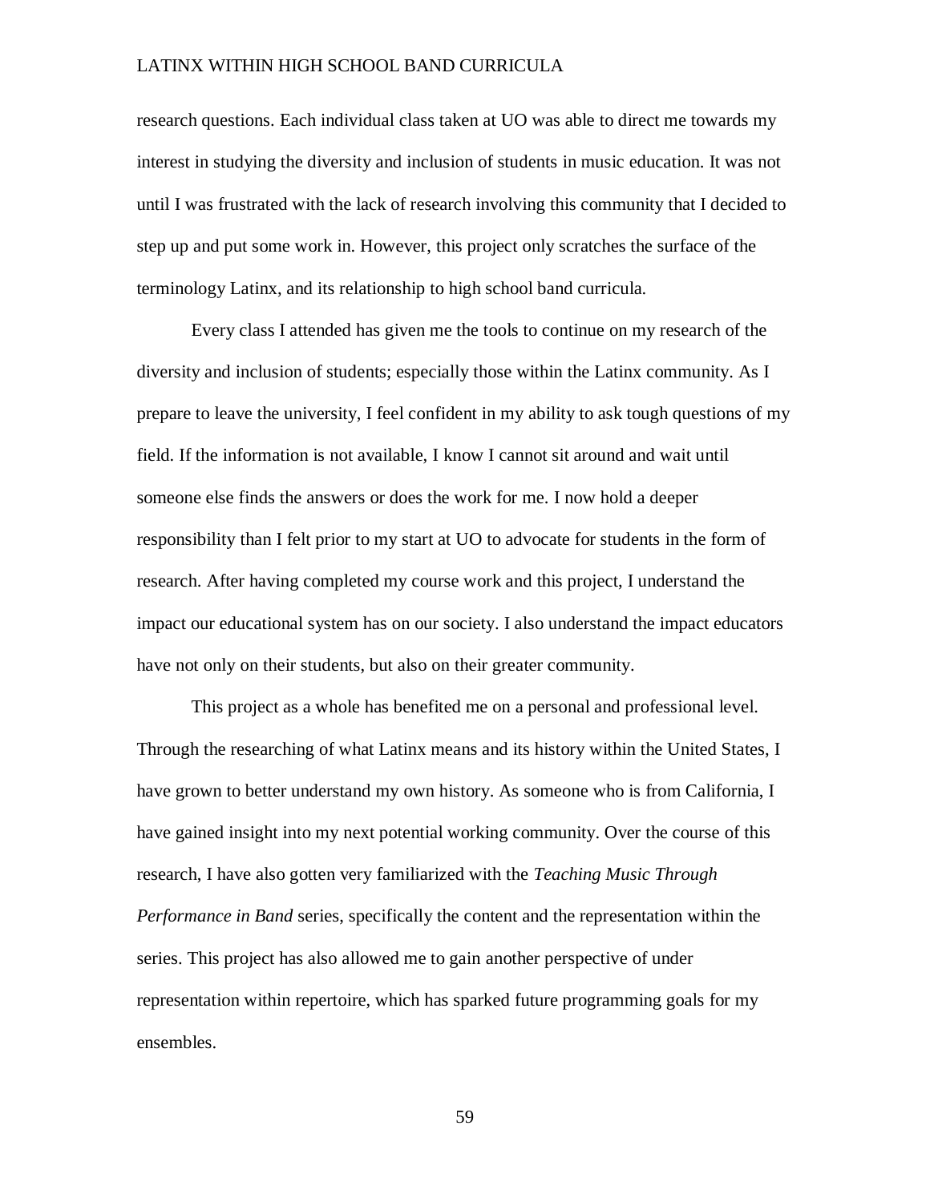research questions. Each individual class taken at UO was able to direct me towards my interest in studying the diversity and inclusion of students in music education. It was not until I was frustrated with the lack of research involving this community that I decided to step up and put some work in. However, this project only scratches the surface of the terminology Latinx, and its relationship to high school band curricula.

Every class I attended has given me the tools to continue on my research of the diversity and inclusion of students; especially those within the Latinx community. As I prepare to leave the university, I feel confident in my ability to ask tough questions of my field. If the information is not available, I know I cannot sit around and wait until someone else finds the answers or does the work for me. I now hold a deeper responsibility than I felt prior to my start at UO to advocate for students in the form of research. After having completed my course work and this project, I understand the impact our educational system has on our society. I also understand the impact educators have not only on their students, but also on their greater community.

This project as a whole has benefited me on a personal and professional level. Through the researching of what Latinx means and its history within the United States, I have grown to better understand my own history. As someone who is from California, I have gained insight into my next potential working community. Over the course of this research, I have also gotten very familiarized with the *Teaching Music Through Performance in Band* series, specifically the content and the representation within the series. This project has also allowed me to gain another perspective of under representation within repertoire, which has sparked future programming goals for my ensembles.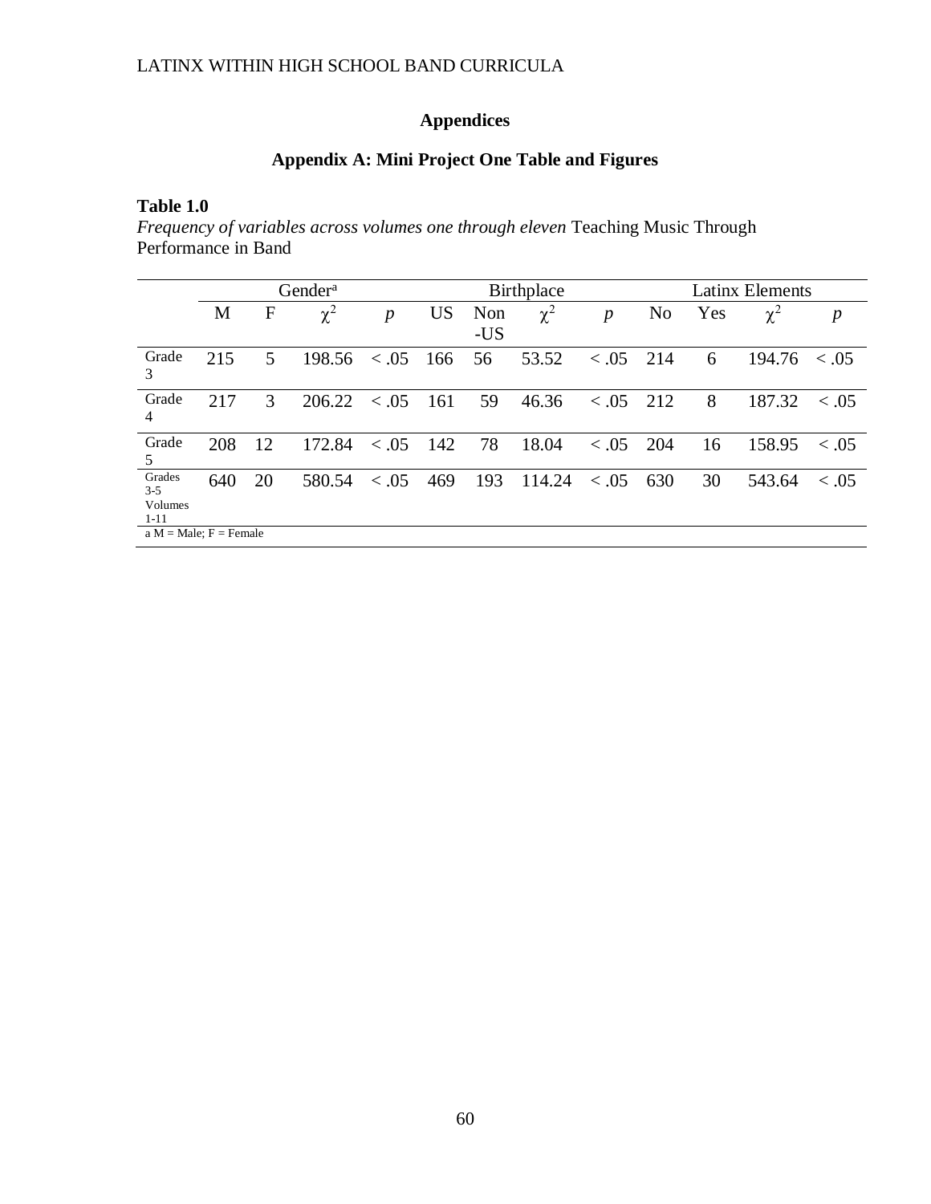# Appendices

## Appendix A: Mini Project One Table and Figures

**Table 1.0**

*Frequency of variables across volumes one through eleven* Teaching Music Through Performance in Band

| | Gender[a] | | | | Birthplace | | | | Latinx Elements | | | |
|---|---|---|---|---|---|---|---|---|---|---|---|---|
| | M | F | $\chi^2$ | *p* | US | Non-US | $\chi^2$ | *p* | No | Yes | $\chi^2$ | *p* |
| Grade 3 | 215 | 5 | 198.56 | $< .05$ | 166 | 56 | 53.52 | $< .05$ | 214 | 6 | 194.76 | $< .05$ |
| Grade 4 | 217 | 3 | 206.22 | $< .05$ | 161 | 59 | 46.36 | $< .05$ | 212 | 8 | 187.32 | $< .05$ |
| Grade 5 | 208 | 12 | 172.84 | $< .05$ | 142 | 78 | 18.04 | $< .05$ | 204 | 16 | 158.95 | $< .05$ |
| Grades 3-5 Volumes 1-11 | 640 | 20 | 580.54 | $< .05$ | 469 | 193 | 114.24 | $< .05$ | 630 | 30 | 543.64 | $< .05$ |

a M = Male; F = Female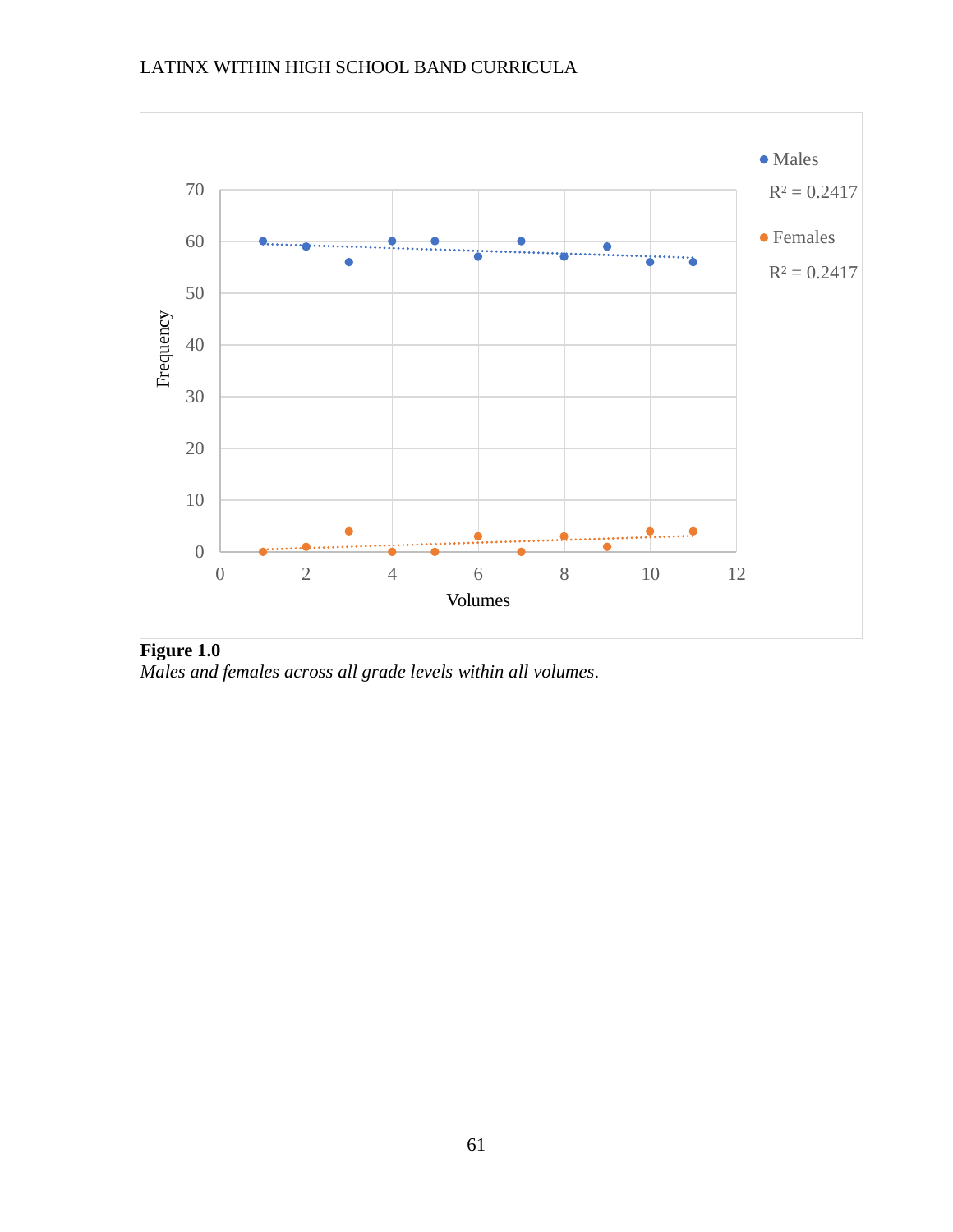**Figure 1.0**

*Males and females across all grade levels within all volumes.*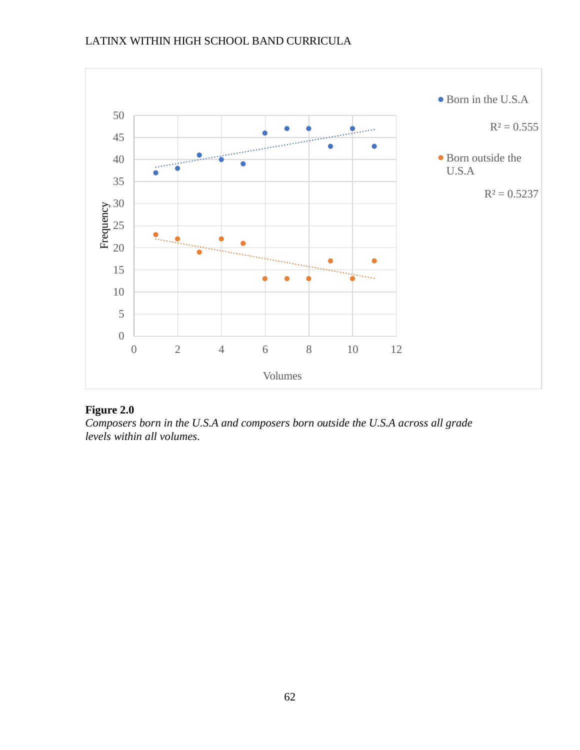**Figure 2.0**

*Composers born in the U.S.A and composers born outside the U.S.A across all grade levels within all volumes.*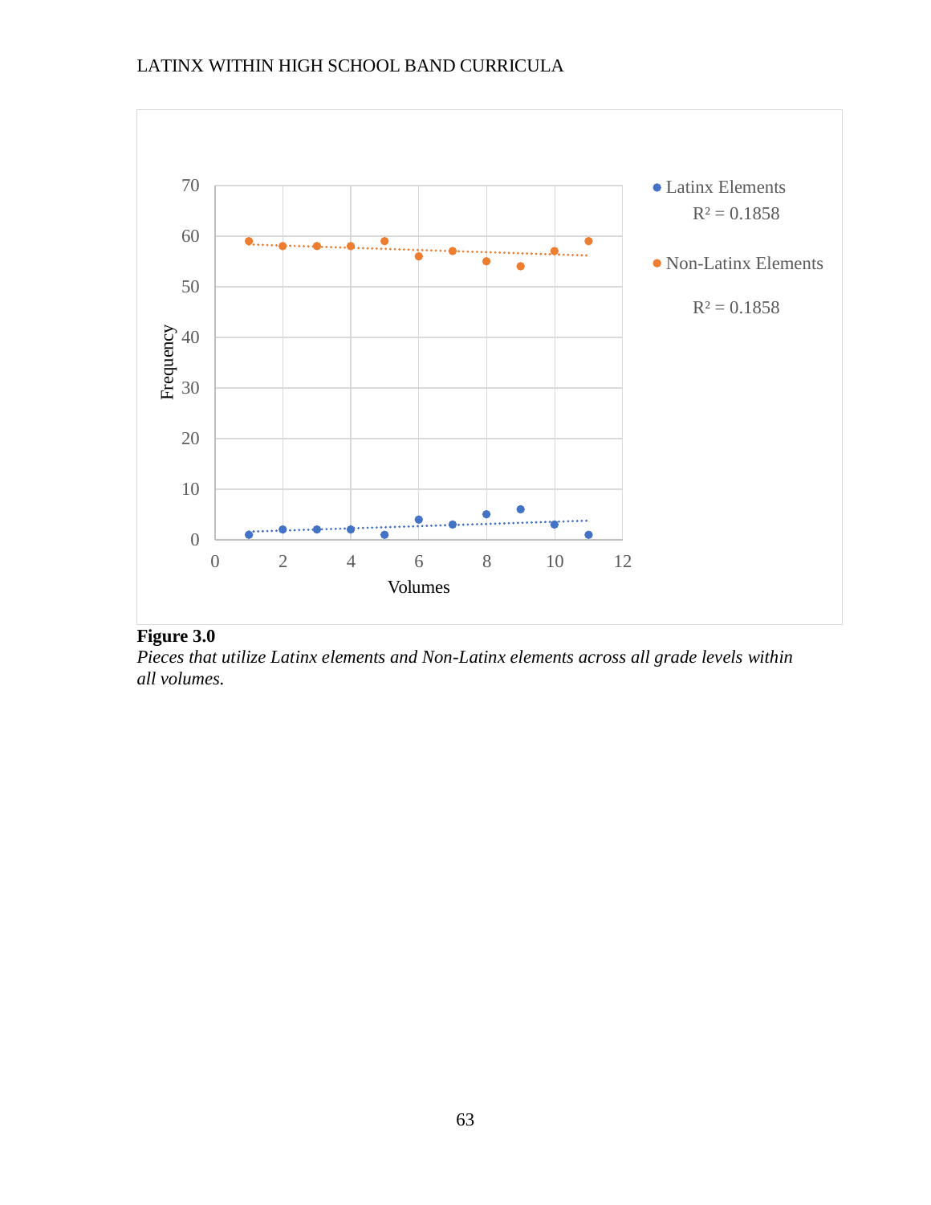**Figure 3.0**

*Pieces that utilize Latinx elements and Non-Latinx elements across all grade levels within all volumes.*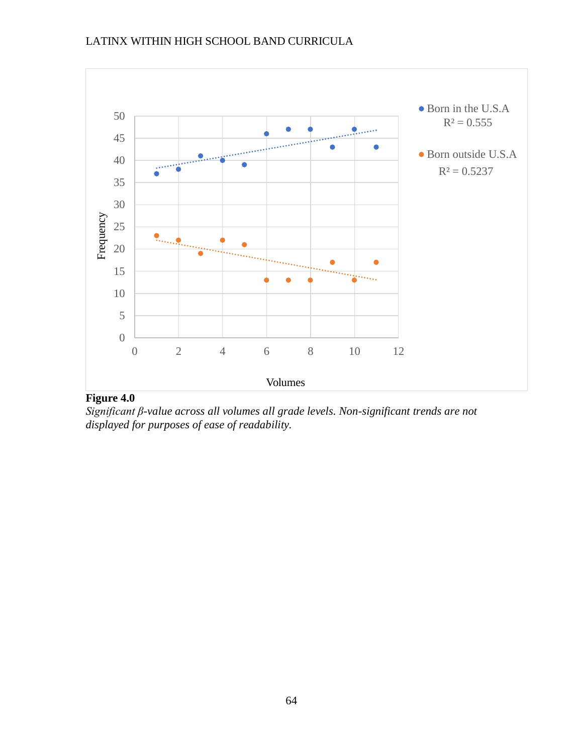**Figure 4.0**

*Significant β-value across all volumes all grade levels. Non-significant trends are not displayed for purposes of ease of readability.*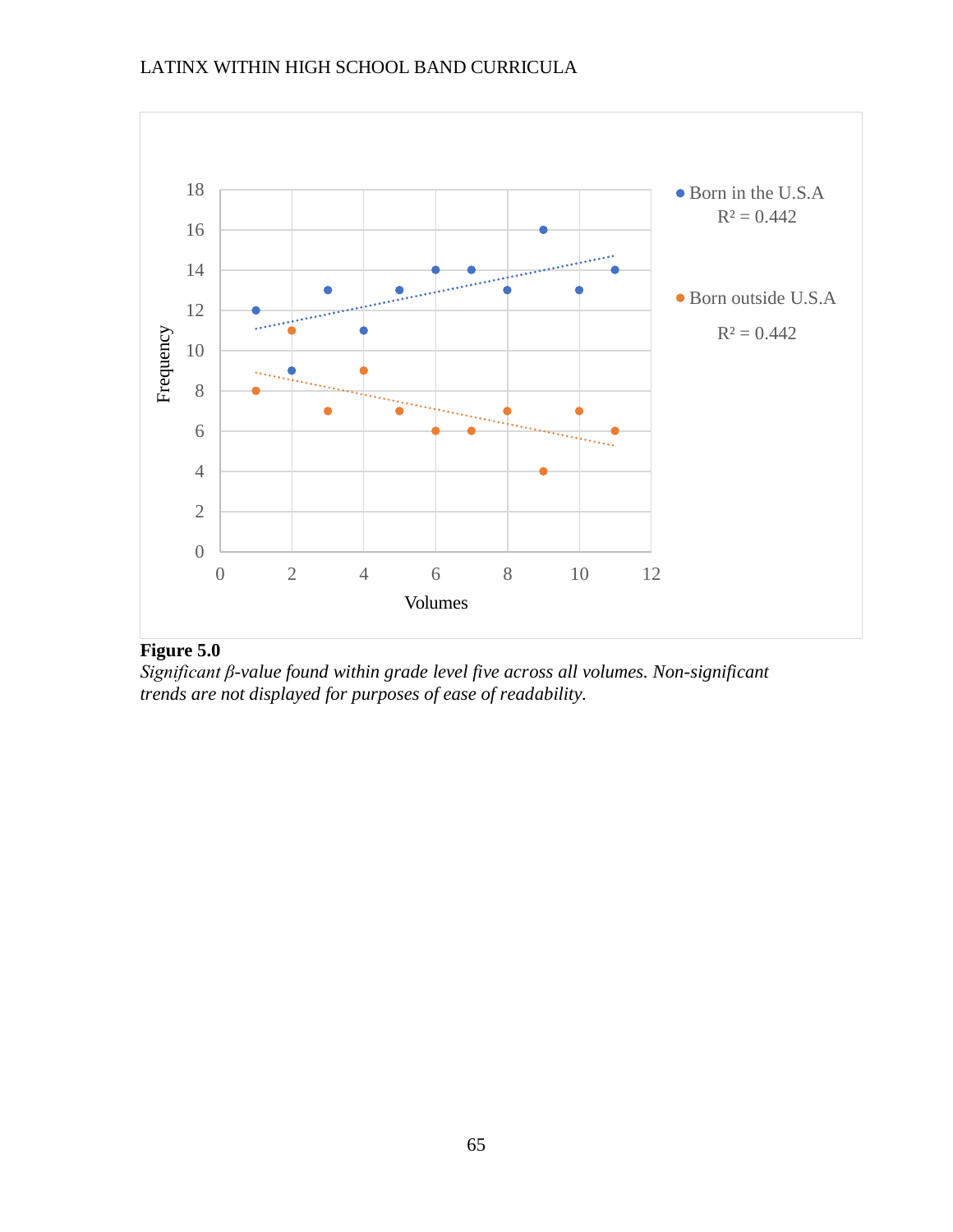**Figure 5.0**

*Significant β-value found within grade level five across all volumes. Non-significant trends are not displayed for purposes of ease of readability.*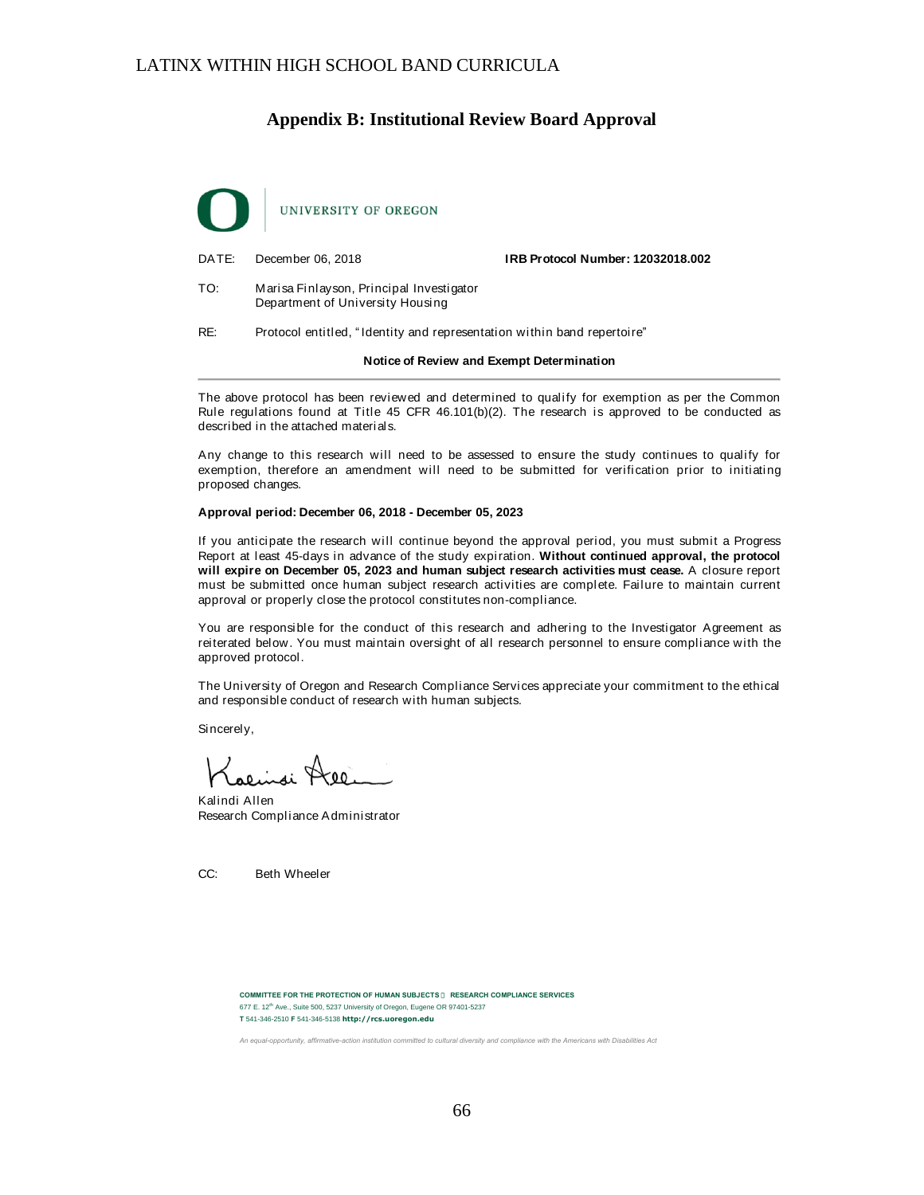## Appendix B: Institutional Review Board Approval

UNIVERSITY OF OREGON

DATE: December 06, 2018 **IRB Protocol Number: 12032018.002**

TO: Marisa Finlayson, Principal Investigator
Department of University Housing

RE: Protocol entitled, "Identity and representation within band repertoire"

**Notice of Review and Exempt Determination**

---

The above protocol has been reviewed and determined to qualify for exemption as per the Common Rule regulations found at Title 45 CFR 46.101(b)(2). The research is approved to be conducted as described in the attached materials.

Any change to this research will need to be assessed to ensure the study continues to qualify for exemption, therefore an amendment will need to be submitted for verification prior to initiating proposed changes.

**Approval period: December 06, 2018 - December 05, 2023**

If you anticipate the research will continue beyond the approval period, you must submit a Progress Report at least 45-days in advance of the study expiration. **Without continued approval, the protocol will expire on December 05, 2023 and human subject research activities must cease.** A closure report must be submitted once human subject research activities are complete. Failure to maintain current approval or properly close the protocol constitutes non-compliance.

You are responsible for the conduct of this research and adhering to the Investigator Agreement as reiterated below. You must maintain oversight of all research personnel to ensure compliance with the approved protocol.

The University of Oregon and Research Compliance Services appreciate your commitment to the ethical and responsible conduct of research with human subjects.

Sincerely,

Kalindi Allen
Research Compliance Administrator

CC: Beth Wheeler

**COMMITTEE FOR THE PROTECTION OF HUMAN SUBJECTS • RESEARCH COMPLIANCE SERVICES**
677 E. 12th Ave., Suite 500, 5237 University of Oregon, Eugene OR 97401-5237
**T** 541-346-2510 **F** 541-346-5138 **http://rcs.uoregon.edu**

*An equal-opportunity, affirmative-action institution committed to cultural diversity and compliance with the Americans with Disabilities Act*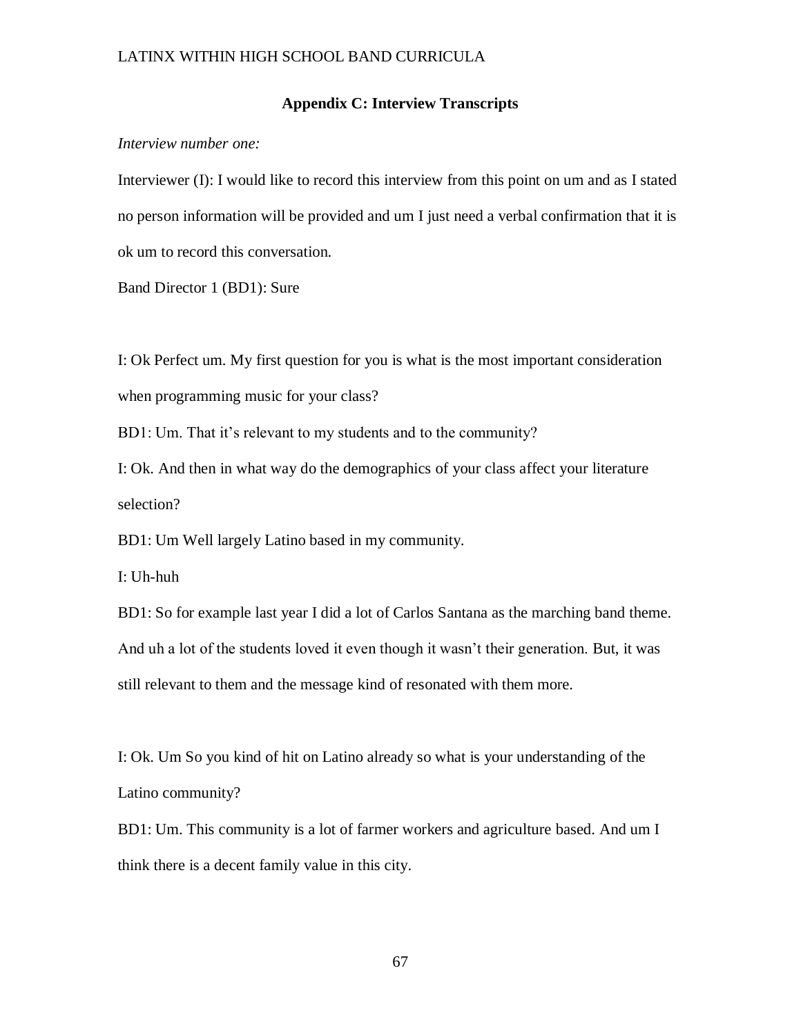## Appendix C: Interview Transcripts

*Interview number one:*

Interviewer (I): I would like to record this interview from this point on um and as I stated no person information will be provided and um I just need a verbal confirmation that it is ok um to record this conversation.

Band Director 1 (BD1): Sure

I: Ok Perfect um. My first question for you is what is the most important consideration when programming music for your class?

BD1: Um. That it's relevant to my students and to the community?

I: Ok. And then in what way do the demographics of your class affect your literature selection?

BD1: Um Well largely Latino based in my community.

I: Uh-huh

BD1: So for example last year I did a lot of Carlos Santana as the marching band theme. And uh a lot of the students loved it even though it wasn't their generation. But, it was still relevant to them and the message kind of resonated with them more.

I: Ok. Um So you kind of hit on Latino already so what is your understanding of the Latino community?

BD1: Um. This community is a lot of farmer workers and agriculture based. And um I think there is a decent family value in this city.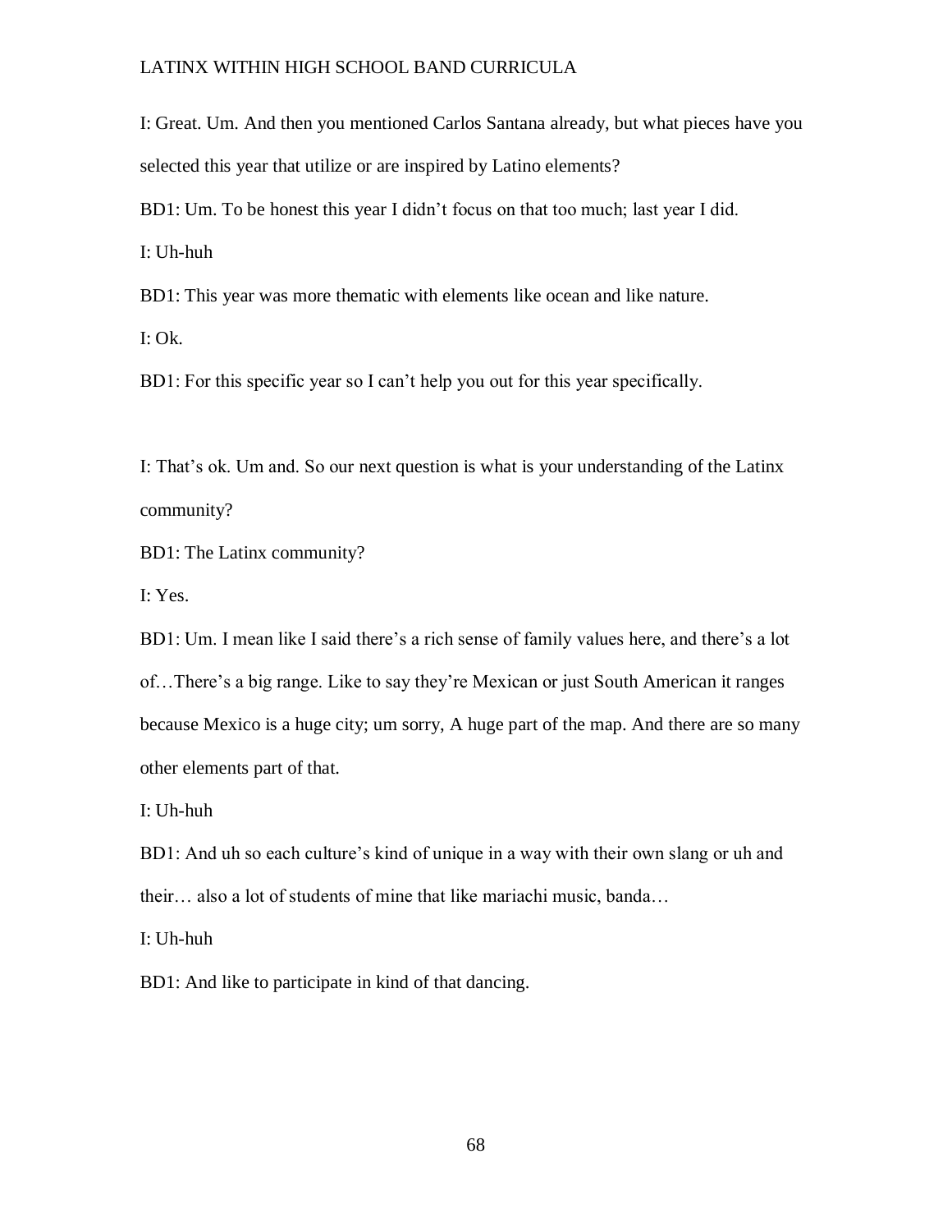I: Great. Um. And then you mentioned Carlos Santana already, but what pieces have you selected this year that utilize or are inspired by Latino elements?

BD1: Um. To be honest this year I didn't focus on that too much; last year I did.

I: Uh-huh

BD1: This year was more thematic with elements like ocean and like nature.

I: Ok.

BD1: For this specific year so I can't help you out for this year specifically.

I: That's ok. Um and. So our next question is what is your understanding of the Latinx community?

BD1: The Latinx community?

I: Yes.

BD1: Um. I mean like I said there's a rich sense of family values here, and there's a lot of…There's a big range. Like to say they're Mexican or just South American it ranges because Mexico is a huge city; um sorry, A huge part of the map. And there are so many other elements part of that.

I: Uh-huh

BD1: And uh so each culture's kind of unique in a way with their own slang or uh and their… also a lot of students of mine that like mariachi music, banda…

I: Uh-huh

BD1: And like to participate in kind of that dancing.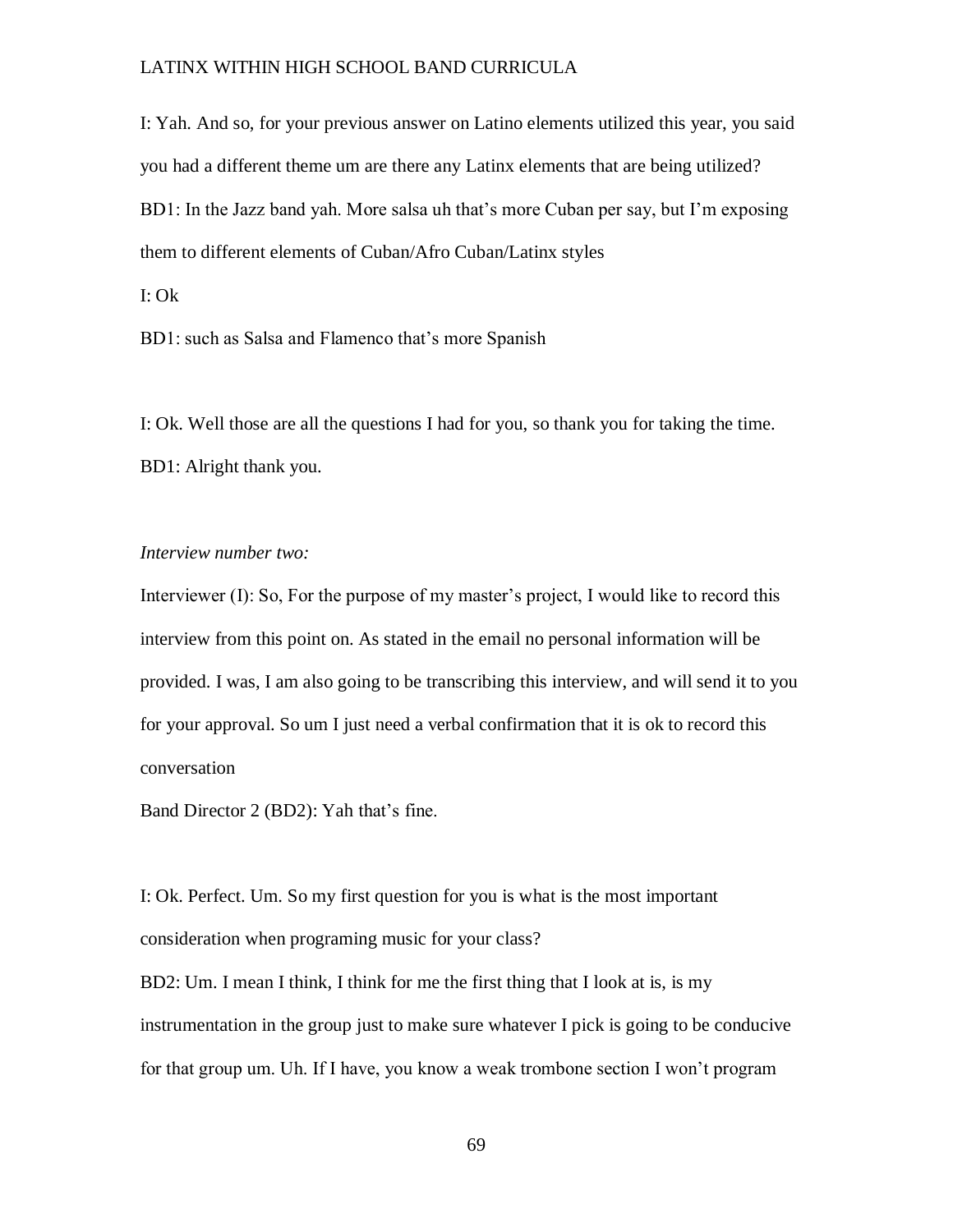I: Yah. And so, for your previous answer on Latino elements utilized this year, you said you had a different theme um are there any Latinx elements that are being utilized?

BD1: In the Jazz band yah. More salsa uh that's more Cuban per say, but I'm exposing them to different elements of Cuban/Afro Cuban/Latinx styles

I: Ok

BD1: such as Salsa and Flamenco that's more Spanish

I: Ok. Well those are all the questions I had for you, so thank you for taking the time.

BD1: Alright thank you.

*Interview number two:*

Interviewer (I): So, For the purpose of my master's project, I would like to record this interview from this point on. As stated in the email no personal information will be provided. I was, I am also going to be transcribing this interview, and will send it to you for your approval. So um I just need a verbal confirmation that it is ok to record this conversation

Band Director 2 (BD2): Yah that's fine.

I: Ok. Perfect. Um. So my first question for you is what is the most important consideration when programing music for your class?

BD2: Um. I mean I think, I think for me the first thing that I look at is, is my instrumentation in the group just to make sure whatever I pick is going to be conducive for that group um. Uh. If I have, you know a weak trombone section I won't program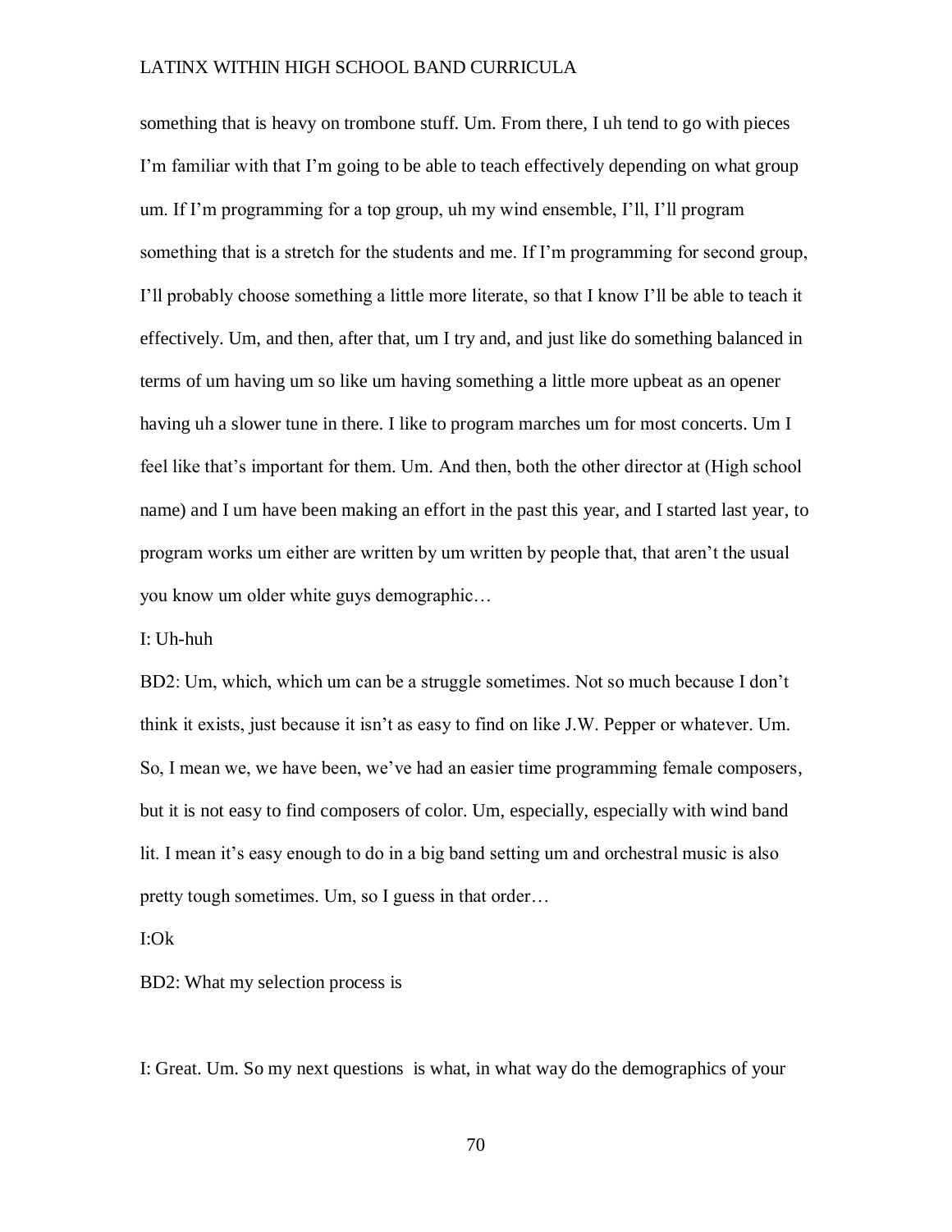something that is heavy on trombone stuff. Um. From there, I uh tend to go with pieces I'm familiar with that I'm going to be able to teach effectively depending on what group um. If I'm programming for a top group, uh my wind ensemble, I'll, I'll program something that is a stretch for the students and me. If I'm programming for second group, I'll probably choose something a little more literate, so that I know I'll be able to teach it effectively. Um, and then, after that, um I try and, and just like do something balanced in terms of um having um so like um having something a little more upbeat as an opener having uh a slower tune in there. I like to program marches um for most concerts. Um I feel like that's important for them. Um. And then, both the other director at (High school name) and I um have been making an effort in the past this year, and I started last year, to program works um either are written by um written by people that, that aren't the usual you know um older white guys demographic…

I: Uh-huh

BD2: Um, which, which um can be a struggle sometimes. Not so much because I don't think it exists, just because it isn't as easy to find on like J.W. Pepper or whatever. Um. So, I mean we, we have been, we've had an easier time programming female composers, but it is not easy to find composers of color. Um, especially, especially with wind band lit. I mean it's easy enough to do in a big band setting um and orchestral music is also pretty tough sometimes. Um, so I guess in that order…

I:Ok

BD2: What my selection process is

I: Great. Um. So my next questions is what, in what way do the demographics of your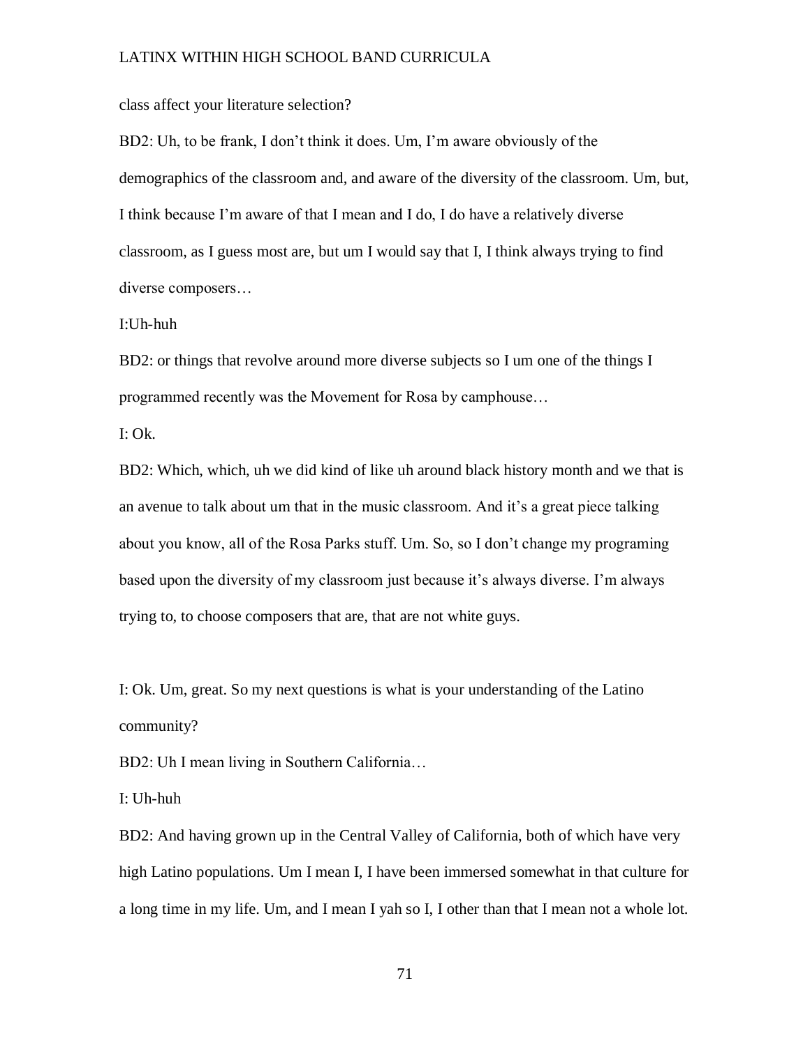class affect your literature selection?

BD2: Uh, to be frank, I don't think it does. Um, I'm aware obviously of the demographics of the classroom and, and aware of the diversity of the classroom. Um, but, I think because I'm aware of that I mean and I do, I do have a relatively diverse classroom, as I guess most are, but um I would say that I, I think always trying to find diverse composers…

I:Uh-huh

BD2: or things that revolve around more diverse subjects so I um one of the things I programmed recently was the Movement for Rosa by camphouse…

I: Ok.

BD2: Which, which, uh we did kind of like uh around black history month and we that is an avenue to talk about um that in the music classroom. And it's a great piece talking about you know, all of the Rosa Parks stuff. Um. So, so I don't change my programing based upon the diversity of my classroom just because it's always diverse. I'm always trying to, to choose composers that are, that are not white guys.

I: Ok. Um, great. So my next questions is what is your understanding of the Latino community?

BD2: Uh I mean living in Southern California…

I: Uh-huh

BD2: And having grown up in the Central Valley of California, both of which have very high Latino populations. Um I mean I, I have been immersed somewhat in that culture for a long time in my life. Um, and I mean I yah so I, I other than that I mean not a whole lot.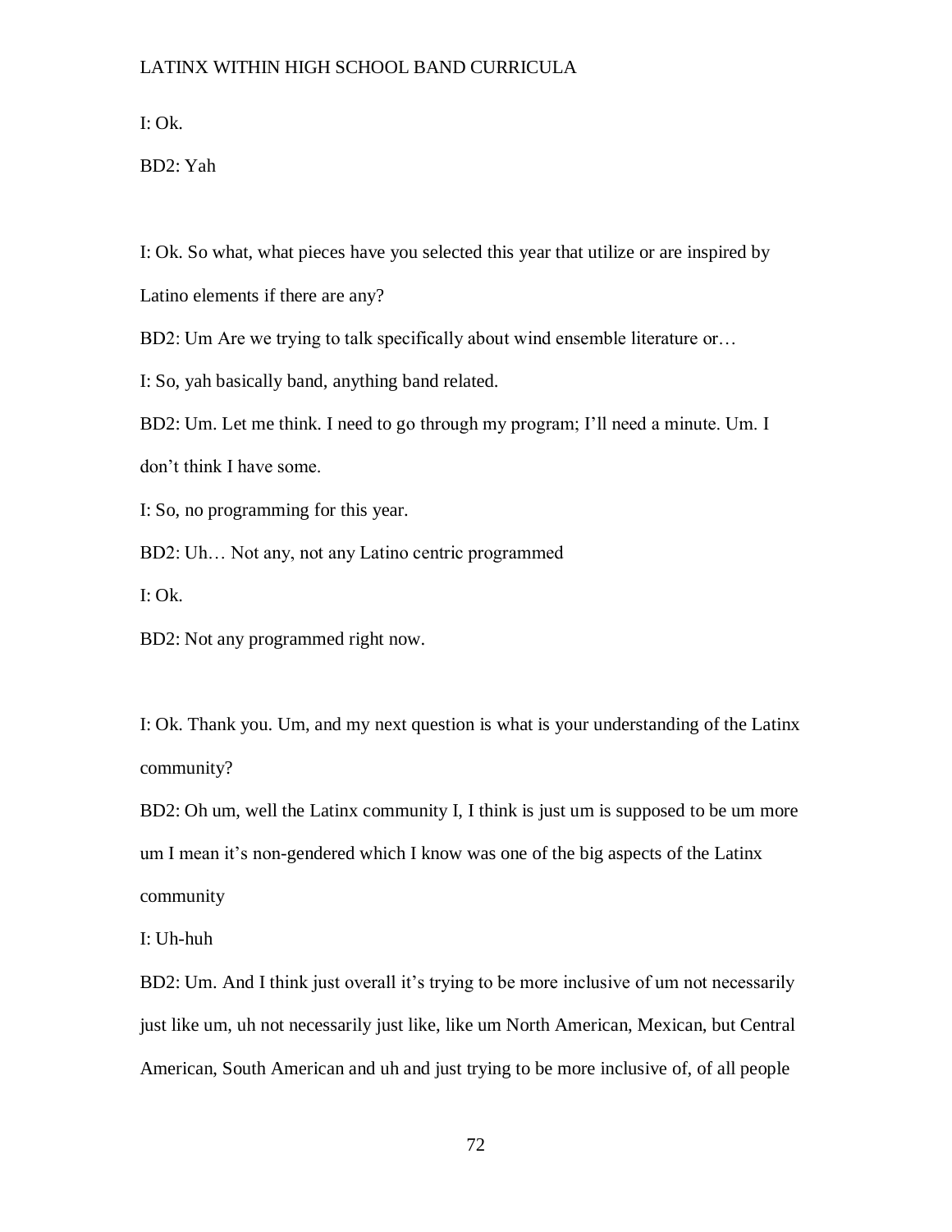I: Ok.

BD2: Yah

I: Ok. So what, what pieces have you selected this year that utilize or are inspired by Latino elements if there are any?

BD2: Um Are we trying to talk specifically about wind ensemble literature or…

I: So, yah basically band, anything band related.

BD2: Um. Let me think. I need to go through my program; I'll need a minute. Um. I don't think I have some.

I: So, no programming for this year.

BD2: Uh… Not any, not any Latino centric programmed

I: Ok.

BD2: Not any programmed right now.

I: Ok. Thank you. Um, and my next question is what is your understanding of the Latinx community?

BD2: Oh um, well the Latinx community I, I think is just um is supposed to be um more um I mean it's non-gendered which I know was one of the big aspects of the Latinx community

I: Uh-huh

BD2: Um. And I think just overall it's trying to be more inclusive of um not necessarily just like um, uh not necessarily just like, like um North American, Mexican, but Central American, South American and uh and just trying to be more inclusive of, of all people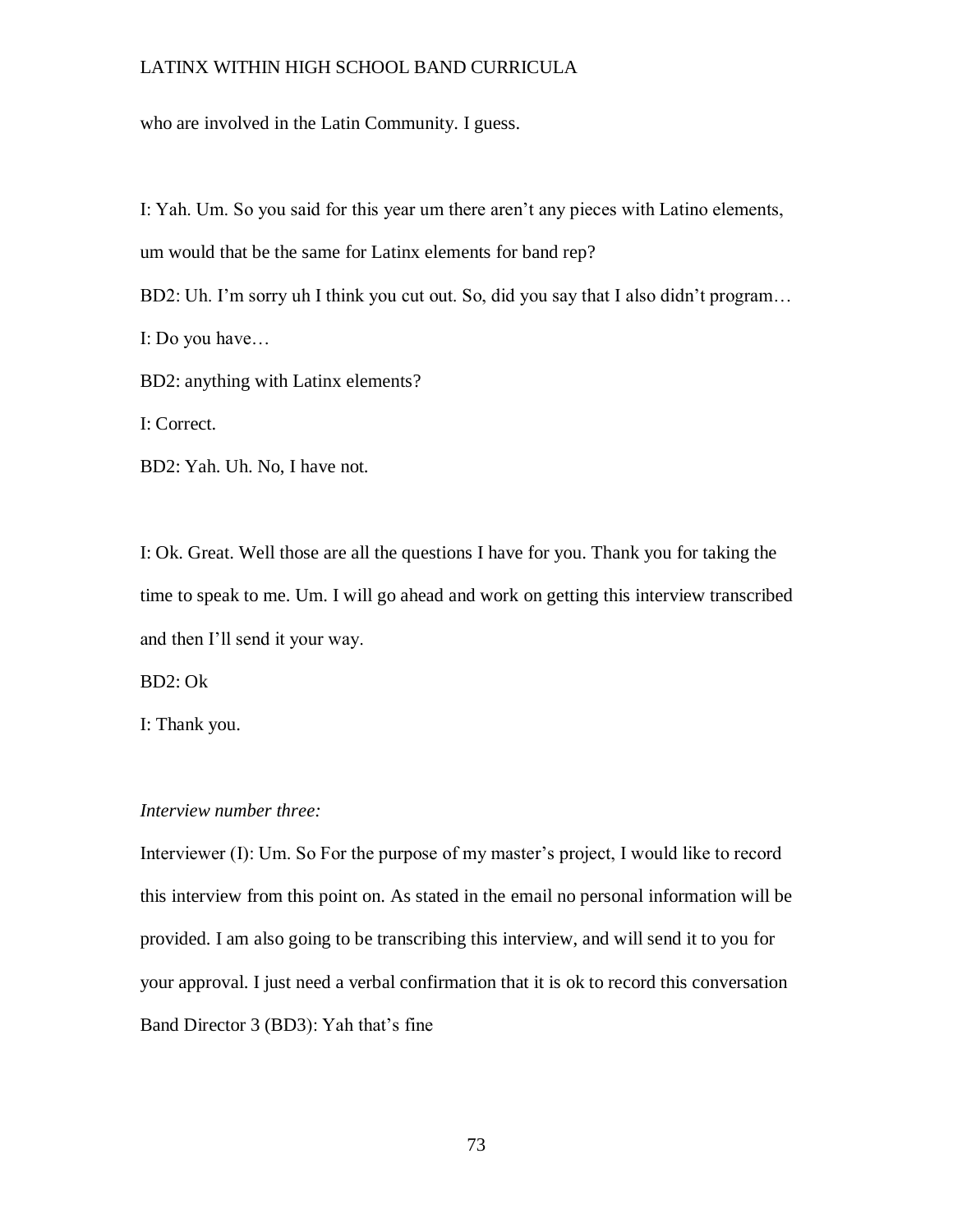who are involved in the Latin Community. I guess.

I: Yah. Um. So you said for this year um there aren't any pieces with Latino elements, um would that be the same for Latinx elements for band rep?

BD2: Uh. I'm sorry uh I think you cut out. So, did you say that I also didn't program…

I: Do you have…

BD2: anything with Latinx elements?

I: Correct.

BD2: Yah. Uh. No, I have not.

I: Ok. Great. Well those are all the questions I have for you. Thank you for taking the time to speak to me. Um. I will go ahead and work on getting this interview transcribed and then I'll send it your way.

BD2: Ok

I: Thank you.

*Interview number three:*

Interviewer (I): Um. So For the purpose of my master's project, I would like to record this interview from this point on. As stated in the email no personal information will be provided. I am also going to be transcribing this interview, and will send it to you for your approval. I just need a verbal confirmation that it is ok to record this conversation

Band Director 3 (BD3): Yah that's fine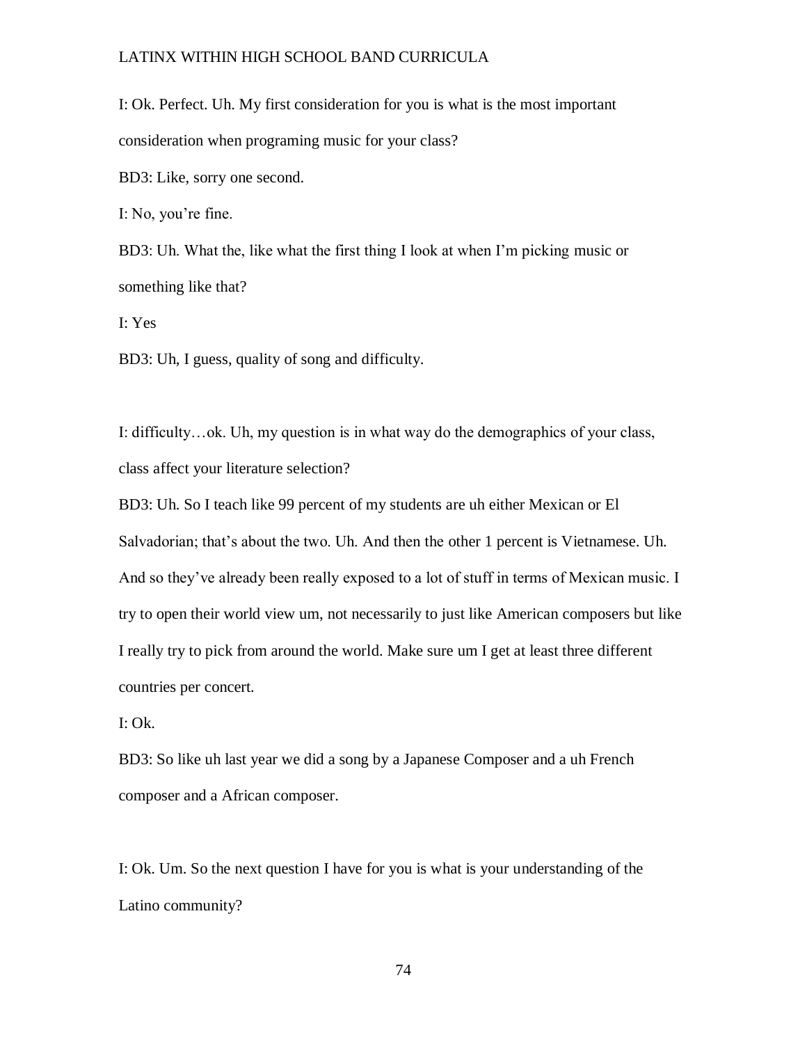I: Ok. Perfect. Uh. My first consideration for you is what is the most important consideration when programing music for your class?

BD3: Like, sorry one second.

I: No, you're fine.

BD3: Uh. What the, like what the first thing I look at when I'm picking music or something like that?

I: Yes

BD3: Uh, I guess, quality of song and difficulty.

I: difficulty…ok. Uh, my question is in what way do the demographics of your class, class affect your literature selection?

BD3: Uh. So I teach like 99 percent of my students are uh either Mexican or El Salvadorian; that's about the two. Uh. And then the other 1 percent is Vietnamese. Uh. And so they've already been really exposed to a lot of stuff in terms of Mexican music. I try to open their world view um, not necessarily to just like American composers but like I really try to pick from around the world. Make sure um I get at least three different countries per concert.

I: Ok.

BD3: So like uh last year we did a song by a Japanese Composer and a uh French composer and a African composer.

I: Ok. Um. So the next question I have for you is what is your understanding of the Latino community?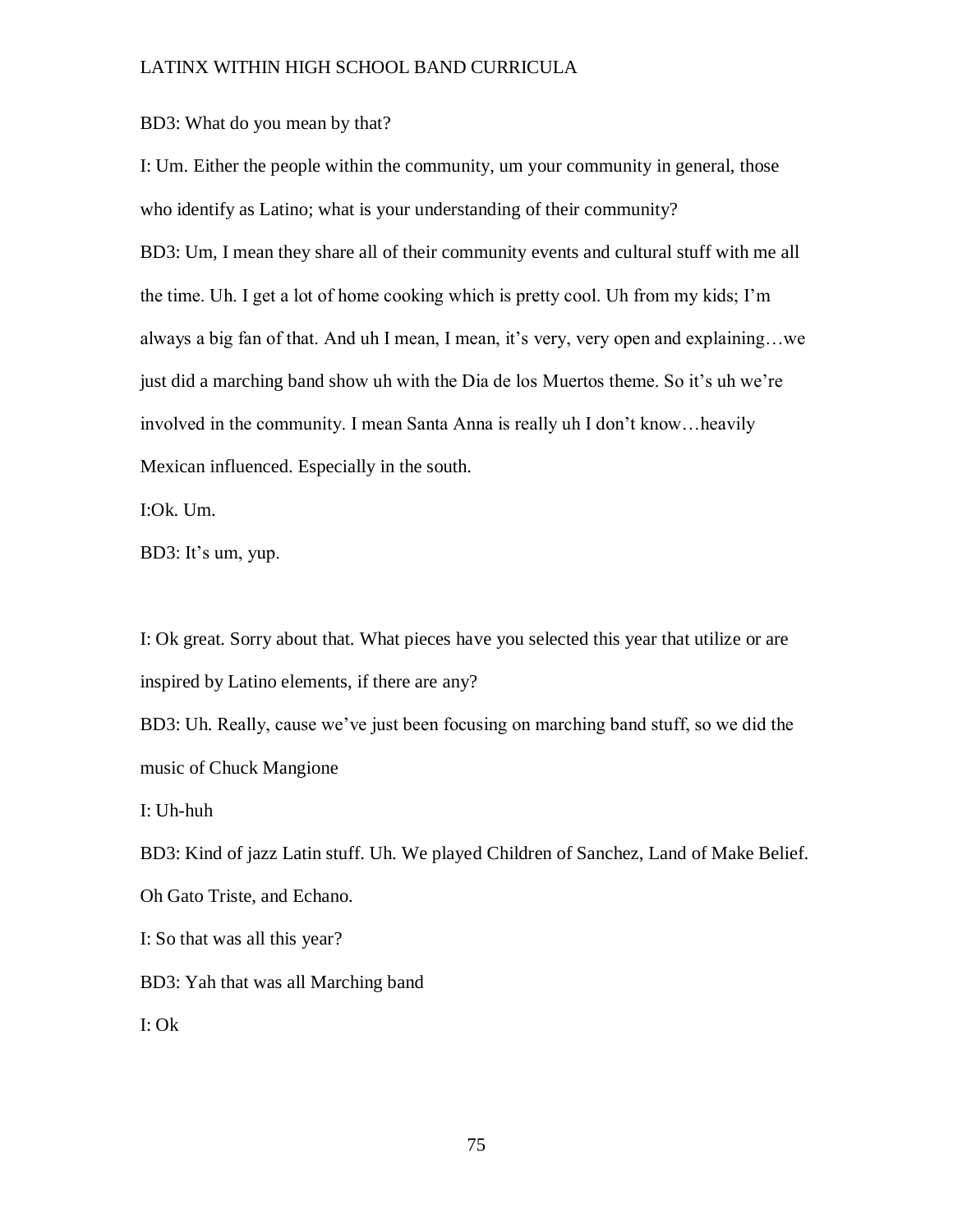BD3: What do you mean by that?

I: Um. Either the people within the community, um your community in general, those who identify as Latino; what is your understanding of their community?

BD3: Um, I mean they share all of their community events and cultural stuff with me all the time. Uh. I get a lot of home cooking which is pretty cool. Uh from my kids; I'm always a big fan of that. And uh I mean, I mean, it's very, very open and explaining…we just did a marching band show uh with the Dia de los Muertos theme. So it's uh we're involved in the community. I mean Santa Anna is really uh I don't know…heavily Mexican influenced. Especially in the south.

I:Ok. Um.

BD3: It's um, yup.

I: Ok great. Sorry about that. What pieces have you selected this year that utilize or are inspired by Latino elements, if there are any?

BD3: Uh. Really, cause we've just been focusing on marching band stuff, so we did the music of Chuck Mangione

I: Uh-huh

BD3: Kind of jazz Latin stuff. Uh. We played Children of Sanchez, Land of Make Belief. Oh Gato Triste, and Echano.

I: So that was all this year?

BD3: Yah that was all Marching band

I: Ok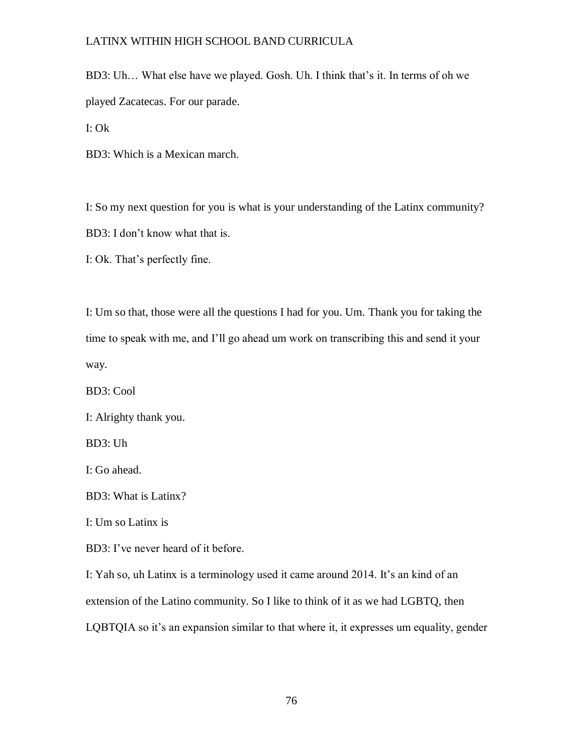BD3: Uh… What else have we played. Gosh. Uh. I think that's it. In terms of oh we played Zacatecas. For our parade.

I: Ok

BD3: Which is a Mexican march.

I: So my next question for you is what is your understanding of the Latinx community?

BD3: I don't know what that is.

I: Ok. That's perfectly fine.

I: Um so that, those were all the questions I had for you. Um. Thank you for taking the time to speak with me, and I'll go ahead um work on transcribing this and send it your way.

BD3: Cool

I: Alrighty thank you.

BD3: Uh

I: Go ahead.

BD3: What is Latinx?

I: Um so Latinx is

BD3: I've never heard of it before.

I: Yah so, uh Latinx is a terminology used it came around 2014. It's an kind of an extension of the Latino community. So I like to think of it as we had LGBTQ, then LQBTQIA so it's an expansion similar to that where it, it expresses um equality, gender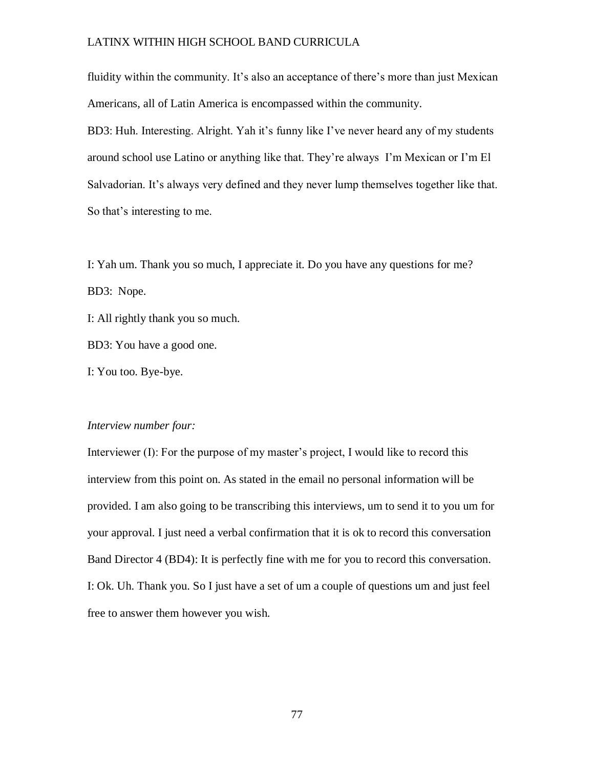fluidity within the community. It's also an acceptance of there's more than just Mexican Americans, all of Latin America is encompassed within the community.

BD3: Huh. Interesting. Alright. Yah it's funny like I've never heard any of my students around school use Latino or anything like that. They're always I'm Mexican or I'm El Salvadorian. It's always very defined and they never lump themselves together like that. So that's interesting to me.

I: Yah um. Thank you so much, I appreciate it. Do you have any questions for me?

BD3: Nope.

I: All rightly thank you so much.

BD3: You have a good one.

I: You too. Bye-bye.

*Interview number four:*

Interviewer (I): For the purpose of my master's project, I would like to record this interview from this point on. As stated in the email no personal information will be provided. I am also going to be transcribing this interviews, um to send it to you um for your approval. I just need a verbal confirmation that it is ok to record this conversation

Band Director 4 (BD4): It is perfectly fine with me for you to record this conversation.

I: Ok. Uh. Thank you. So I just have a set of um a couple of questions um and just feel free to answer them however you wish.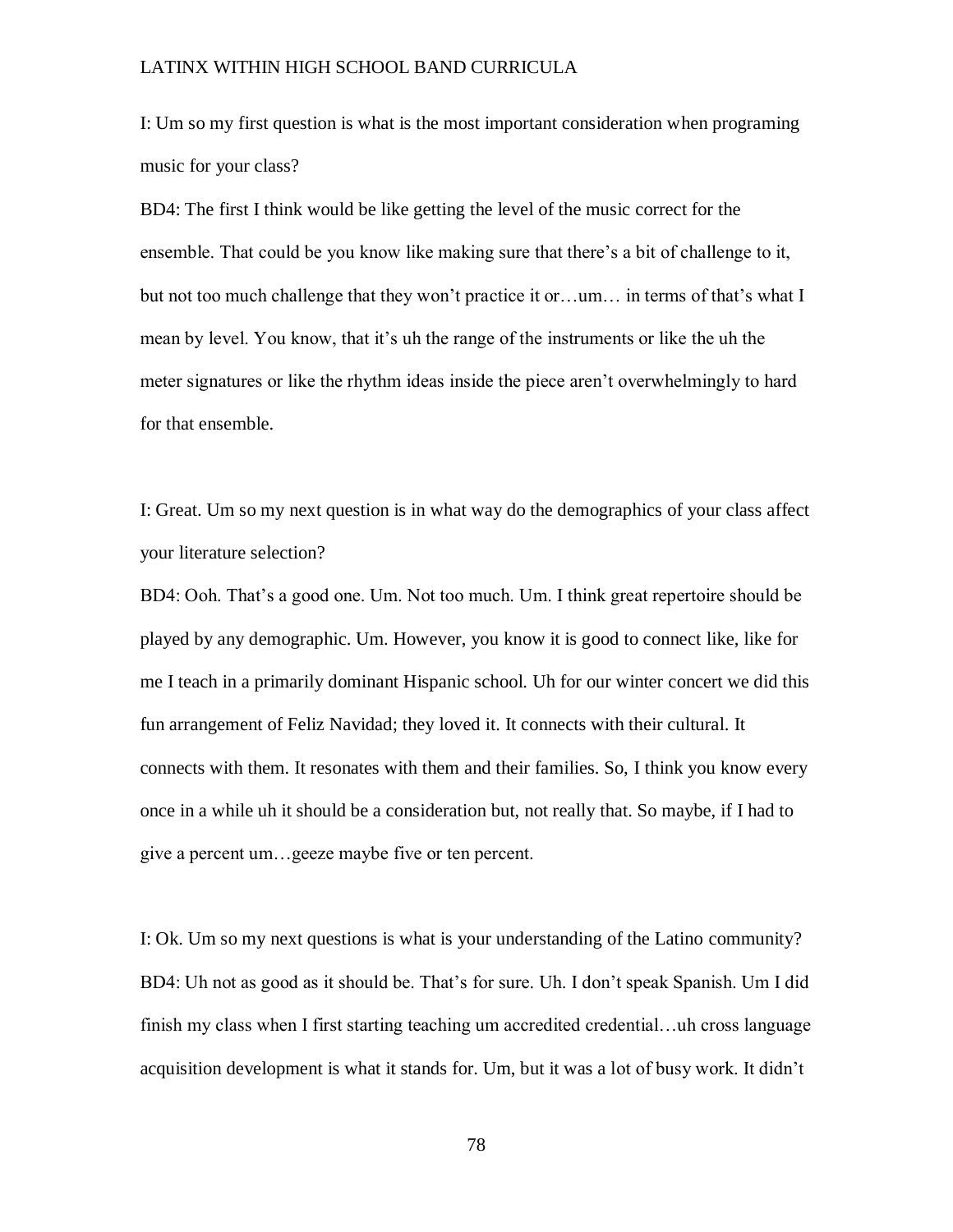I: Um so my first question is what is the most important consideration when programing music for your class?

BD4: The first I think would be like getting the level of the music correct for the ensemble. That could be you know like making sure that there's a bit of challenge to it, but not too much challenge that they won't practice it or…um… in terms of that's what I mean by level. You know, that it's uh the range of the instruments or like the uh the meter signatures or like the rhythm ideas inside the piece aren't overwhelmingly to hard for that ensemble.

I: Great. Um so my next question is in what way do the demographics of your class affect your literature selection?

BD4: Ooh. That's a good one. Um. Not too much. Um. I think great repertoire should be played by any demographic. Um. However, you know it is good to connect like, like for me I teach in a primarily dominant Hispanic school. Uh for our winter concert we did this fun arrangement of Feliz Navidad; they loved it. It connects with their cultural. It connects with them. It resonates with them and their families. So, I think you know every once in a while uh it should be a consideration but, not really that. So maybe, if I had to give a percent um…geeze maybe five or ten percent.

I: Ok. Um so my next questions is what is your understanding of the Latino community?

BD4: Uh not as good as it should be. That's for sure. Uh. I don't speak Spanish. Um I did finish my class when I first starting teaching um accredited credential…uh cross language acquisition development is what it stands for. Um, but it was a lot of busy work. It didn't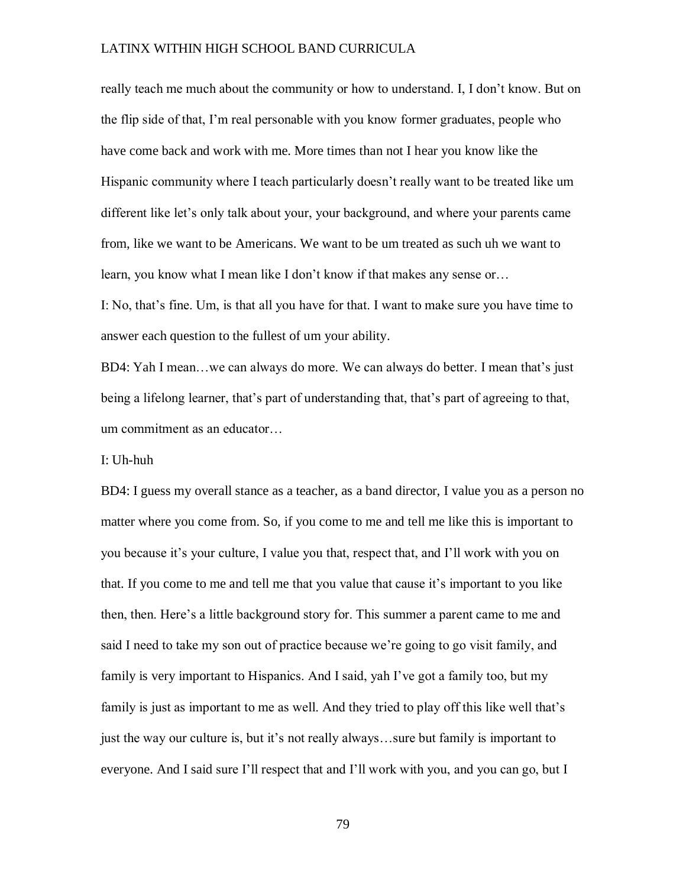really teach me much about the community or how to understand. I, I don't know. But on the flip side of that, I'm real personable with you know former graduates, people who have come back and work with me. More times than not I hear you know like the Hispanic community where I teach particularly doesn't really want to be treated like um different like let's only talk about your, your background, and where your parents came from, like we want to be Americans. We want to be um treated as such uh we want to learn, you know what I mean like I don't know if that makes any sense or…

I: No, that's fine. Um, is that all you have for that. I want to make sure you have time to answer each question to the fullest of um your ability.

BD4: Yah I mean…we can always do more. We can always do better. I mean that's just being a lifelong learner, that's part of understanding that, that's part of agreeing to that, um commitment as an educator…

I: Uh-huh

BD4: I guess my overall stance as a teacher, as a band director, I value you as a person no matter where you come from. So, if you come to me and tell me like this is important to you because it's your culture, I value you that, respect that, and I'll work with you on that. If you come to me and tell me that you value that cause it's important to you like then, then. Here's a little background story for. This summer a parent came to me and said I need to take my son out of practice because we're going to go visit family, and family is very important to Hispanics. And I said, yah I've got a family too, but my family is just as important to me as well. And they tried to play off this like well that's just the way our culture is, but it's not really always…sure but family is important to everyone. And I said sure I'll respect that and I'll work with you, and you can go, but I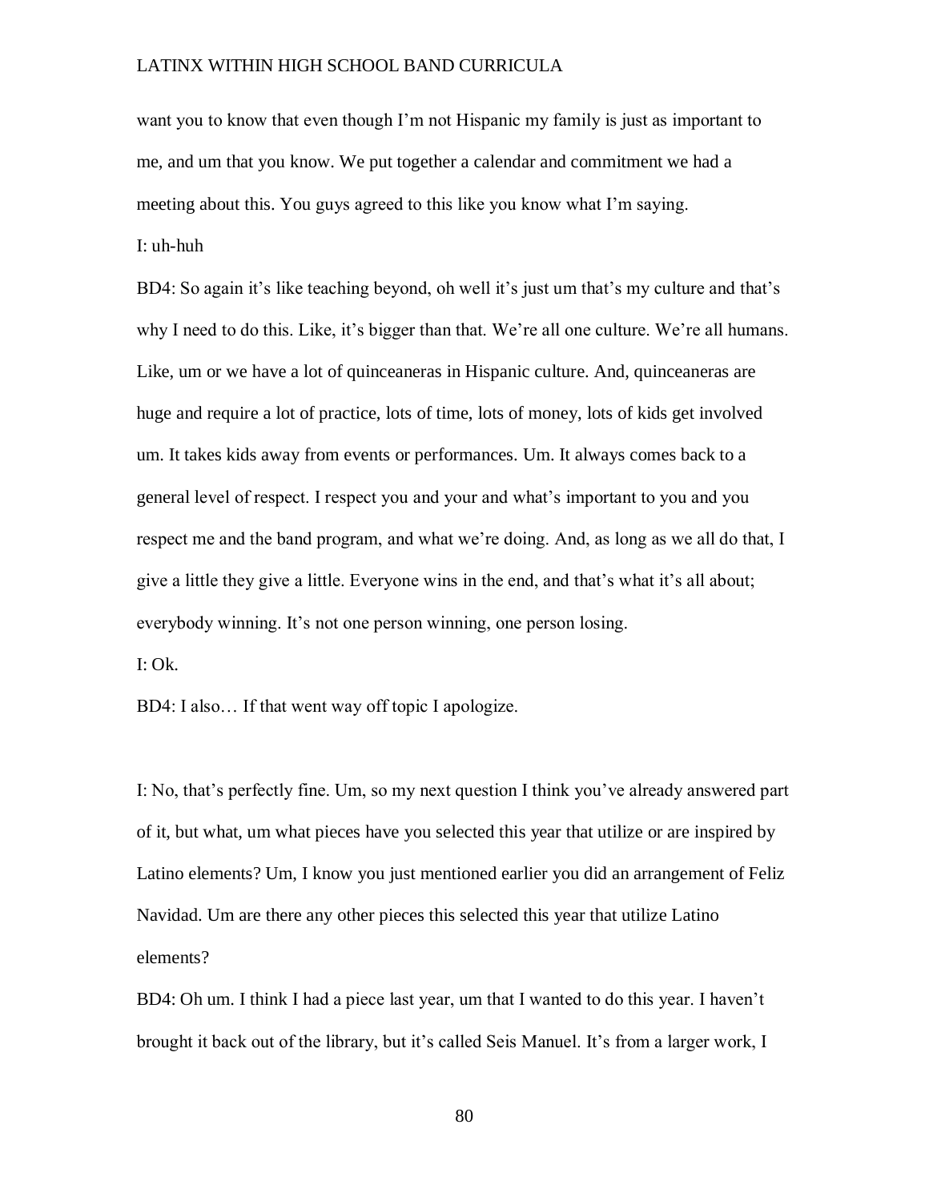want you to know that even though I'm not Hispanic my family is just as important to me, and um that you know. We put together a calendar and commitment we had a meeting about this. You guys agreed to this like you know what I'm saying.

I: uh-huh

BD4: So again it's like teaching beyond, oh well it's just um that's my culture and that's why I need to do this. Like, it's bigger than that. We're all one culture. We're all humans. Like, um or we have a lot of quinceaneras in Hispanic culture. And, quinceaneras are huge and require a lot of practice, lots of time, lots of money, lots of kids get involved um. It takes kids away from events or performances. Um. It always comes back to a general level of respect. I respect you and your and what's important to you and you respect me and the band program, and what we're doing. And, as long as we all do that, I give a little they give a little. Everyone wins in the end, and that's what it's all about; everybody winning. It's not one person winning, one person losing.

I: Ok.

BD4: I also… If that went way off topic I apologize.

I: No, that's perfectly fine. Um, so my next question I think you've already answered part of it, but what, um what pieces have you selected this year that utilize or are inspired by Latino elements? Um, I know you just mentioned earlier you did an arrangement of Feliz Navidad. Um are there any other pieces this selected this year that utilize Latino elements?

BD4: Oh um. I think I had a piece last year, um that I wanted to do this year. I haven't brought it back out of the library, but it's called Seis Manuel. It's from a larger work, I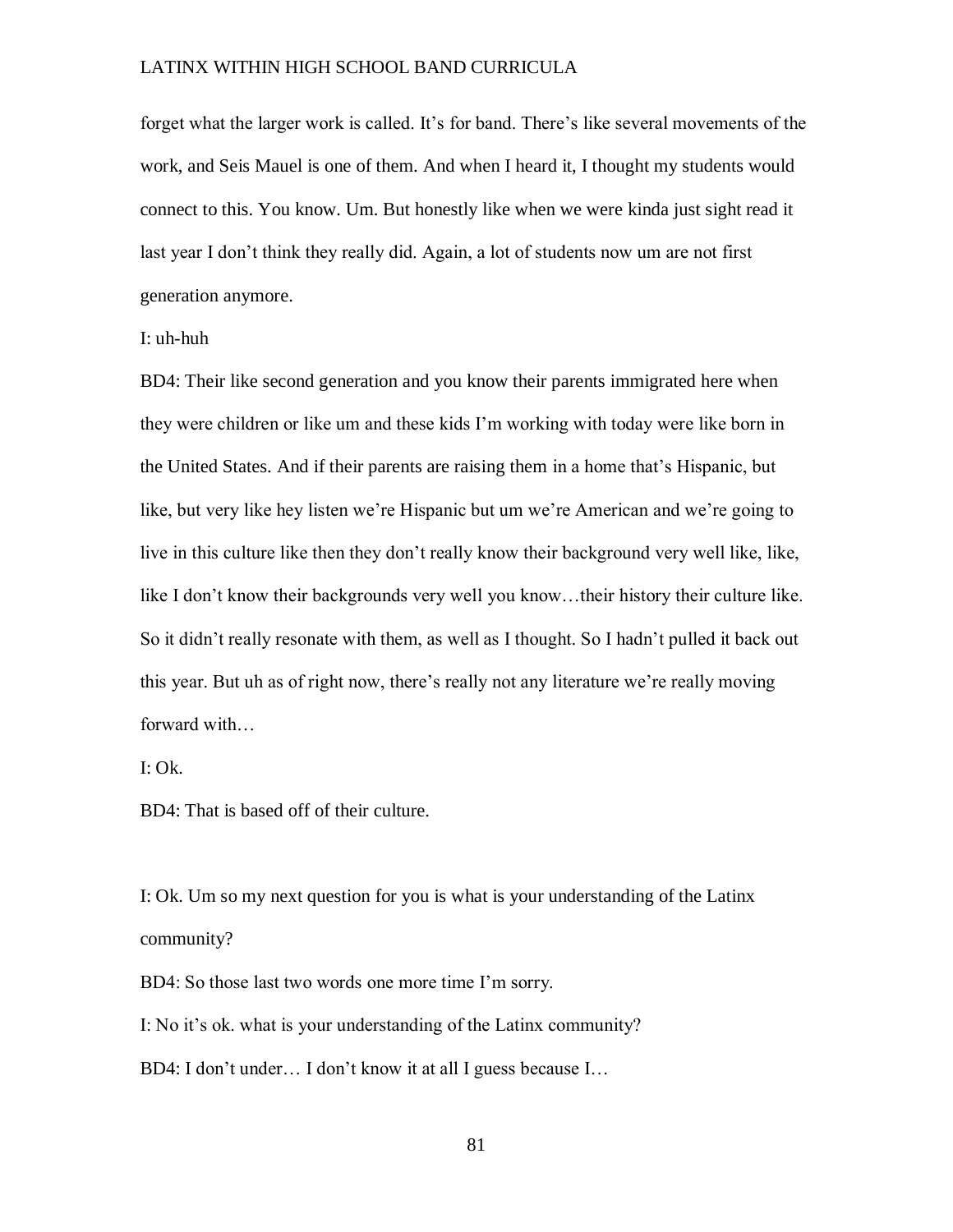forget what the larger work is called. It's for band. There's like several movements of the work, and Seis Mauel is one of them. And when I heard it, I thought my students would connect to this. You know. Um. But honestly like when we were kinda just sight read it last year I don't think they really did. Again, a lot of students now um are not first generation anymore.

I: uh-huh

BD4: Their like second generation and you know their parents immigrated here when they were children or like um and these kids I'm working with today were like born in the United States. And if their parents are raising them in a home that's Hispanic, but like, but very like hey listen we're Hispanic but um we're American and we're going to live in this culture like then they don't really know their background very well like, like, like I don't know their backgrounds very well you know…their history their culture like. So it didn't really resonate with them, as well as I thought. So I hadn't pulled it back out this year. But uh as of right now, there's really not any literature we're really moving forward with…

I: Ok.

BD4: That is based off of their culture.

I: Ok. Um so my next question for you is what is your understanding of the Latinx community?

BD4: So those last two words one more time I'm sorry.

I: No it's ok. what is your understanding of the Latinx community?

BD4: I don't under… I don't know it at all I guess because I…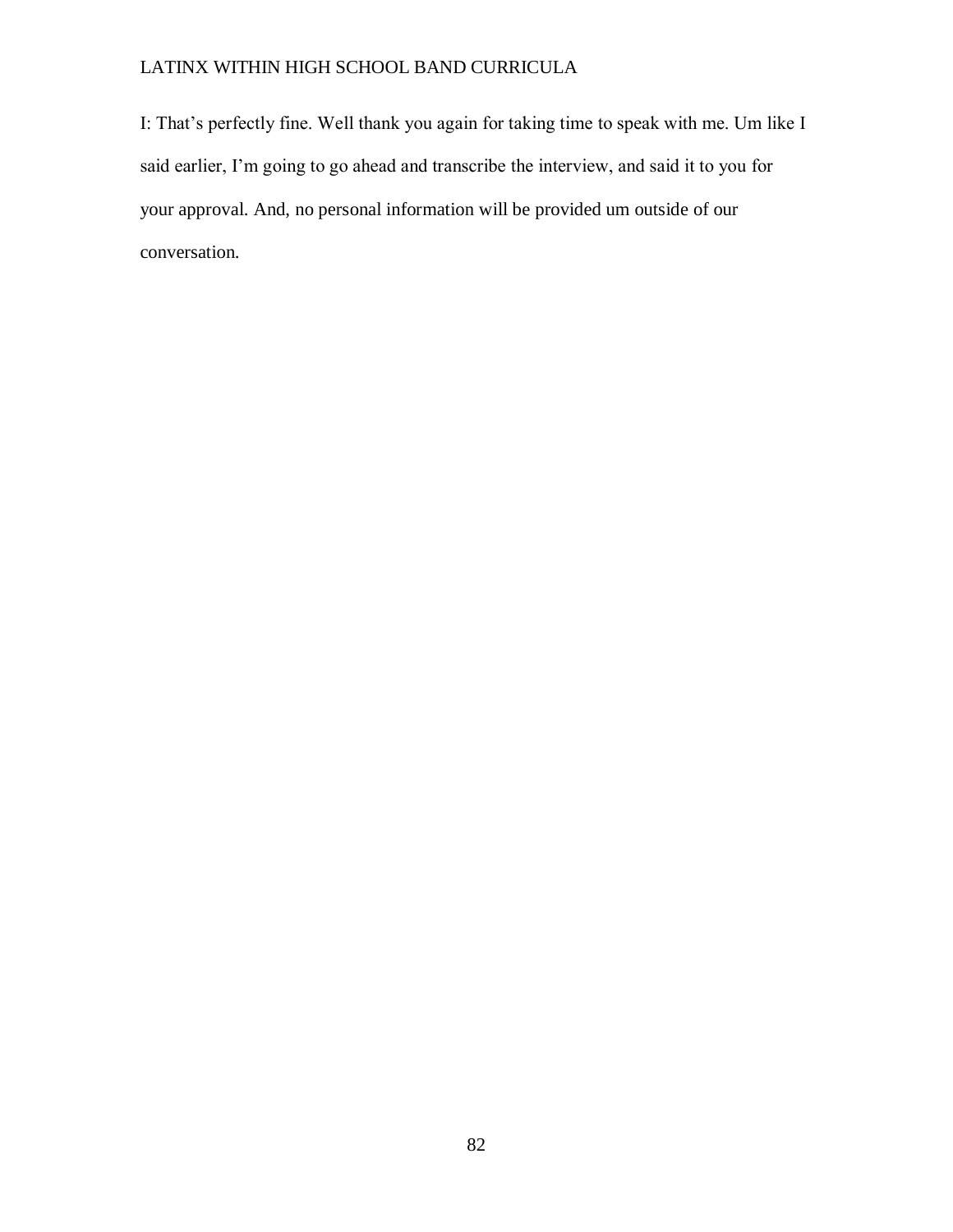I: That's perfectly fine. Well thank you again for taking time to speak with me. Um like I said earlier, I'm going to go ahead and transcribe the interview, and said it to you for your approval. And, no personal information will be provided um outside of our conversation.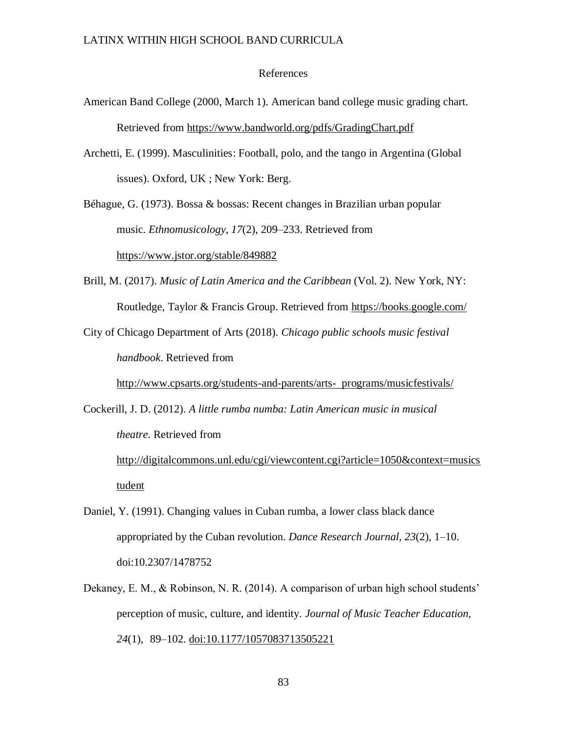# References

American Band College (2000, March 1). American band college music grading chart. Retrieved from https://www.bandworld.org/pdfs/GradingChart.pdf

Archetti, E. (1999). Masculinities: Football, polo, and the tango in Argentina (Global issues). Oxford, UK ; New York: Berg.

Béhague, G. (1973). Bossa & bossas: Recent changes in Brazilian urban popular music. *Ethnomusicology, 17*(2), 209–233. Retrieved from https://www.jstor.org/stable/849882

Brill, M. (2017). *Music of Latin America and the Caribbean* (Vol. 2). New York, NY: Routledge, Taylor & Francis Group. Retrieved from https://books.google.com/

City of Chicago Department of Arts (2018). *Chicago public schools music festival handbook*. Retrieved from http://www.cpsarts.org/students-and-parents/arts- programs/musicfestivals/

Cockerill, J. D. (2012). *A little rumba numba: Latin American music in musical theatre*. Retrieved from http://digitalcommons.unl.edu/cgi/viewcontent.cgi?article=1050&context=musicstudent

Daniel, Y. (1991). Changing values in Cuban rumba, a lower class black dance appropriated by the Cuban revolution. *Dance Research Journal, 23*(2), 1–10. doi:10.2307/1478752

Dekaney, E. M., & Robinson, N. R. (2014). A comparison of urban high school students' perception of music, culture, and identity. *Journal of Music Teacher Education, 24*(1), 89–102. doi:10.1177/1057083713505221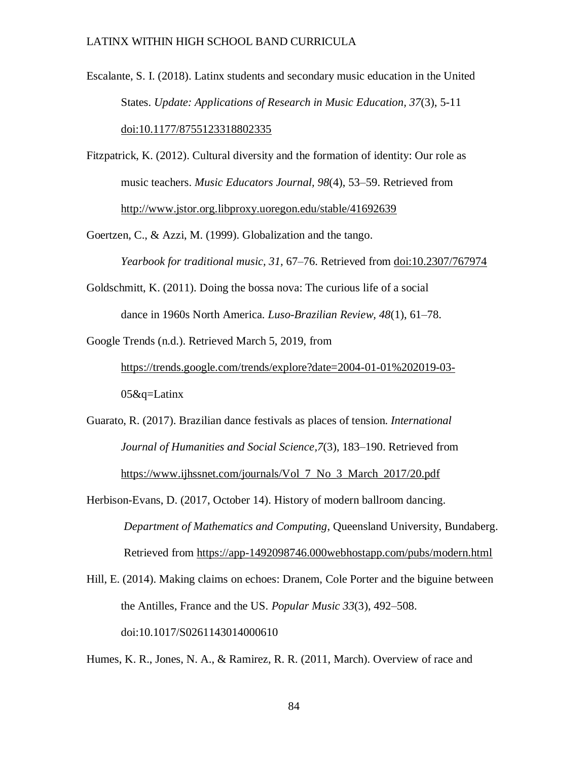Escalante, S. I. (2018). Latinx students and secondary music education in the United States. *Update: Applications of Research in Music Education, 37*(3), 5-11 doi:10.1177/8755123318802335

Fitzpatrick, K. (2012). Cultural diversity and the formation of identity: Our role as music teachers. *Music Educators Journal, 98*(4), 53–59. Retrieved from http://www.jstor.org.libproxy.uoregon.edu/stable/41692639

Goertzen, C., & Azzi, M. (1999). Globalization and the tango. *Yearbook for traditional music, 31,* 67–76. Retrieved from doi:10.2307/767974

Goldschmitt, K. (2011). Doing the bossa nova: The curious life of a social dance in 1960s North America. *Luso-Brazilian Review*, *48*(1), 61–78.

Google Trends (n.d.). Retrieved March 5, 2019, from https://trends.google.com/trends/explore?date=2004-01-01%202019-03-05&q=Latinx

Guarato, R. (2017). Brazilian dance festivals as places of tension. *International Journal of Humanities and Social Science,7*(3), 183–190. Retrieved from https://www.ijhssnet.com/journals/Vol_7_No_3_March_2017/20.pdf

Herbison-Evans, D. (2017, October 14). History of modern ballroom dancing. *Department of Mathematics and Computing*, Queensland University, Bundaberg. Retrieved from https://app-1492098746.000webhostapp.com/pubs/modern.html

Hill, E. (2014). Making claims on echoes: Dranem, Cole Porter and the biguine between the Antilles, France and the US. *Popular Music 33*(3), 492–508. doi:10.1017/S0261143014000610

Humes, K. R., Jones, N. A., & Ramirez, R. R. (2011, March). Overview of race and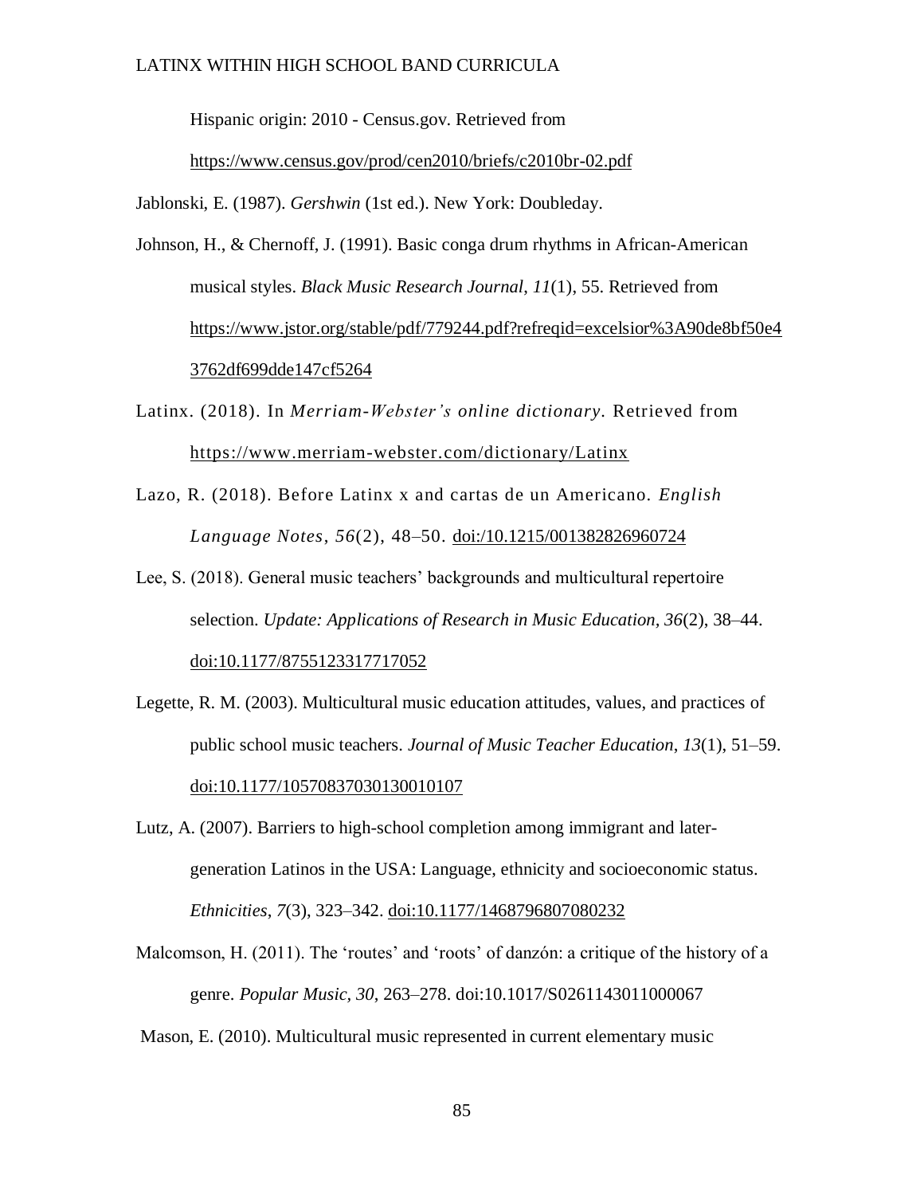Hispanic origin: 2010 - Census.gov. Retrieved from https://www.census.gov/prod/cen2010/briefs/c2010br-02.pdf

Jablonski, E. (1987). *Gershwin* (1st ed.). New York: Doubleday.

Johnson, H., & Chernoff, J. (1991). Basic conga drum rhythms in African-American musical styles. *Black Music Research Journal*, *11*(1), 55. Retrieved from https://www.jstor.org/stable/pdf/779244.pdf?refreqid=excelsior%3A90de8bf50e43762df699dde147cf5264

Latinx. (2018). In *Merriam-Webster's online dictionary.* Retrieved from https://www.merriam-webster.com/dictionary/Latinx

Lazo, R. (2018). Before Latinx x and cartas de un Americano. *English Language Notes*, *56*(2), 48–50. doi:/10.1215/001382826960724

Lee, S. (2018). General music teachers' backgrounds and multicultural repertoire selection. *Update: Applications of Research in Music Education*, *36*(2), 38–44. doi:10.1177/8755123317717052

Legette, R. M. (2003). Multicultural music education attitudes, values, and practices of public school music teachers. *Journal of Music Teacher Education*, *13*(1), 51–59. doi:10.1177/10570837030130010107

Lutz, A. (2007). Barriers to high-school completion among immigrant and later-generation Latinos in the USA: Language, ethnicity and socioeconomic status. *Ethnicities*, *7*(3), 323–342. doi:10.1177/1468796807080232

Malcomson, H. (2011). The 'routes' and 'roots' of danzón: a critique of the history of a genre. *Popular Music*, *30*, 263–278. doi:10.1017/S0261143011000067

Mason, E. (2010). Multicultural music represented in current elementary music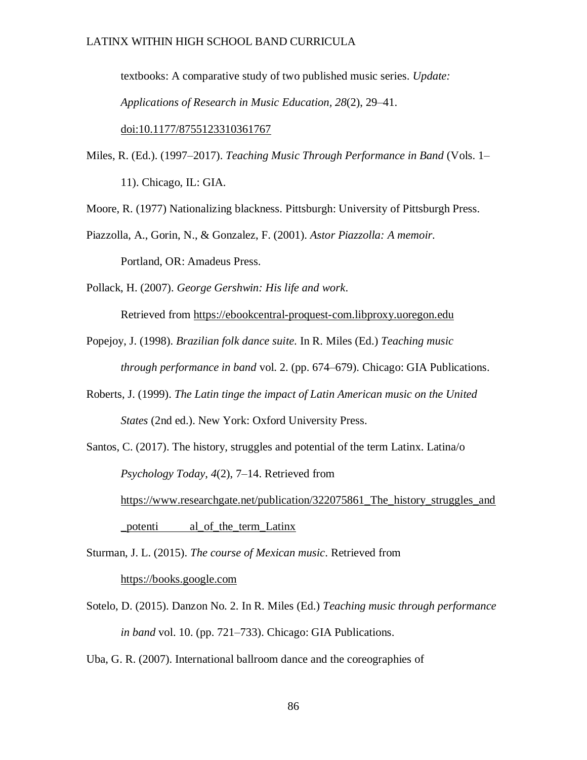textbooks: A comparative study of two published music series. *Update: Applications of Research in Music Education, 28*(2), 29–41. doi:10.1177/8755123310361767

Miles, R. (Ed.). (1997–2017). *Teaching Music Through Performance in Band* (Vols. 1–11). Chicago, IL: GIA.

Moore, R. (1977) Nationalizing blackness. Pittsburgh: University of Pittsburgh Press.

Piazzolla, A., Gorin, N., & Gonzalez, F. (2001). *Astor Piazzolla: A memoir.* Portland, OR: Amadeus Press.

Pollack, H. (2007). *George Gershwin: His life and work*. Retrieved from https://ebookcentral-proquest-com.libproxy.uoregon.edu

Popejoy, J. (1998). *Brazilian folk dance suite.* In R. Miles (Ed.) *Teaching music through performance in band* vol. 2. (pp. 674–679). Chicago: GIA Publications.

Roberts, J. (1999). *The Latin tinge the impact of Latin American music on the United States* (2nd ed.). New York: Oxford University Press.

Santos, C. (2017). The history, struggles and potential of the term Latinx. Latina/o *Psychology Today*, *4*(2), 7–14. Retrieved from https://www.researchgate.net/publication/322075861_The_history_struggles_and_potenti al_of_the_term_Latinx

Sturman, J. L. (2015). *The course of Mexican music*. Retrieved from https://books.google.com

Sotelo, D. (2015). Danzon No. 2. In R. Miles (Ed.) *Teaching music through performance in band* vol. 10. (pp. 721–733). Chicago: GIA Publications.

Uba, G. R. (2007). International ballroom dance and the coreographies of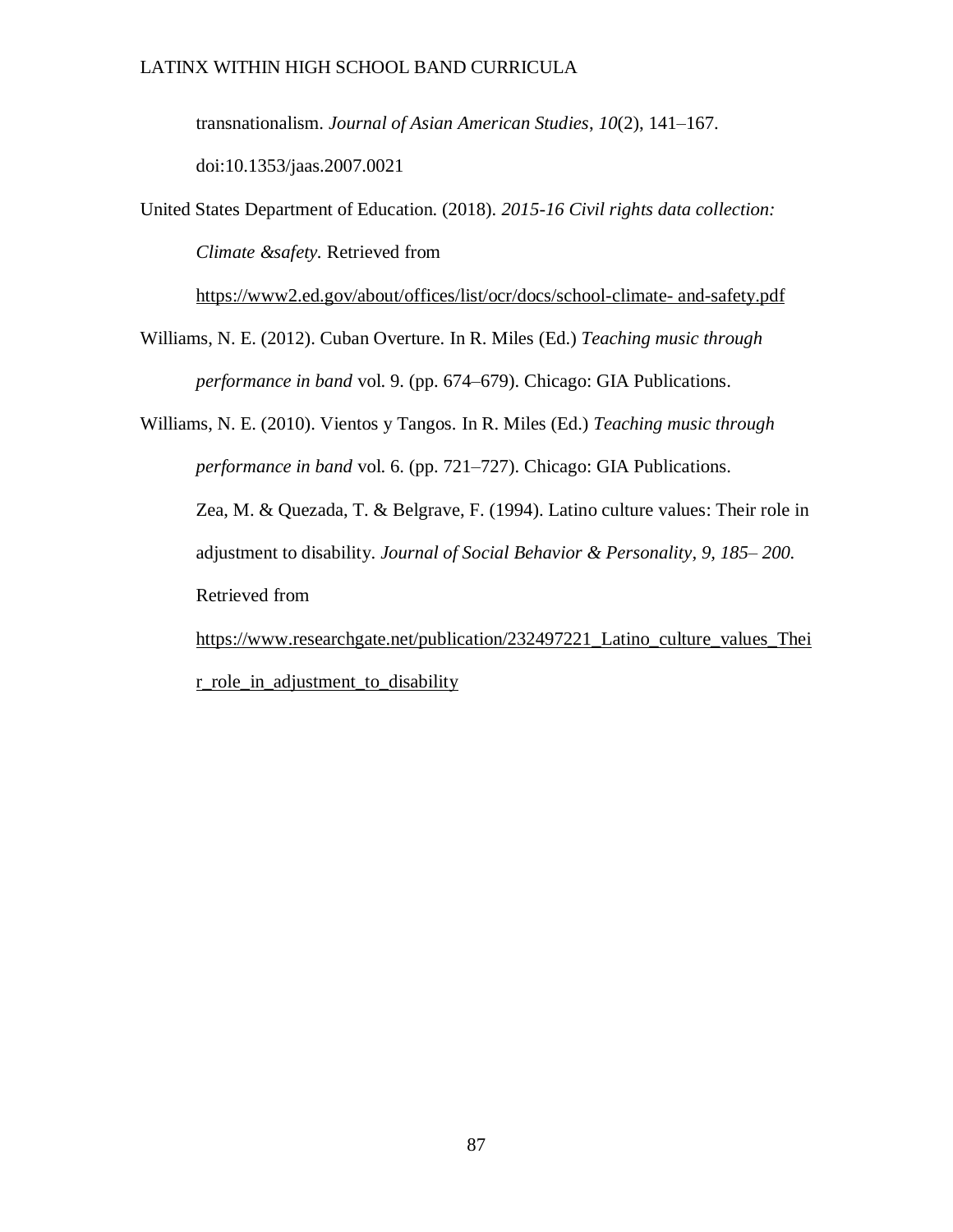transnationalism. *Journal of Asian American Studies*, *10*(2), 141–167. doi:10.1353/jaas.2007.0021

United States Department of Education. (2018). *2015-16 Civil rights data collection: Climate &safety.* Retrieved from https://www2.ed.gov/about/offices/list/ocr/docs/school-climate- and-safety.pdf

Williams, N. E. (2012). Cuban Overture. In R. Miles (Ed.) *Teaching music through performance in band* vol. 9. (pp. 674–679). Chicago: GIA Publications.

Williams, N. E. (2010). Vientos y Tangos. In R. Miles (Ed.) *Teaching music through performance in band* vol. 6. (pp. 721–727). Chicago: GIA Publications.

Zea, M. & Quezada, T. & Belgrave, F. (1994). Latino culture values: Their role in adjustment to disability. *Journal of Social Behavior & Personality, 9, 185– 200.* Retrieved from https://www.researchgate.net/publication/232497221_Latino_culture_values_Their_role_in_adjustment_to_disability